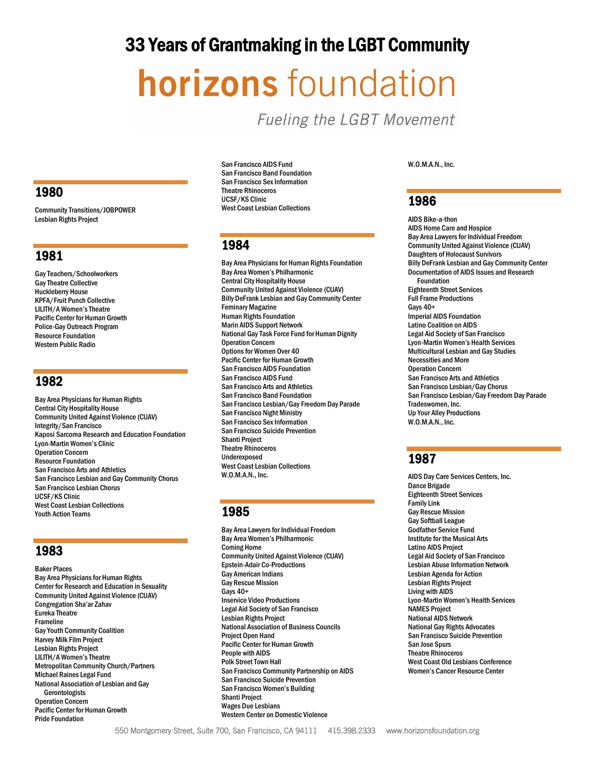# 33 Years of Grantmaking in the LGBT Community

# horizons foundation

*Fueling the LGBT Movement*

## 1980

Community Transitions/JOBPOWER
Lesbian Rights Project

## 1981

Gay Teachers/Schoolworkers
Gay Theatre Collective
Huckleberry House
KPFA/Fruit Punch Collective
LILITH/A Women's Theatre
Pacific Center for Human Growth
Police-Gay Outreach Program
Resource Foundation
Western Public Radio

## 1982

Bay Area Physicians for Human Rights
Central City Hospitality House
Community United Against Violence (CUAV)
Integrity/San Francisco
Kaposi Sarcoma Research and Education Foundation
Lyon-Martin Women's Clinic
Operation Concern
Resource Foundation
San Francisco Arts and Athletics
San Francisco Lesbian and Gay Community Chorus
San Francisco Lesbian Chorus
UCSF/KS Clinic
West Coast Lesbian Collections
Youth Action Teams

## 1983

Baker Places
Bay Area Physicians for Human Rights
Center for Research and Education in Sexuality
Community United Against Violence (CUAV)
Congregation Sha'ar Zahav
Eureka Theatre
Frameline
Gay Youth Community Coalition
Harvey Milk Film Project
Lesbian Rights Project
LILITH/A Women's Theatre
Metropolitan Community Church/Partners
Michael Raines Legal Fund
National Association of Lesbian and Gay Gerontologists
Operation Concern
Pacific Center for Human Growth
Pride Foundation
San Francisco AIDS Fund
San Francisco Band Foundation
San Francisco Sex Information
Theatre Rhinoceros
UCSF/KS Clinic
West Coast Lesbian Collections

## 1984

Bay Area Physicians for Human Rights Foundation
Bay Area Women's Philharmonic
Central City Hospitality House
Community United Against Violence (CUAV)
Billy DeFrank Lesbian and Gay Community Center
Feminary Magazine
Human Rights Foundation
Marin AIDS Support Network
National Gay Task Force Fund for Human Dignity
Operation Concern
Options for Women Over 40
Pacific Center for Human Growth
San Francisco AIDS Foundation
San Francisco AIDS Fund
San Francisco Arts and Athletics
San Francisco Band Foundation
San Francisco Lesbian/Gay Freedom Day Parade
San Francisco Night Ministry
San Francisco Sex Information
San Francisco Suicide Prevention
Shanti Project
Theatre Rhinoceros
Underexposed
West Coast Lesbian Collections
W.O.M.A.N., Inc.

## 1985

Bay Area Lawyers for Individual Freedom
Bay Area Women's Philharmonic
Coming Home
Community United Against Violence (CUAV)
Epstein-Adair Co-Productions
Gay American Indians
Gay Rescue Mission
Gays 40+
Inservice Video Productions
Legal Aid Society of San Francisco
Lesbian Rights Project
National Association of Business Councils
Project Open Hand
Pacific Center for Human Growth
People with AIDS
Polk Street Town Hall
San Francisco Community Partnership on AIDS
San Francisco Suicide Prevention
San Francisco Women's Building
Shanti Project
Wages Due Lesbians
Western Center on Domestic Violence
W.O.M.A.N., Inc.

## 1986

AIDS Bike-a-thon
AIDS Home Care and Hospice
Bay Area Lawyers for Individual Freedom
Community United Against Violence (CUAV)
Daughters of Holocaust Survivors
Billy DeFrank Lesbian and Gay Community Center
Documentation of AIDS Issues and Research Foundation
Eighteenth Street Services
Full Frame Productions
Gays 40+
Imperial AIDS Foundation
Latino Coalition on AIDS
Legal Aid Society of San Francisco
Lyon-Martin Women's Health Services
Multicultural Lesbian and Gay Studies
Necessities and More
Operation Concern
San Francisco Arts and Athletics
San Francisco Lesbian/Gay Chorus
San Francisco Lesbian/Gay Freedom Day Parade
Tradeswomen, Inc.
Up Your Alley Productions
W.O.M.A.N., Inc.

## 1987

AIDS Day Care Services Centers, Inc.
Dance Brigade
Eighteenth Street Services
Family Link
Gay Rescue Mission
Gay Softball League
Godfather Service Fund
Institute for the Musical Arts
Latino AIDS Project
Legal Aid Society of San Francisco
Lesbian Abuse Information Network
Lesbian Agenda for Action
Lesbian Rights Project
Living with AIDS
Lyon-Martin Women's Health Services
NAMES Project
National AIDS Network
National Gay Rights Advocates
San Francisco Suicide Prevention
San Jose Spurs
Theatre Rhinoceros
West Coast Old Lesbians Conference
Women's Cancer Resource Center

550 Montgomery Street, Suite 700, San Francisco, CA 94111 415.398.2333 www.horizonsfoundation.org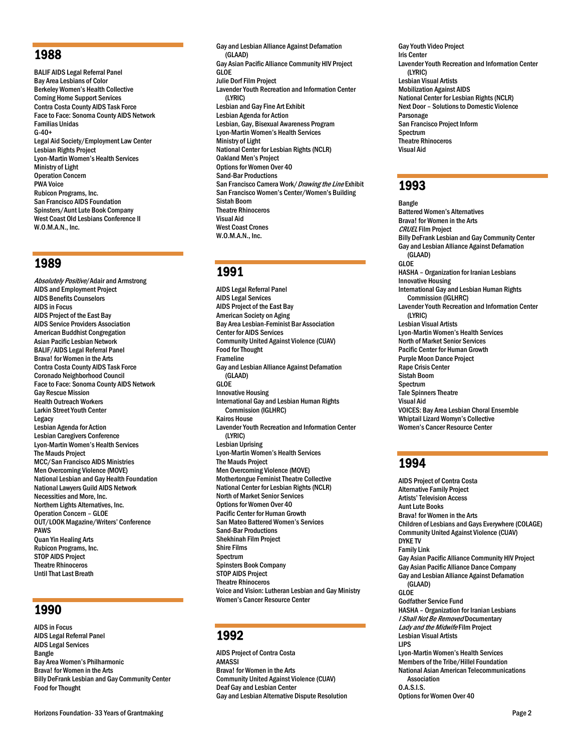## 1988

BALIF AIDS Legal Referral Panel
Bay Area Lesbians of Color
Berkeley Women's Health Collective
Coming Home Support Services
Contra Costa County AIDS Task Force
Face to Face: Sonoma County AIDS Network
Familias Unidas
G-40+
Legal Aid Society/Employment Law Center
Lesbian Rights Project
Lyon-Martin Women's Health Services
Ministry of Light
Operation Concern
PWA Voice
Rubicon Programs, Inc.
San Francisco AIDS Foundation
Spinsters/Aunt Lute Book Company
West Coast Old Lesbians Conference II
W.O.M.A.N., Inc.

## 1989

*Absolutely Positive*/Adair and Armstrong
AIDS and Employment Project
AIDS Benefits Counselors
AIDS in Focus
AIDS Project of the East Bay
AIDS Service Providers Association
American Buddhist Congregation
Asian Pacific Lesbian Network
BALIF/AIDS Legal Referral Panel
Brava! for Women in the Arts
Contra Costa County AIDS Task Force
Coronado Neighborhood Council
Face to Face: Sonoma County AIDS Network
Gay Rescue Mission
Health Outreach Workers
Larkin Street Youth Center
Legacy
Lesbian Agenda for Action
Lesbian Caregivers Conference
Lyon-Martin Women's Health Services
The Mauds Project
MCC/San Francisco AIDS Ministries
Men Overcoming Violence (MOVE)
National Lesbian and Gay Health Foundation
National Lawyers Guild AIDS Network
Necessities and More, Inc.
Northern Lights Alternatives, Inc.
Operation Concern – GLOE
OUT/LOOK Magazine/Writers' Conference
PAWS
Quan Yin Healing Arts
Rubicon Programs, Inc.
STOP AIDS Project
Theatre Rhinoceros
Until That Last Breath

## 1990

AIDS in Focus
AIDS Legal Referral Panel
AIDS Legal Services
Bangle
Bay Area Women's Philharmonic
Brava! for Women in the Arts
Billy DeFrank Lesbian and Gay Community Center
Food for Thought
Gay and Lesbian Alliance Against Defamation (GLAAD)
Gay Asian Pacific Alliance Community HIV Project
GLOE
Julie Dorf Film Project
Lavender Youth Recreation and Information Center (LYRIC)
Lesbian and Gay Fine Art Exhibit
Lesbian Agenda for Action
Lesbian, Gay, Bisexual Awareness Program
Lyon-Martin Women's Health Services
Ministry of Light
National Center for Lesbian Rights (NCLR)
Oakland Men's Project
Options for Women Over 40
Sand-Bar Productions
San Francisco Camera Work/*Drawing the Line* Exhibit
San Francisco Women's Center/Women's Building
Sistah Boom
Theatre Rhinoceros
Visual Aid
West Coast Crones
W.O.M.A.N., Inc.

## 1991

AIDS Legal Referral Panel
AIDS Legal Services
AIDS Project of the East Bay
American Society on Aging
Bay Area Lesbian-Feminist Bar Association
Center for AIDS Services
Community United Against Violence (CUAV)
Food for Thought
Frameline
Gay and Lesbian Alliance Against Defamation (GLAAD)
GLOE
Innovative Housing
International Gay and Lesbian Human Rights Commission (IGLHRC)
Kairos House
Lavender Youth Recreation and Information Center (LYRIC)
Lesbian Uprising
Lyon-Martin Women's Health Services
The Mauds Project
Men Overcoming Violence (MOVE)
Mothertongue Feminist Theatre Collective
National Center for Lesbian Rights (NCLR)
North of Market Senior Services
Options for Women Over 40
Pacific Center for Human Growth
San Mateo Battered Women's Services
Sand-Bar Productions
Shekhinah Film Project
Shire Films
Spectrum
Spinsters Book Company
STOP AIDS Project
Theatre Rhinoceros
Voice and Vision: Lutheran Lesbian and Gay Ministry
Women's Cancer Resource Center

## 1992

AIDS Project of Contra Costa
AMASSI
Brava! for Women in the Arts
Community United Against Violence (CUAV)
Deaf Gay and Lesbian Center
Gay and Lesbian Alternative Dispute Resolution
Gay Youth Video Project
Iris Center
Lavender Youth Recreation and Information Center (LYRIC)
Lesbian Visual Artists
Mobilization Against AIDS
National Center for Lesbian Rights (NCLR)
Next Door – Solutions to Domestic Violence
Parsonage
San Francisco Project Inform
Spectrum
Theatre Rhinoceros
Visual Aid

## 1993

Bangle
Battered Women's Alternatives
Brava! for Women in the Arts
*CRUEL* Film Project
Billy DeFrank Lesbian and Gay Community Center
Gay and Lesbian Alliance Against Defamation (GLAAD)
GLOE
HASHA – Organization for Iranian Lesbians
Innovative Housing
International Gay and Lesbian Human Rights Commission (IGLHRC)
Lavender Youth Recreation and Information Center (LYRIC)
Lesbian Visual Artists
Lyon-Martin Women's Health Services
North of Market Senior Services
Pacific Center for Human Growth
Purple Moon Dance Project
Rape Crisis Center
Sistah Boom
Spectrum
Tale Spinners Theatre
Visual Aid
VOICES: Bay Area Lesbian Choral Ensemble
Whiptail Lizard Womyn's Collective
Women's Cancer Resource Center

## 1994

AIDS Project of Contra Costa
Alternative Family Project
Artists' Television Access
Aunt Lute Books
Brava! for Women in the Arts
Children of Lesbians and Gays Everywhere (COLAGE)
Community United Against Violence (CUAV)
DYKE TV
Family Link
Gay Asian Pacific Alliance Community HIV Project
Gay Asian Pacific Alliance Dance Company
Gay and Lesbian Alliance Against Defamation (GLAAD)
GLOE
Godfather Service Fund
HASHA – Organization for Iranian Lesbians
*I Shall Not Be Removed* Documentary
*Lady and the Midwife* Film Project
Lesbian Visual Artists
LIPS
Lyon-Martin Women's Health Services
Members of the Tribe/Hillel Foundation
National Asian American Telecommunications Association
O.A.S.I.S.
Options for Women Over 40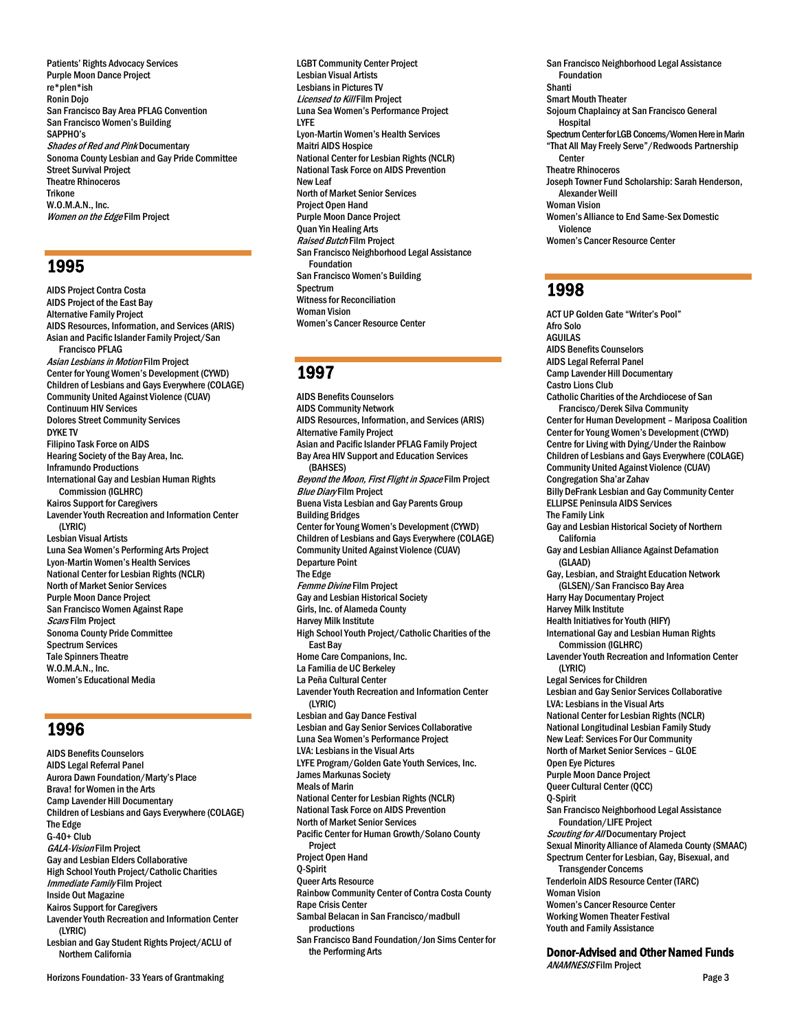Patients' Rights Advocacy Services
Purple Moon Dance Project
re*plen*ish
Ronin Dojo
San Francisco Bay Area PFLAG Convention
San Francisco Women's Building
SAPPHO's
*Shades of Red and Pink* Documentary
Sonoma County Lesbian and Gay Pride Committee
Street Survival Project
Theatre Rhinoceros
Trikone
W.O.M.A.N., Inc.
*Women on the Edge* Film Project

## 1995

AIDS Project Contra Costa
AIDS Project of the East Bay
Alternative Family Project
AIDS Resources, Information, and Services (ARIS)
Asian and Pacific Islander Family Project/San Francisco PFLAG
*Asian Lesbians in Motion* Film Project
Center for Young Women's Development (CYWD)
Children of Lesbians and Gays Everywhere (COLAGE)
Community United Against Violence (CUAV)
Continuum HIV Services
Dolores Street Community Services
DYKE TV
Filipino Task Force on AIDS
Hearing Society of the Bay Area, Inc.
Inframundo Productions
International Gay and Lesbian Human Rights Commission (IGLHRC)
Kairos Support for Caregivers
Lavender Youth Recreation and Information Center (LYRIC)
Lesbian Visual Artists
Luna Sea Women's Performing Arts Project
Lyon-Martin Women's Health Services
National Center for Lesbian Rights (NCLR)
North of Market Senior Services
Purple Moon Dance Project
San Francisco Women Against Rape
*Scars* Film Project
Sonoma County Pride Committee
Spectrum Services
Tale Spinners Theatre
W.O.M.A.N., Inc.
Women's Educational Media

## 1996

AIDS Benefits Counselors
AIDS Legal Referral Panel
Aurora Dawn Foundation/Marty's Place
Brava! for Women in the Arts
Camp Lavender Hill Documentary
Children of Lesbians and Gays Everywhere (COLAGE)
The Edge
G-40+ Club
*GALA-Vision* Film Project
Gay and Lesbian Elders Collaborative
High School Youth Project/Catholic Charities
*Immediate Family* Film Project
Inside Out Magazine
Kairos Support for Caregivers
Lavender Youth Recreation and Information Center (LYRIC)
Lesbian and Gay Student Rights Project/ACLU of Northern California
LGBT Community Center Project
Lesbian Visual Artists
Lesbians in Pictures TV
*Licensed to Kill* Film Project
Luna Sea Women's Performance Project
LYFE
Lyon-Martin Women's Health Services
Maitri AIDS Hospice
National Center for Lesbian Rights (NCLR)
National Task Force on AIDS Prevention
New Leaf
North of Market Senior Services
Project Open Hand
Purple Moon Dance Project
Quan Yin Healing Arts
*Raised Butch* Film Project
San Francisco Neighborhood Legal Assistance Foundation
San Francisco Women's Building
Spectrum
Witness for Reconciliation
Woman Vision
Women's Cancer Resource Center

## 1997

AIDS Benefits Counselors
AIDS Community Network
AIDS Resources, Information, and Services (ARIS)
Alternative Family Project
Asian and Pacific Islander PFLAG Family Project
Bay Area HIV Support and Education Services (BAHSES)
*Beyond the Moon, First Flight in Space* Film Project
*Blue Diary* Film Project
Buena Vista Lesbian and Gay Parents Group
Building Bridges
Center for Young Women's Development (CYWD)
Children of Lesbians and Gays Everywhere (COLAGE)
Community United Against Violence (CUAV)
Departure Point
The Edge
*Femme Divine* Film Project
Gay and Lesbian Historical Society
Girls, Inc. of Alameda County
Harvey Milk Institute
High School Youth Project/Catholic Charities of the East Bay
Home Care Companions, Inc.
La Familia de UC Berkeley
La Peña Cultural Center
Lavender Youth Recreation and Information Center (LYRIC)
Lesbian and Gay Dance Festival
Lesbian and Gay Senior Services Collaborative
Luna Sea Women's Performance Project
LVA: Lesbians in the Visual Arts
LYFE Program/Golden Gate Youth Services, Inc.
James Markunas Society
Meals of Marin
National Center for Lesbian Rights (NCLR)
National Task Force on AIDS Prevention
North of Market Senior Services
Pacific Center for Human Growth/Solano County Project
Project Open Hand
Q-Spirit
Queer Arts Resource
Rainbow Community Center of Contra Costa County
Rape Crisis Center
Sambal Belacan in San Francisco/madbull productions
San Francisco Band Foundation/Jon Sims Center for the Performing Arts
San Francisco Neighborhood Legal Assistance Foundation
Shanti
Smart Mouth Theater
Sojourn Chaplaincy at San Francisco General Hospital
Spectrum Center for LGB Concerns/Women Here in Marin
"That All May Freely Serve"/Redwoods Partnership Center
Theatre Rhinoceros
Joseph Towner Fund Scholarship: Sarah Henderson, Alexander Weill
Woman Vision
Women's Alliance to End Same-Sex Domestic Violence
Women's Cancer Resource Center

## 1998

ACT UP Golden Gate "Writer's Pool"
Afro Solo
AGUILAS
AIDS Benefits Counselors
AIDS Legal Referral Panel
Camp Lavender Hill Documentary
Castro Lions Club
Catholic Charities of the Archdiocese of San Francisco/Derek Silva Community
Center for Human Development – Mariposa Coalition
Center for Young Women's Development (CYWD)
Centre for Living with Dying/Under the Rainbow
Children of Lesbians and Gays Everywhere (COLAGE)
Community United Against Violence (CUAV)
Congregation Sha'ar Zahav
Billy DeFrank Lesbian and Gay Community Center
ELLIPSE Peninsula AIDS Services
The Family Link
Gay and Lesbian Historical Society of Northern California
Gay and Lesbian Alliance Against Defamation (GLAAD)
Gay, Lesbian, and Straight Education Network (GLSEN)/San Francisco Bay Area
Harry Hay Documentary Project
Harvey Milk Institute
Health Initiatives for Youth (HIFY)
International Gay and Lesbian Human Rights Commission (IGLHRC)
Lavender Youth Recreation and Information Center (LYRIC)
Legal Services for Children
Lesbian and Gay Senior Services Collaborative
LVA: Lesbians in the Visual Arts
National Center for Lesbian Rights (NCLR)
National Longitudinal Lesbian Family Study
New Leaf: Services For Our Community
North of Market Senior Services – GLOE
Open Eye Pictures
Purple Moon Dance Project
Queer Cultural Center (QCC)
Q-Spirit
San Francisco Neighborhood Legal Assistance Foundation/LIFE Project
*Scouting for All* Documentary Project
Sexual Minority Alliance of Alameda County (SMAAC)
Spectrum Center for Lesbian, Gay, Bisexual, and Transgender Concerns
Tenderloin AIDS Resource Center (TARC)
Woman Vision
Women's Cancer Resource Center
Working Women Theater Festival
Youth and Family Assistance

### Donor-Advised and Other Named Funds

*ANAMNESIS* Film Project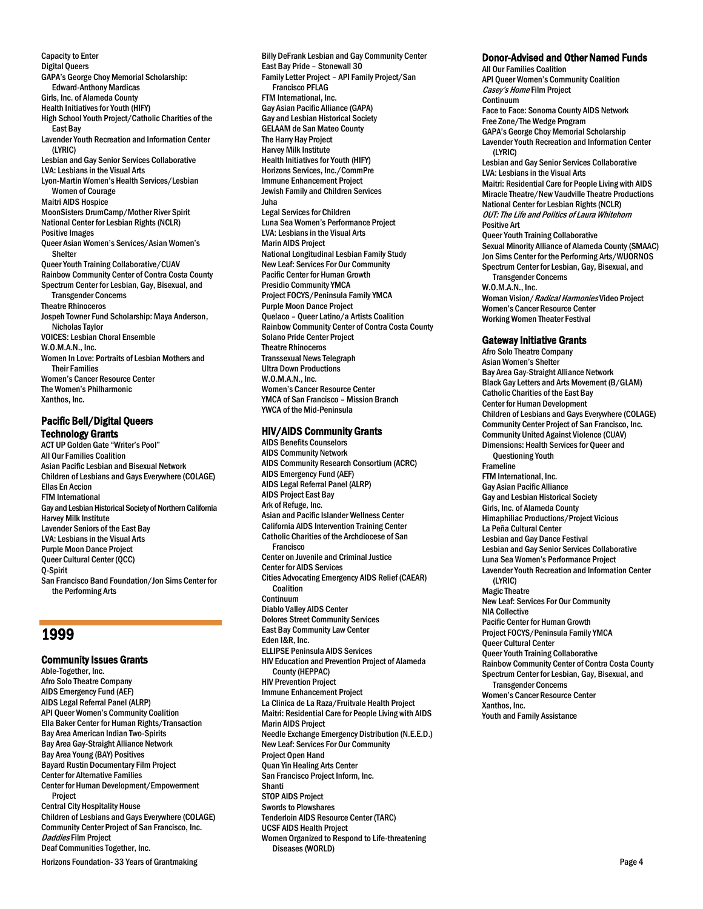Capacity to Enter
Digital Queers
GAPA's George Choy Memorial Scholarship: Edward-Anthony Mardicas
Girls, Inc. of Alameda County
Health Initiatives for Youth (HIFY)
High School Youth Project/Catholic Charities of the East Bay
Lavender Youth Recreation and Information Center (LYRIC)
Lesbian and Gay Senior Services Collaborative
LVA: Lesbians in the Visual Arts
Lyon-Martin Women's Health Services/Lesbian Women of Courage
Maitri AIDS Hospice
MoonSisters DrumCamp/Mother River Spirit
National Center for Lesbian Rights (NCLR)
Positive Images
Queer Asian Women's Services/Asian Women's Shelter
Queer Youth Training Collaborative/CUAV
Rainbow Community Center of Contra Costa County
Spectrum Center for Lesbian, Gay, Bisexual, and Transgender Concerns
Theatre Rhinoceros
Jospeh Towner Fund Scholarship: Maya Anderson, Nicholas Taylor
VOICES: Lesbian Choral Ensemble
W.O.M.A.N., Inc.
Women In Love: Portraits of Lesbian Mothers and Their Families
Women's Cancer Resource Center
The Women's Philharmonic
Xanthos, Inc.

### Pacific Bell/Digital Queers Technology Grants

ACT UP Golden Gate "Writer's Pool"
All Our Families Coalition
Asian Pacific Lesbian and Bisexual Network
Children of Lesbians and Gays Everywhere (COLAGE)
Ellas En Accion
FTM International
Gay and Lesbian Historical Society of Northern California
Harvey Milk Institute
Lavender Seniors of the East Bay
LVA: Lesbians in the Visual Arts
Purple Moon Dance Project
Queer Cultural Center (QCC)
Q-Spirit
San Francisco Band Foundation/Jon Sims Center for the Performing Arts

## 1999

### Community Issues Grants

Able-Together, Inc.
Afro Solo Theatre Company
AIDS Emergency Fund (AEF)
AIDS Legal Referral Panel (ALRP)
API Queer Women's Community Coalition
Ella Baker Center for Human Rights/Transaction
Bay Area American Indian Two-Spirits
Bay Area Gay-Straight Alliance Network
Bay Area Young (BAY) Positives
Bayard Rustin Documentary Film Project
Center for Alternative Families
Center for Human Development/Empowerment Project
Central City Hospitality House
Children of Lesbians and Gays Everywhere (COLAGE)
Community Center Project of San Francisco, Inc.
*Daddies* Film Project
Deaf Communities Together, Inc.
Billy DeFrank Lesbian and Gay Community Center
East Bay Pride – Stonewall 30
Family Letter Project – API Family Project/San Francisco PFLAG
FTM International, Inc.
Gay Asian Pacific Alliance (GAPA)
Gay and Lesbian Historical Society
GELAAM de San Mateo County
The Harry Hay Project
Harvey Milk Institute
Health Initiatives for Youth (HIFY)
Horizons Services, Inc./CommPre
Immune Enhancement Project
Jewish Family and Children Services
Juha
Legal Services for Children
Luna Sea Women's Performance Project
LVA: Lesbians in the Visual Arts
Marin AIDS Project
National Longitudinal Lesbian Family Study
New Leaf: Services For Our Community
Pacific Center for Human Growth
Presidio Community YMCA
Project FOCYS/Peninsula Family YMCA
Purple Moon Dance Project
Quelaco – Queer Latino/a Artists Coalition
Rainbow Community Center of Contra Costa County
Solano Pride Center Project
Theatre Rhinoceros
Transsexual News Telegraph
Ultra Down Productions
W.O.M.A.N., Inc.
Women's Cancer Resource Center
YMCA of San Francisco – Mission Branch
YWCA of the Mid-Peninsula

### HIV/AIDS Community Grants

AIDS Benefits Counselors
AIDS Community Network
AIDS Community Research Consortium (ACRC)
AIDS Emergency Fund (AEF)
AIDS Legal Referral Panel (ALRP)
AIDS Project East Bay
Ark of Refuge, Inc.
Asian and Pacific Islander Wellness Center
California AIDS Intervention Training Center
Catholic Charities of the Archdiocese of San Francisco
Center on Juvenile and Criminal Justice
Center for AIDS Services
Cities Advocating Emergency AIDS Relief (CAEAR) Coalition
Continuum
Diablo Valley AIDS Center
Dolores Street Community Services
East Bay Community Law Center
Eden I&R, Inc.
ELLIPSE Peninsula AIDS Services
HIV Education and Prevention Project of Alameda County (HEPPAC)
HIV Prevention Project
Immune Enhancement Project
La Clinica de La Raza/Fruitvale Health Project
Maitri: Residential Care for People Living with AIDS
Marin AIDS Project
Needle Exchange Emergency Distribution (N.E.E.D.)
New Leaf: Services For Our Community
Project Open Hand
Quan Yin Healing Arts Center
San Francisco Project Inform, Inc.
Shanti
STOP AIDS Project
Swords to Plowshares
Tenderloin AIDS Resource Center (TARC)
UCSF AIDS Health Project
Women Organized to Respond to Life-threatening Diseases (WORLD)

### Donor-Advised and Other Named Funds

All Our Families Coalition
API Queer Women's Community Coalition
*Casey's Home* Film Project
Continuum
Face to Face: Sonoma County AIDS Network
Free Zone/The Wedge Program
GAPA's George Choy Memorial Scholarship
Lavender Youth Recreation and Information Center (LYRIC)
Lesbian and Gay Senior Services Collaborative
LVA: Lesbians in the Visual Arts
Maitri: Residential Care for People Living with AIDS
Miracle Theatre/New Vaudville Theatre Productions
National Center for Lesbian Rights (NCLR)
*OUT: The Life and Politics of Laura Whitehorn*
Positive Art
Queer Youth Training Collaborative
Sexual Minority Alliance of Alameda County (SMAAC)
Jon Sims Center for the Performing Arts/WUORNOS
Spectrum Center for Lesbian, Gay, Bisexual, and Transgender Concerns
W.O.M.A.N., Inc.
Woman Vision/ *Radical Harmonies* Video Project
Women's Cancer Resource Center
Working Women Theater Festival

### Gateway Initiative Grants

Afro Solo Theatre Company
Asian Women's Shelter
Bay Area Gay-Straight Alliance Network
Black Gay Letters and Arts Movement (B/GLAM)
Catholic Charities of the East Bay
Center for Human Development
Children of Lesbians and Gays Everywhere (COLAGE)
Community Center Project of San Francisco, Inc.
Community United Against Violence (CUAV)
Dimensions: Health Services for Queer and Questioning Youth
Frameline
FTM International, Inc.
Gay Asian Pacific Alliance
Gay and Lesbian Historical Society
Girls, Inc. of Alameda County
Himaphiliac Productions/Project Vicious
La Peña Cultural Center
Lesbian and Gay Dance Festival
Lesbian and Gay Senior Services Collaborative
Luna Sea Women's Performance Project
Lavender Youth Recreation and Information Center (LYRIC)
Magic Theatre
New Leaf: Services For Our Community
NIA Collective
Pacific Center for Human Growth
Project FOCYS/Peninsula Family YMCA
Queer Cultural Center
Queer Youth Training Collaborative
Rainbow Community Center of Contra Costa County
Spectrum Center for Lesbian, Gay, Bisexual, and Transgender Concerns
Women's Cancer Resource Center
Xanthos, Inc.
Youth and Family Assistance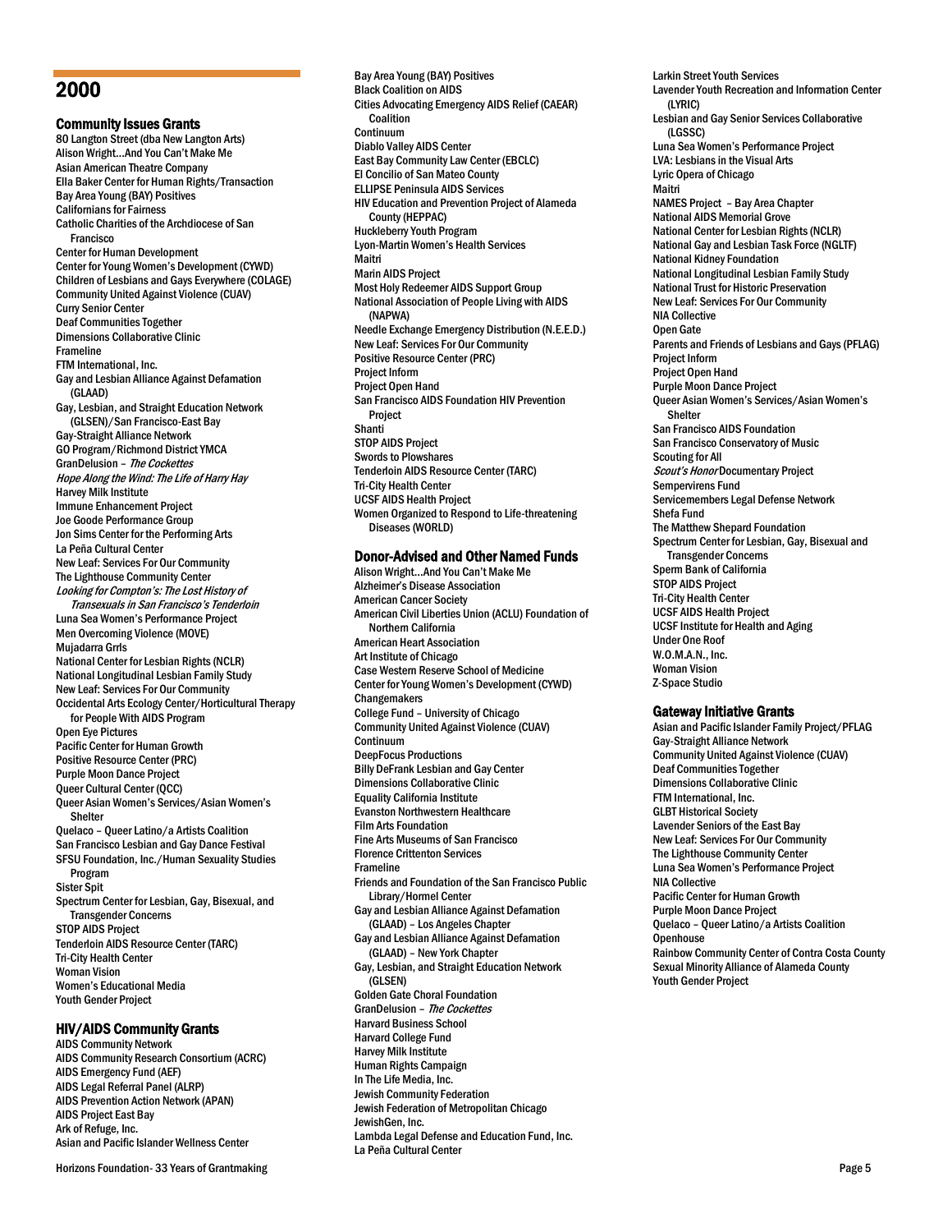# 2000

## Community Issues Grants

80 Langton Street (dba New Langton Arts)
Alison Wright…And You Can't Make Me
Asian American Theatre Company
Ella Baker Center for Human Rights/Transaction
Bay Area Young (BAY) Positives
Californians for Fairness
Catholic Charities of the Archdiocese of San Francisco
Center for Human Development
Center for Young Women's Development (CYWD)
Children of Lesbians and Gays Everywhere (COLAGE)
Community United Against Violence (CUAV)
Curry Senior Center
Deaf Communities Together
Dimensions Collaborative Clinic
Frameline
FTM International, Inc.
Gay and Lesbian Alliance Against Defamation (GLAAD)
Gay, Lesbian, and Straight Education Network (GLSEN)/San Francisco-East Bay
Gay-Straight Alliance Network
GO Program/Richmond District YMCA
GranDelusion – *The Cockettes*
*Hope Along the Wind: The Life of Harry Hay*
Harvey Milk Institute
Immune Enhancement Project
Joe Goode Performance Group
Jon Sims Center for the Performing Arts
La Peña Cultural Center
New Leaf: Services For Our Community
The Lighthouse Community Center
*Looking for Compton's: The Lost History of Transexuals in San Francisco's Tenderloin*
Luna Sea Women's Performance Project
Men Overcoming Violence (MOVE)
Mujadarra Grrls
National Center for Lesbian Rights (NCLR)
National Longitudinal Lesbian Family Study
New Leaf: Services For Our Community
Occidental Arts Ecology Center/Horticultural Therapy for People With AIDS Program
Open Eye Pictures
Pacific Center for Human Growth
Positive Resource Center (PRC)
Purple Moon Dance Project
Queer Cultural Center (QCC)
Queer Asian Women's Services/Asian Women's Shelter
Quelaco – Queer Latino/a Artists Coalition
San Francisco Lesbian and Gay Dance Festival
SFSU Foundation, Inc./Human Sexuality Studies Program
Sister Spit
Spectrum Center for Lesbian, Gay, Bisexual, and Transgender Concerns
STOP AIDS Project
Tenderloin AIDS Resource Center (TARC)
Tri-City Health Center
Woman Vision
Women's Educational Media
Youth Gender Project

## HIV/AIDS Community Grants

AIDS Community Network
AIDS Community Research Consortium (ACRC)
AIDS Emergency Fund (AEF)
AIDS Legal Referral Panel (ALRP)
AIDS Prevention Action Network (APAN)
AIDS Project East Bay
Ark of Refuge, Inc.
Asian and Pacific Islander Wellness Center
Bay Area Young (BAY) Positives
Black Coalition on AIDS
Cities Advocating Emergency AIDS Relief (CAEAR) Coalition
Continuum
Diablo Valley AIDS Center
East Bay Community Law Center (EBCLC)
El Concilio of San Mateo County
ELLIPSE Peninsula AIDS Services
HIV Education and Prevention Project of Alameda County (HEPPAC)
Huckleberry Youth Program
Lyon-Martin Women's Health Services
Maitri
Marin AIDS Project
Most Holy Redeemer AIDS Support Group
National Association of People Living with AIDS (NAPWA)
Needle Exchange Emergency Distribution (N.E.E.D.)
New Leaf: Services For Our Community
Positive Resource Center (PRC)
Project Inform
Project Open Hand
San Francisco AIDS Foundation HIV Prevention Project
Shanti
STOP AIDS Project
Swords to Plowshares
Tenderloin AIDS Resource Center (TARC)
Tri-City Health Center
UCSF AIDS Health Project
Women Organized to Respond to Life-threatening Diseases (WORLD)

## Donor-Advised and Other Named Funds

Alison Wright…And You Can't Make Me
Alzheimer's Disease Association
American Cancer Society
American Civil Liberties Union (ACLU) Foundation of Northern California
American Heart Association
Art Institute of Chicago
Case Western Reserve School of Medicine
Center for Young Women's Development (CYWD)
Changemakers
College Fund – University of Chicago
Community United Against Violence (CUAV)
Continuum
DeepFocus Productions
Billy DeFrank Lesbian and Gay Center
Dimensions Collaborative Clinic
Equality California Institute
Evanston Northwestern Healthcare
Film Arts Foundation
Fine Arts Museums of San Francisco
Florence Crittenton Services
Frameline
Friends and Foundation of the San Francisco Public Library/Hormel Center
Gay and Lesbian Alliance Against Defamation (GLAAD) – Los Angeles Chapter
Gay and Lesbian Alliance Against Defamation (GLAAD) – New York Chapter
Gay, Lesbian, and Straight Education Network (GLSEN)
Golden Gate Choral Foundation
GranDelusion – *The Cockettes*
Harvard Business School
Harvard College Fund
Harvey Milk Institute
Human Rights Campaign
In The Life Media, Inc.
Jewish Community Federation
Jewish Federation of Metropolitan Chicago
JewishGen, Inc.
Lambda Legal Defense and Education Fund, Inc.
La Peña Cultural Center
Larkin Street Youth Services
Lavender Youth Recreation and Information Center (LYRIC)
Lesbian and Gay Senior Services Collaborative (LGSSC)
Luna Sea Women's Performance Project
LVA: Lesbians in the Visual Arts
Lyric Opera of Chicago
Maitri
NAMES Project – Bay Area Chapter
National AIDS Memorial Grove
National Center for Lesbian Rights (NCLR)
National Gay and Lesbian Task Force (NGLTF)
National Kidney Foundation
National Longitudinal Lesbian Family Study
National Trust for Historic Preservation
New Leaf: Services For Our Community
NIA Collective
Open Gate
Parents and Friends of Lesbians and Gays (PFLAG)
Project Inform
Project Open Hand
Purple Moon Dance Project
Queer Asian Women's Services/Asian Women's Shelter
San Francisco AIDS Foundation
San Francisco Conservatory of Music
Scouting for All
*Scout's Honor* Documentary Project
Sempervirens Fund
Servicemembers Legal Defense Network
Shefa Fund
The Matthew Shepard Foundation
Spectrum Center for Lesbian, Gay, Bisexual and Transgender Concerns
Sperm Bank of California
STOP AIDS Project
Tri-City Health Center
UCSF AIDS Health Project
UCSF Institute for Health and Aging
Under One Roof
W.O.M.A.N., Inc.
Woman Vision
Z-Space Studio

## Gateway Initiative Grants

Asian and Pacific Islander Family Project/PFLAG
Gay-Straight Alliance Network
Community United Against Violence (CUAV)
Deaf Communities Together
Dimensions Collaborative Clinic
FTM International, Inc.
GLBT Historical Society
Lavender Seniors of the East Bay
New Leaf: Services For Our Community
The Lighthouse Community Center
Luna Sea Women's Performance Project
NIA Collective
Pacific Center for Human Growth
Purple Moon Dance Project
Quelaco – Queer Latino/a Artists Coalition
Openhouse
Rainbow Community Center of Contra Costa County
Sexual Minority Alliance of Alameda County
Youth Gender Project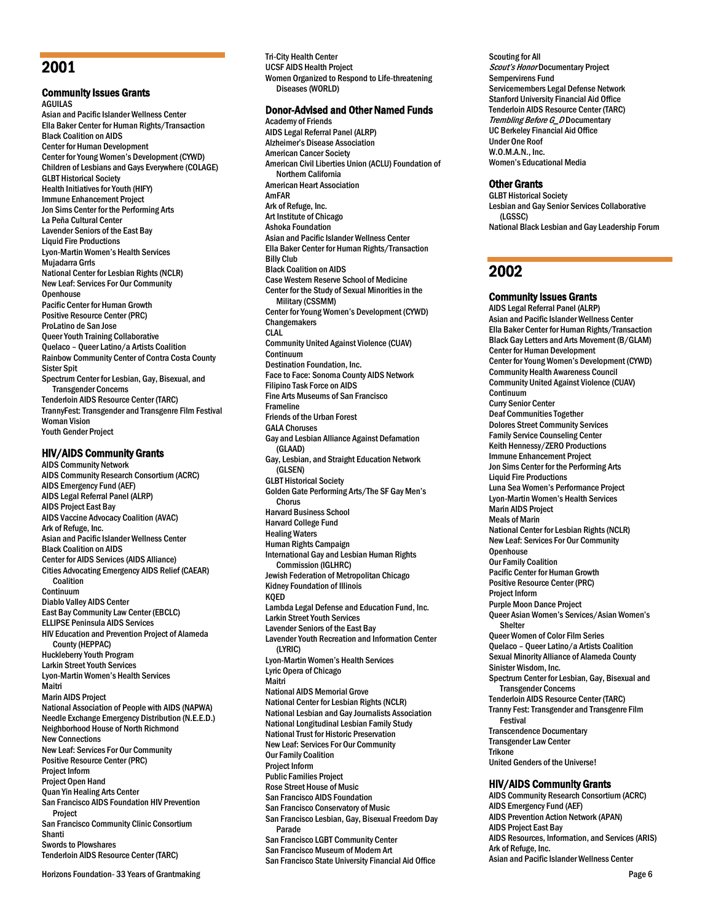# 2001

## Community Issues Grants

AGUILAS
Asian and Pacific Islander Wellness Center
Ella Baker Center for Human Rights/Transaction
Black Coalition on AIDS
Center for Human Development
Center for Young Women's Development (CYWD)
Children of Lesbians and Gays Everywhere (COLAGE)
GLBT Historical Society
Health Initiatives for Youth (HIFY)
Immune Enhancement Project
Jon Sims Center for the Performing Arts
La Peña Cultural Center
Lavender Seniors of the East Bay
Liquid Fire Productions
Lyon-Martin Women's Health Services
Mujadarra Grrls
National Center for Lesbian Rights (NCLR)
New Leaf: Services For Our Community
Openhouse
Pacific Center for Human Growth
Positive Resource Center (PRC)
ProLatino de San Jose
Queer Youth Training Collaborative
Quelaco – Queer Latino/a Artists Coalition
Rainbow Community Center of Contra Costa County
Sister Spit
Spectrum Center for Lesbian, Gay, Bisexual, and Transgender Concerns
Tenderloin AIDS Resource Center (TARC)
TrannyFest: Transgender and Transgenre Film Festival
Woman Vision
Youth Gender Project

## HIV/AIDS Community Grants

AIDS Community Network
AIDS Community Research Consortium (ACRC)
AIDS Emergency Fund (AEF)
AIDS Legal Referral Panel (ALRP)
AIDS Project East Bay
AIDS Vaccine Advocacy Coalition (AVAC)
Ark of Refuge, Inc.
Asian and Pacific Islander Wellness Center
Black Coalition on AIDS
Center for AIDS Services (AIDS Alliance)
Cities Advocating Emergency AIDS Relief (CAEAR) Coalition
Continuum
Diablo Valley AIDS Center
East Bay Community Law Center (EBCLC)
ELLIPSE Peninsula AIDS Services
HIV Education and Prevention Project of Alameda County (HEPPAC)
Huckleberry Youth Program
Larkin Street Youth Services
Lyon-Martin Women's Health Services
Maitri
Marin AIDS Project
National Association of People with AIDS (NAPWA)
Needle Exchange Emergency Distribution (N.E.E.D.)
Neighborhood House of North Richmond
New Connections
New Leaf: Services For Our Community
Positive Resource Center (PRC)
Project Inform
Project Open Hand
Quan Yin Healing Arts Center
San Francisco AIDS Foundation HIV Prevention Project
San Francisco Community Clinic Consortium
Shanti
Swords to Plowshares
Tenderloin AIDS Resource Center (TARC)
Tri-City Health Center
UCSF AIDS Health Project
Women Organized to Respond to Life-threatening Diseases (WORLD)

## Donor-Advised and Other Named Funds

Academy of Friends
AIDS Legal Referral Panel (ALRP)
Alzheimer's Disease Association
American Cancer Society
American Civil Liberties Union (ACLU) Foundation of Northern California
American Heart Association
AmFAR
Ark of Refuge, Inc.
Art Institute of Chicago
Ashoka Foundation
Asian and Pacific Islander Wellness Center
Ella Baker Center for Human Rights/Transaction
Billy Club
Black Coalition on AIDS
Case Western Reserve School of Medicine
Center for the Study of Sexual Minorities in the Military (CSSMM)
Center for Young Women's Development (CYWD)
Changemakers
CLAL
Community United Against Violence (CUAV)
Continuum
Destination Foundation, Inc.
Face to Face: Sonoma County AIDS Network
Filipino Task Force on AIDS
Fine Arts Museums of San Francisco
Frameline
Friends of the Urban Forest
GALA Choruses
Gay and Lesbian Alliance Against Defamation (GLAAD)
Gay, Lesbian, and Straight Education Network (GLSEN)
GLBT Historical Society
Golden Gate Performing Arts/The SF Gay Men's Chorus
Harvard Business School
Harvard College Fund
Healing Waters
Human Rights Campaign
International Gay and Lesbian Human Rights Commission (IGLHRC)
Jewish Federation of Metropolitan Chicago
Kidney Foundation of Illinois
KQED
Lambda Legal Defense and Education Fund, Inc.
Larkin Street Youth Services
Lavender Seniors of the East Bay
Lavender Youth Recreation and Information Center (LYRIC)
Lyon-Martin Women's Health Services
Lyric Opera of Chicago
Maitri
National AIDS Memorial Grove
National Center for Lesbian Rights (NCLR)
National Lesbian and Gay Journalists Association
National Longitudinal Lesbian Family Study
National Trust for Historic Preservation
New Leaf: Services For Our Community
Our Family Coalition
Project Inform
Public Families Project
Rose Street House of Music
San Francisco AIDS Foundation
San Francisco Conservatory of Music
San Francisco Lesbian, Gay, Bisexual Freedom Day Parade
San Francisco LGBT Community Center
San Francisco Museum of Modern Art
San Francisco State University Financial Aid Office
Scouting for All
*Scout's Honor* Documentary Project
Sempervirens Fund
Servicemembers Legal Defense Network
Stanford University Financial Aid Office
Tenderloin AIDS Resource Center (TARC)
*Trembling Before G_D* Documentary
UC Berkeley Financial Aid Office
Under One Roof
W.O.M.A.N., Inc.
Women's Educational Media

## Other Grants

GLBT Historical Society
Lesbian and Gay Senior Services Collaborative (LGSSC)
National Black Lesbian and Gay Leadership Forum

# 2002

## Community Issues Grants

AIDS Legal Referral Panel (ALRP)
Asian and Pacific Islander Wellness Center
Ella Baker Center for Human Rights/Transaction
Black Gay Letters and Arts Movement (B/GLAM)
Center for Human Development
Center for Young Women's Development (CYWD)
Community Health Awareness Council
Community United Against Violence (CUAV)
Continuum
Curry Senior Center
Deaf Communities Together
Dolores Street Community Services
Family Service Counseling Center
Keith Hennessy/ZERO Productions
Immune Enhancement Project
Jon Sims Center for the Performing Arts
Liquid Fire Productions
Luna Sea Women's Performance Project
Lyon-Martin Women's Health Services
Marin AIDS Project
Meals of Marin
National Center for Lesbian Rights (NCLR)
New Leaf: Services For Our Community
Openhouse
Our Family Coalition
Pacific Center for Human Growth
Positive Resource Center (PRC)
Project Inform
Purple Moon Dance Project
Queer Asian Women's Services/Asian Women's Shelter
Queer Women of Color Film Series
Quelaco – Queer Latino/a Artists Coalition
Sexual Minority Alliance of Alameda County
Sinister Wisdom, Inc.
Spectrum Center for Lesbian, Gay, Bisexual and Transgender Concerns
Tenderloin AIDS Resource Center (TARC)
Tranny Fest: Transgender and Transgenre Film Festival
Transcendence Documentary
Transgender Law Center
Trikone
United Genders of the Universe!

## HIV/AIDS Community Grants

AIDS Community Research Consortium (ACRC)
AIDS Emergency Fund (AEF)
AIDS Prevention Action Network (APAN)
AIDS Project East Bay
AIDS Resources, Information, and Services (ARIS)
Ark of Refuge, Inc.
Asian and Pacific Islander Wellness Center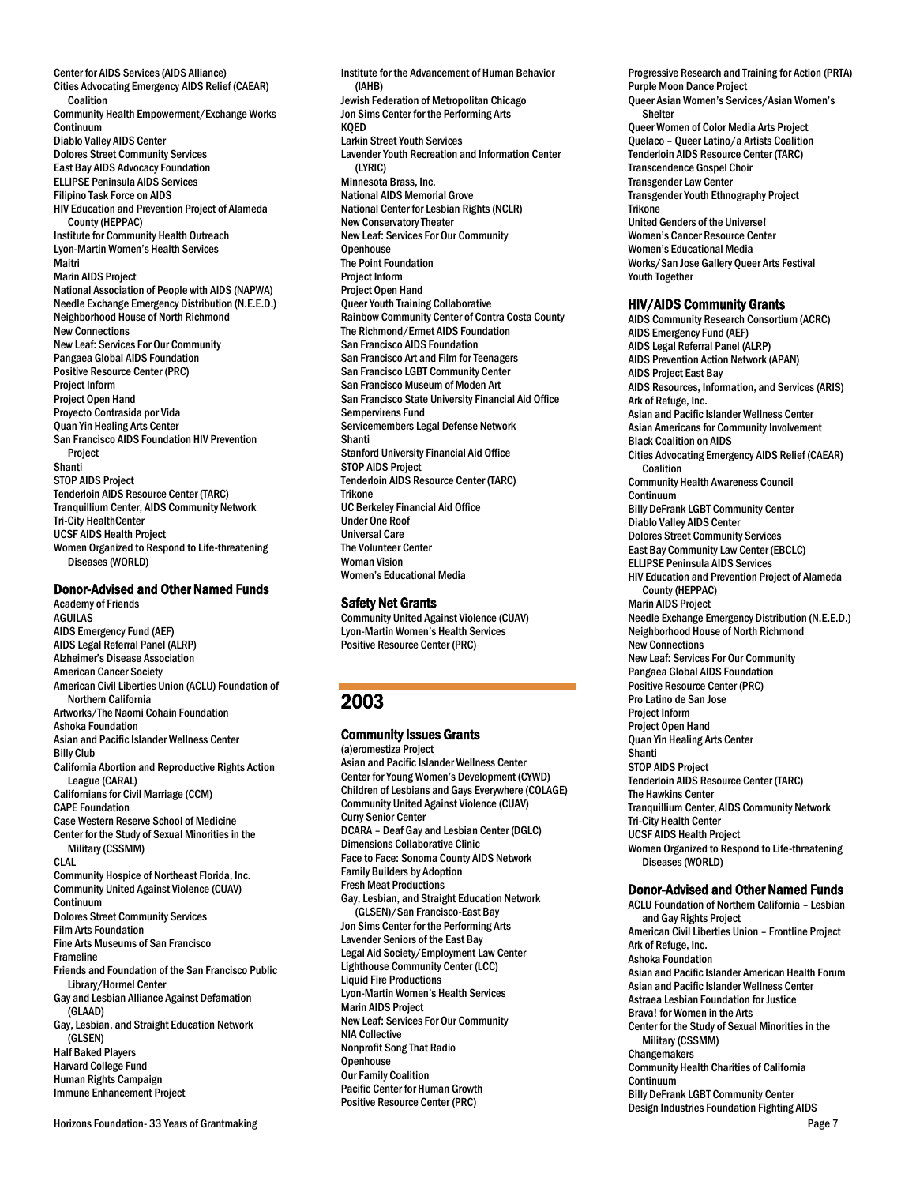Center for AIDS Services (AIDS Alliance)
Cities Advocating Emergency AIDS Relief (CAEAR) Coalition
Community Health Empowerment/Exchange Works
Continuum
Diablo Valley AIDS Center
Dolores Street Community Services
East Bay AIDS Advocacy Foundation
ELLIPSE Peninsula AIDS Services
Filipino Task Force on AIDS
HIV Education and Prevention Project of Alameda County (HEPPAC)
Institute for Community Health Outreach
Lyon-Martin Women's Health Services
Maitri
Marin AIDS Project
National Association of People with AIDS (NAPWA)
Needle Exchange Emergency Distribution (N.E.E.D.)
Neighborhood House of North Richmond
New Connections
New Leaf: Services For Our Community
Pangaea Global AIDS Foundation
Positive Resource Center (PRC)
Project Inform
Project Open Hand
Proyecto Contrasida por Vida
Quan Yin Healing Arts Center
San Francisco AIDS Foundation HIV Prevention Project
Shanti
STOP AIDS Project
Tenderloin AIDS Resource Center (TARC)
Tranquillium Center, AIDS Community Network
Tri-City HealthCenter
UCSF AIDS Health Project
Women Organized to Respond to Life-threatening Diseases (WORLD)

### Donor-Advised and Other Named Funds

Academy of Friends
AGUILAS
AIDS Emergency Fund (AEF)
AIDS Legal Referral Panel (ALRP)
Alzheimer's Disease Association
American Cancer Society
American Civil Liberties Union (ACLU) Foundation of Northern California
Artworks/The Naomi Cohain Foundation
Ashoka Foundation
Asian and Pacific Islander Wellness Center
Billy Club
California Abortion and Reproductive Rights Action League (CARAL)
Californians for Civil Marriage (CCM)
CAPE Foundation
Case Western Reserve School of Medicine
Center for the Study of Sexual Minorities in the Military (CSSMM)
CLAL
Community Hospice of Northeast Florida, Inc.
Community United Against Violence (CUAV)
Continuum
Dolores Street Community Services
Film Arts Foundation
Fine Arts Museums of San Francisco
Frameline
Friends and Foundation of the San Francisco Public Library/Hormel Center
Gay and Lesbian Alliance Against Defamation (GLAAD)
Gay, Lesbian, and Straight Education Network (GLSEN)
Half Baked Players
Harvard College Fund
Human Rights Campaign
Immune Enhancement Project
Institute for the Advancement of Human Behavior (IAHB)
Jewish Federation of Metropolitan Chicago
Jon Sims Center for the Performing Arts
KQED
Larkin Street Youth Services
Lavender Youth Recreation and Information Center (LYRIC)
Minnesota Brass, Inc.
National AIDS Memorial Grove
National Center for Lesbian Rights (NCLR)
New Conservatory Theater
New Leaf: Services For Our Community
Openhouse
The Point Foundation
Project Inform
Project Open Hand
Queer Youth Training Collaborative
Rainbow Community Center of Contra Costa County
The Richmond/Ermet AIDS Foundation
San Francisco AIDS Foundation
San Francisco Art and Film for Teenagers
San Francisco LGBT Community Center
San Francisco Museum of Moden Art
San Francisco State University Financial Aid Office
Sempervirens Fund
Servicemembers Legal Defense Network
Shanti
Stanford University Financial Aid Office
STOP AIDS Project
Tenderloin AIDS Resource Center (TARC)
Trikone
UC Berkeley Financial Aid Office
Under One Roof
Universal Care
The Volunteer Center
Woman Vision
Women's Educational Media

### Safety Net Grants

Community United Against Violence (CUAV)
Lyon-Martin Women's Health Services
Positive Resource Center (PRC)

## 2003

### Community Issues Grants

(a)eromestiza Project
Asian and Pacific Islander Wellness Center
Center for Young Women's Development (CYWD)
Children of Lesbians and Gays Everywhere (COLAGE)
Community United Against Violence (CUAV)
Curry Senior Center
DCARA – Deaf Gay and Lesbian Center (DGLC)
Dimensions Collaborative Clinic
Face to Face: Sonoma County AIDS Network
Family Builders by Adoption
Fresh Meat Productions
Gay, Lesbian, and Straight Education Network (GLSEN)/San Francisco-East Bay
Jon Sims Center for the Performing Arts
Lavender Seniors of the East Bay
Legal Aid Society/Employment Law Center
Lighthouse Community Center (LCC)
Liquid Fire Productions
Lyon-Martin Women's Health Services
Marin AIDS Project
New Leaf: Services For Our Community
NIA Collective
Nonprofit Song That Radio
Openhouse
Our Family Coalition
Pacific Center for Human Growth
Positive Resource Center (PRC)
Progressive Research and Training for Action (PRTA)
Purple Moon Dance Project
Queer Asian Women's Services/Asian Women's Shelter
Queer Women of Color Media Arts Project
Quelaco – Queer Latino/a Artists Coalition
Tenderloin AIDS Resource Center (TARC)
Transcendence Gospel Choir
Transgender Law Center
Transgender Youth Ethnography Project
Trikone
United Genders of the Universe!
Women's Cancer Resource Center
Women's Educational Media
Works/San Jose Gallery Queer Arts Festival
Youth Together

### HIV/AIDS Community Grants

AIDS Community Research Consortium (ACRC)
AIDS Emergency Fund (AEF)
AIDS Legal Referral Panel (ALRP)
AIDS Prevention Action Network (APAN)
AIDS Project East Bay
AIDS Resources, Information, and Services (ARIS)
Ark of Refuge, Inc.
Asian and Pacific Islander Wellness Center
Asian Americans for Community Involvement
Black Coalition on AIDS
Cities Advocating Emergency AIDS Relief (CAEAR) Coalition
Community Health Awareness Council
Continuum
Billy DeFrank LGBT Community Center
Diablo Valley AIDS Center
Dolores Street Community Services
East Bay Community Law Center (EBCLC)
ELLIPSE Peninsula AIDS Services
HIV Education and Prevention Project of Alameda County (HEPPAC)
Marin AIDS Project
Needle Exchange Emergency Distribution (N.E.E.D.)
Neighborhood House of North Richmond
New Connections
New Leaf: Services For Our Community
Pangaea Global AIDS Foundation
Positive Resource Center (PRC)
Pro Latino de San Jose
Project Inform
Project Open Hand
Quan Yin Healing Arts Center
Shanti
STOP AIDS Project
Tenderloin AIDS Resource Center (TARC)
The Hawkins Center
Tranquillium Center, AIDS Community Network
Tri-City Health Center
UCSF AIDS Health Project
Women Organized to Respond to Life-threatening Diseases (WORLD)

### Donor-Advised and Other Named Funds

ACLU Foundation of Northern California – Lesbian and Gay Rights Project
American Civil Liberties Union – Frontline Project
Ark of Refuge, Inc.
Ashoka Foundation
Asian and Pacific Islander American Health Forum
Asian and Pacific Islander Wellness Center
Astraea Lesbian Foundation for Justice
Brava! for Women in the Arts
Center for the Study of Sexual Minorities in the Military (CSSMM)
Changemakers
Community Health Charities of California
Continuum
Billy DeFrank LGBT Community Center
Design Industries Foundation Fighting AIDS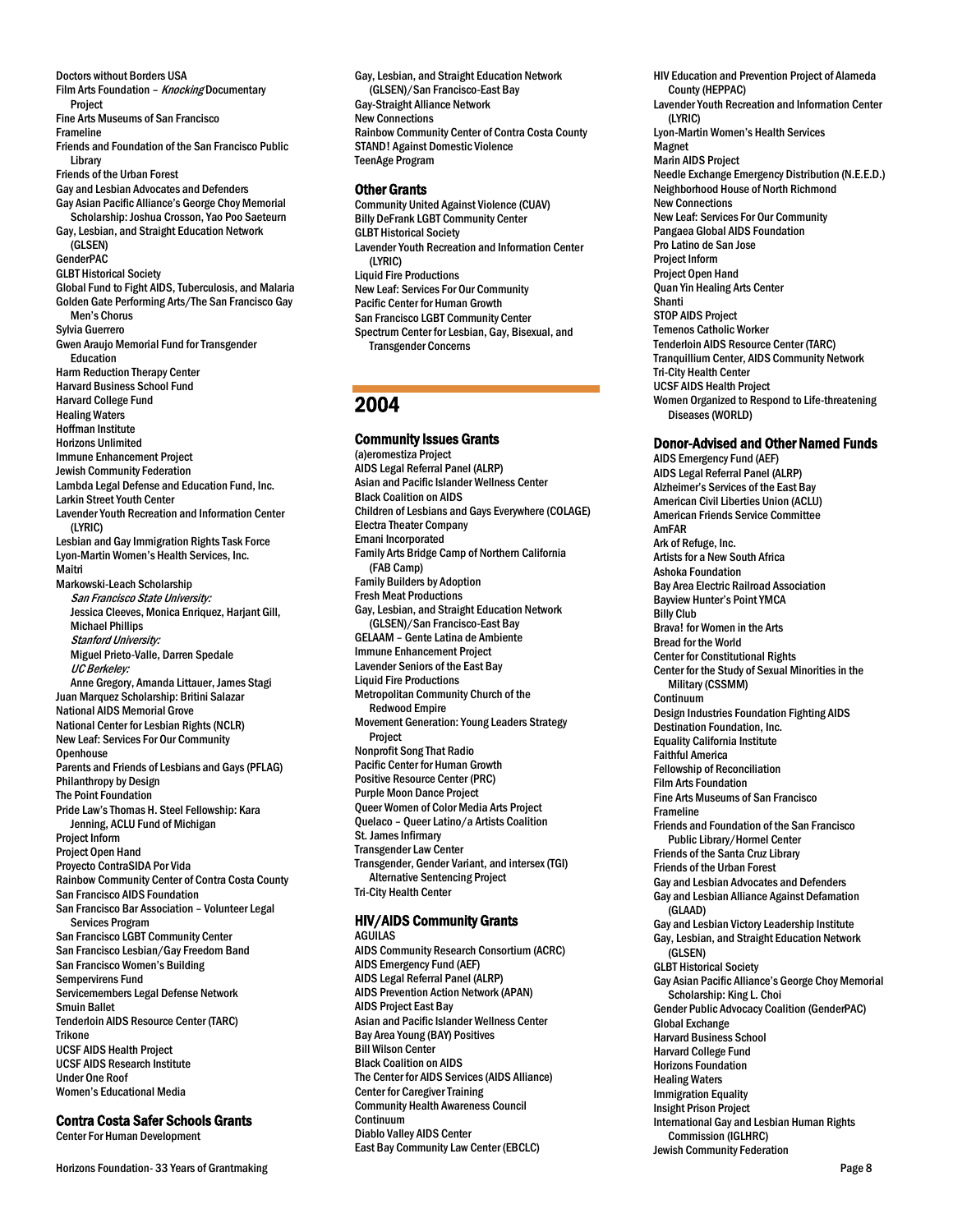Doctors without Borders USA
Film Arts Foundation – *Knocking* Documentary Project
Fine Arts Museums of San Francisco
Frameline
Friends and Foundation of the San Francisco Public Library
Friends of the Urban Forest
Gay and Lesbian Advocates and Defenders
Gay Asian Pacific Alliance's George Choy Memorial Scholarship: Joshua Crosson, Yao Poo Saeteurn
Gay, Lesbian, and Straight Education Network (GLSEN)
GenderPAC
GLBT Historical Society
Global Fund to Fight AIDS, Tuberculosis, and Malaria
Golden Gate Performing Arts/The San Francisco Gay Men's Chorus
Sylvia Guerrero
Gwen Araujo Memorial Fund for Transgender Education
Harm Reduction Therapy Center
Harvard Business School Fund
Harvard College Fund
Healing Waters
Hoffman Institute
Horizons Unlimited
Immune Enhancement Project
Jewish Community Federation
Lambda Legal Defense and Education Fund, Inc.
Larkin Street Youth Center
Lavender Youth Recreation and Information Center (LYRIC)
Lesbian and Gay Immigration Rights Task Force
Lyon-Martin Women's Health Services, Inc.
Maitri
Markowski-Leach Scholarship
*San Francisco State University:*
Jessica Cleeves, Monica Enriquez, Harjant Gill, Michael Phillips
*Stanford University:*
Miguel Prieto-Valle, Darren Spedale
*UC Berkeley:*
Anne Gregory, Amanda Littauer, James Stagi
Juan Marquez Scholarship: Britini Salazar
National AIDS Memorial Grove
National Center for Lesbian Rights (NCLR)
New Leaf: Services For Our Community
Openhouse
Parents and Friends of Lesbians and Gays (PFLAG)
Philanthropy by Design
The Point Foundation
Pride Law's Thomas H. Steel Fellowship: Kara Jenning, ACLU Fund of Michigan
Project Inform
Project Open Hand
Proyecto ContraSIDA Por Vida
Rainbow Community Center of Contra Costa County
San Francisco AIDS Foundation
San Francisco Bar Association – Volunteer Legal Services Program
San Francisco LGBT Community Center
San Francisco Lesbian/Gay Freedom Band
San Francisco Women's Building
Sempervirens Fund
Servicemembers Legal Defense Network
Smuin Ballet
Tenderloin AIDS Resource Center (TARC)
Trikone
UCSF AIDS Health Project
UCSF AIDS Research Institute
Under One Roof
Women's Educational Media

### Contra Costa Safer Schools Grants

Center For Human Development
Gay, Lesbian, and Straight Education Network (GLSEN)/San Francisco-East Bay
Gay-Straight Alliance Network
New Connections
Rainbow Community Center of Contra Costa County
STAND! Against Domestic Violence
TeenAge Program

### Other Grants

Community United Against Violence (CUAV)
Billy DeFrank LGBT Community Center
GLBT Historical Society
Lavender Youth Recreation and Information Center (LYRIC)
Liquid Fire Productions
New Leaf: Services For Our Community
Pacific Center for Human Growth
San Francisco LGBT Community Center
Spectrum Center for Lesbian, Gay, Bisexual, and Transgender Concerns

## 2004

### Community Issues Grants

(a)eromestiza Project
AIDS Legal Referral Panel (ALRP)
Asian and Pacific Islander Wellness Center
Black Coalition on AIDS
Children of Lesbians and Gays Everywhere (COLAGE)
Electra Theater Company
Emani Incorporated
Family Arts Bridge Camp of Northern California (FAB Camp)
Family Builders by Adoption
Fresh Meat Productions
Gay, Lesbian, and Straight Education Network (GLSEN)/San Francisco-East Bay
GELAAM – Gente Latina de Ambiente
Immune Enhancement Project
Lavender Seniors of the East Bay
Liquid Fire Productions
Metropolitan Community Church of the Redwood Empire
Movement Generation: Young Leaders Strategy Project
Nonprofit Song That Radio
Pacific Center for Human Growth
Positive Resource Center (PRC)
Purple Moon Dance Project
Queer Women of Color Media Arts Project
Quelaco – Queer Latino/a Artists Coalition
St. James Infirmary
Transgender Law Center
Transgender, Gender Variant, and intersex (TGI) Alternative Sentencing Project
Tri-City Health Center

### HIV/AIDS Community Grants

AGUILAS
AIDS Community Research Consortium (ACRC)
AIDS Emergency Fund (AEF)
AIDS Legal Referral Panel (ALRP)
AIDS Prevention Action Network (APAN)
AIDS Project East Bay
Asian and Pacific Islander Wellness Center
Bay Area Young (BAY) Positives
Bill Wilson Center
Black Coalition on AIDS
The Center for AIDS Services (AIDS Alliance)
Center for Caregiver Training
Community Health Awareness Council
Continuum
Diablo Valley AIDS Center
East Bay Community Law Center (EBCLC)
HIV Education and Prevention Project of Alameda County (HEPPAC)
Lavender Youth Recreation and Information Center (LYRIC)
Lyon-Martin Women's Health Services
Magnet
Marin AIDS Project
Needle Exchange Emergency Distribution (N.E.E.D.)
Neighborhood House of North Richmond
New Connections
New Leaf: Services For Our Community
Pangaea Global AIDS Foundation
Pro Latino de San Jose
Project Inform
Project Open Hand
Quan Yin Healing Arts Center
Shanti
STOP AIDS Project
Temenos Catholic Worker
Tenderloin AIDS Resource Center (TARC)
Tranquillium Center, AIDS Community Network
Tri-City Health Center
UCSF AIDS Health Project
Women Organized to Respond to Life-threatening Diseases (WORLD)

### Donor-Advised and Other Named Funds

AIDS Emergency Fund (AEF)
AIDS Legal Referral Panel (ALRP)
Alzheimer's Services of the East Bay
American Civil Liberties Union (ACLU)
American Friends Service Committee
AmFAR
Ark of Refuge, Inc.
Artists for a New South Africa
Ashoka Foundation
Bay Area Electric Railroad Association
Bayview Hunter's Point YMCA
Billy Club
Brava! for Women in the Arts
Bread for the World
Center for Constitutional Rights
Center for the Study of Sexual Minorities in the Military (CSSMM)
Continuum
Design Industries Foundation Fighting AIDS
Destination Foundation, Inc.
Equality California Institute
Faithful America
Fellowship of Reconciliation
Film Arts Foundation
Fine Arts Museums of San Francisco
Frameline
Friends and Foundation of the San Francisco Public Library/Hormel Center
Friends of the Santa Cruz Library
Friends of the Urban Forest
Gay and Lesbian Advocates and Defenders
Gay and Lesbian Alliance Against Defamation (GLAAD)
Gay and Lesbian Victory Leadership Institute
Gay, Lesbian, and Straight Education Network (GLSEN)
GLBT Historical Society
Gay Asian Pacific Alliance's George Choy Memorial Scholarship: King L. Choi
Gender Public Advocacy Coalition (GenderPAC)
Global Exchange
Harvard Business School
Harvard College Fund
Horizons Foundation
Healing Waters
Immigration Equality
Insight Prison Project
International Gay and Lesbian Human Rights Commission (IGLHRC)
Jewish Community Federation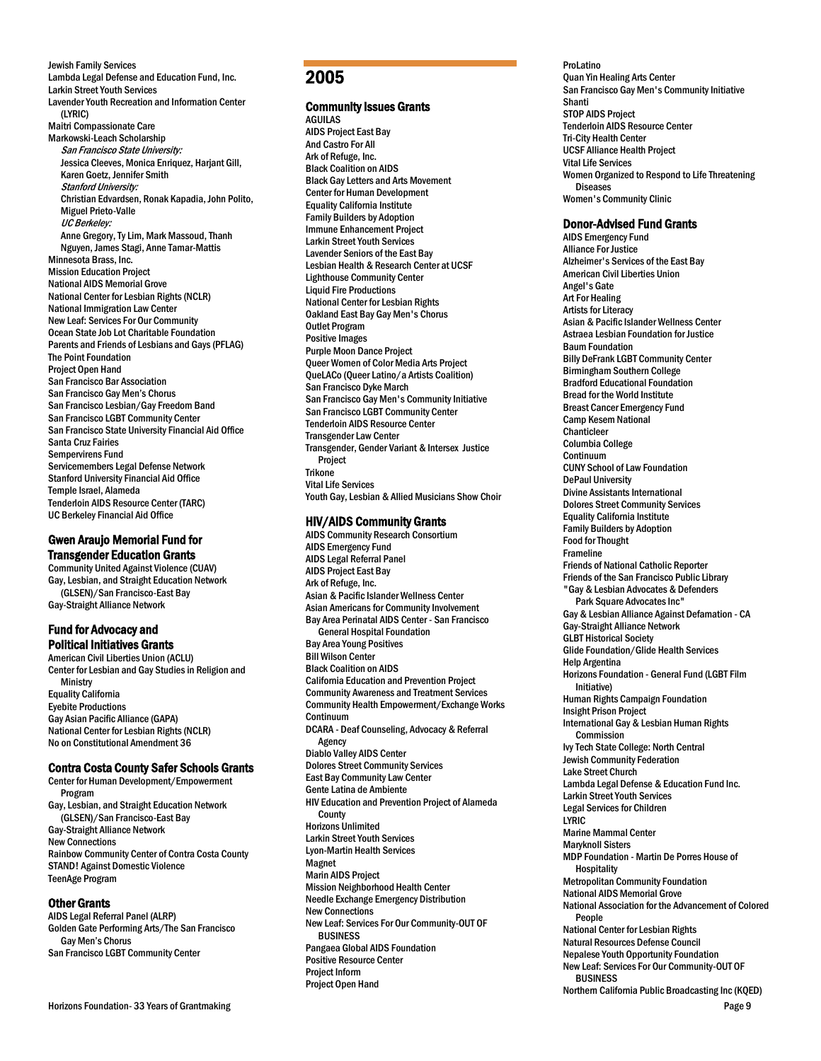Jewish Family Services
Lambda Legal Defense and Education Fund, Inc.
Larkin Street Youth Services
Lavender Youth Recreation and Information Center (LYRIC)
Maitri Compassionate Care
Markowski-Leach Scholarship
*San Francisco State University:*
Jessica Cleeves, Monica Enriquez, Harjant Gill, Karen Goetz, Jennifer Smith
*Stanford University:*
Christian Edvardsen, Ronak Kapadia, John Polito, Miguel Prieto-Valle
*UC Berkeley:*
Anne Gregory, Ty Lim, Mark Massoud, Thanh Nguyen, James Stagi, Anne Tamar-Mattis
Minnesota Brass, Inc.
Mission Education Project
National AIDS Memorial Grove
National Center for Lesbian Rights (NCLR)
National Immigration Law Center
New Leaf: Services For Our Community
Ocean State Job Lot Charitable Foundation
Parents and Friends of Lesbians and Gays (PFLAG)
The Point Foundation
Project Open Hand
San Francisco Bar Association
San Francisco Gay Men's Chorus
San Francisco Lesbian/Gay Freedom Band
San Francisco LGBT Community Center
San Francisco State University Financial Aid Office
Santa Cruz Fairies
Sempervirens Fund
Servicemembers Legal Defense Network
Stanford University Financial Aid Office
Temple Israel, Alameda
Tenderloin AIDS Resource Center (TARC)
UC Berkeley Financial Aid Office

### Gwen Araujo Memorial Fund for Transgender Education Grants

Community United Against Violence (CUAV)
Gay, Lesbian, and Straight Education Network (GLSEN)/San Francisco-East Bay
Gay-Straight Alliance Network

### Fund for Advocacy and Political Initiatives Grants

American Civil Liberties Union (ACLU)
Center for Lesbian and Gay Studies in Religion and Ministry
Equality California
Eyebite Productions
Gay Asian Pacific Alliance (GAPA)
National Center for Lesbian Rights (NCLR)
No on Constitutional Amendment 36

### Contra Costa County Safer Schools Grants

Center for Human Development/Empowerment Program
Gay, Lesbian, and Straight Education Network (GLSEN)/San Francisco-East Bay
Gay-Straight Alliance Network
New Connections
Rainbow Community Center of Contra Costa County
STAND! Against Domestic Violence
TeenAge Program

### Other Grants

AIDS Legal Referral Panel (ALRP)
Golden Gate Performing Arts/The San Francisco Gay Men's Chorus
San Francisco LGBT Community Center

## 2005

### Community Issues Grants

AGUILAS
AIDS Project East Bay
And Castro For All
Ark of Refuge, Inc.
Black Coalition on AIDS
Black Gay Letters and Arts Movement
Center for Human Development
Equality California Institute
Family Builders by Adoption
Immune Enhancement Project
Larkin Street Youth Services
Lavender Seniors of the East Bay
Lesbian Health & Research Center at UCSF
Lighthouse Community Center
Liquid Fire Productions
National Center for Lesbian Rights
Oakland East Bay Gay Men's Chorus
Outlet Program
Positive Images
Purple Moon Dance Project
Queer Women of Color Media Arts Project
QueLACo (Queer Latino/a Artists Coalition)
San Francisco Dyke March
San Francisco Gay Men's Community Initiative
San Francisco LGBT Community Center
Tenderloin AIDS Resource Center
Transgender Law Center
Transgender, Gender Variant & Intersex Justice Project
Trikone
Vital Life Services
Youth Gay, Lesbian & Allied Musicians Show Choir

### HIV/AIDS Community Grants

AIDS Community Research Consortium
AIDS Emergency Fund
AIDS Legal Referral Panel
AIDS Project East Bay
Ark of Refuge, Inc.
Asian & Pacific Islander Wellness Center
Asian Americans for Community Involvement
Bay Area Perinatal AIDS Center - San Francisco General Hospital Foundation
Bay Area Young Positives
Bill Wilson Center
Black Coalition on AIDS
California Education and Prevention Project
Community Awareness and Treatment Services
Community Health Empowerment/Exchange Works
Continuum
DCARA - Deaf Counseling, Advocacy & Referral Agency
Diablo Valley AIDS Center
Dolores Street Community Services
East Bay Community Law Center
Gente Latina de Ambiente
HIV Education and Prevention Project of Alameda County
Horizons Unlimited
Larkin Street Youth Services
Lyon-Martin Health Services
Magnet
Marin AIDS Project
Mission Neighborhood Health Center
Needle Exchange Emergency Distribution
New Connections
New Leaf: Services For Our Community-OUT OF BUSINESS
Pangaea Global AIDS Foundation
Positive Resource Center
Project Inform
Project Open Hand
ProLatino
Quan Yin Healing Arts Center
San Francisco Gay Men's Community Initiative
Shanti
STOP AIDS Project
Tenderloin AIDS Resource Center
Tri-City Health Center
UCSF Alliance Health Project
Vital Life Services
Women Organized to Respond to Life Threatening Diseases
Women's Community Clinic

### Donor-Advised Fund Grants

AIDS Emergency Fund
Alliance For Justice
Alzheimer's Services of the East Bay
American Civil Liberties Union
Angel's Gate
Art For Healing
Artists for Literacy
Asian & Pacific Islander Wellness Center
Astraea Lesbian Foundation for Justice
Baum Foundation
Billy DeFrank LGBT Community Center
Birmingham Southern College
Bradford Educational Foundation
Bread for the World Institute
Breast Cancer Emergency Fund
Camp Kesem National
Chanticleer
Columbia College
Continuum
CUNY School of Law Foundation
DePaul University
Divine Assistants International
Dolores Street Community Services
Equality California Institute
Family Builders by Adoption
Food for Thought
Frameline
Friends of National Catholic Reporter
Friends of the San Francisco Public Library
"Gay & Lesbian Advocates & Defenders Park Square Advocates Inc"
Gay & Lesbian Alliance Against Defamation - CA
Gay-Straight Alliance Network
GLBT Historical Society
Glide Foundation/Glide Health Services
Help Argentina
Horizons Foundation - General Fund (LGBT Film Initiative)
Human Rights Campaign Foundation
Insight Prison Project
International Gay & Lesbian Human Rights Commission
Ivy Tech State College: North Central
Jewish Community Federation
Lake Street Church
Lambda Legal Defense & Education Fund Inc.
Larkin Street Youth Services
Legal Services for Children
LYRIC
Marine Mammal Center
Maryknoll Sisters
MDP Foundation - Martin De Porres House of Hospitality
Metropolitan Community Foundation
National AIDS Memorial Grove
National Association for the Advancement of Colored People
National Center for Lesbian Rights
Natural Resources Defense Council
Nepalese Youth Opportunity Foundation
New Leaf: Services For Our Community-OUT OF BUSINESS
Northern California Public Broadcasting Inc (KQED)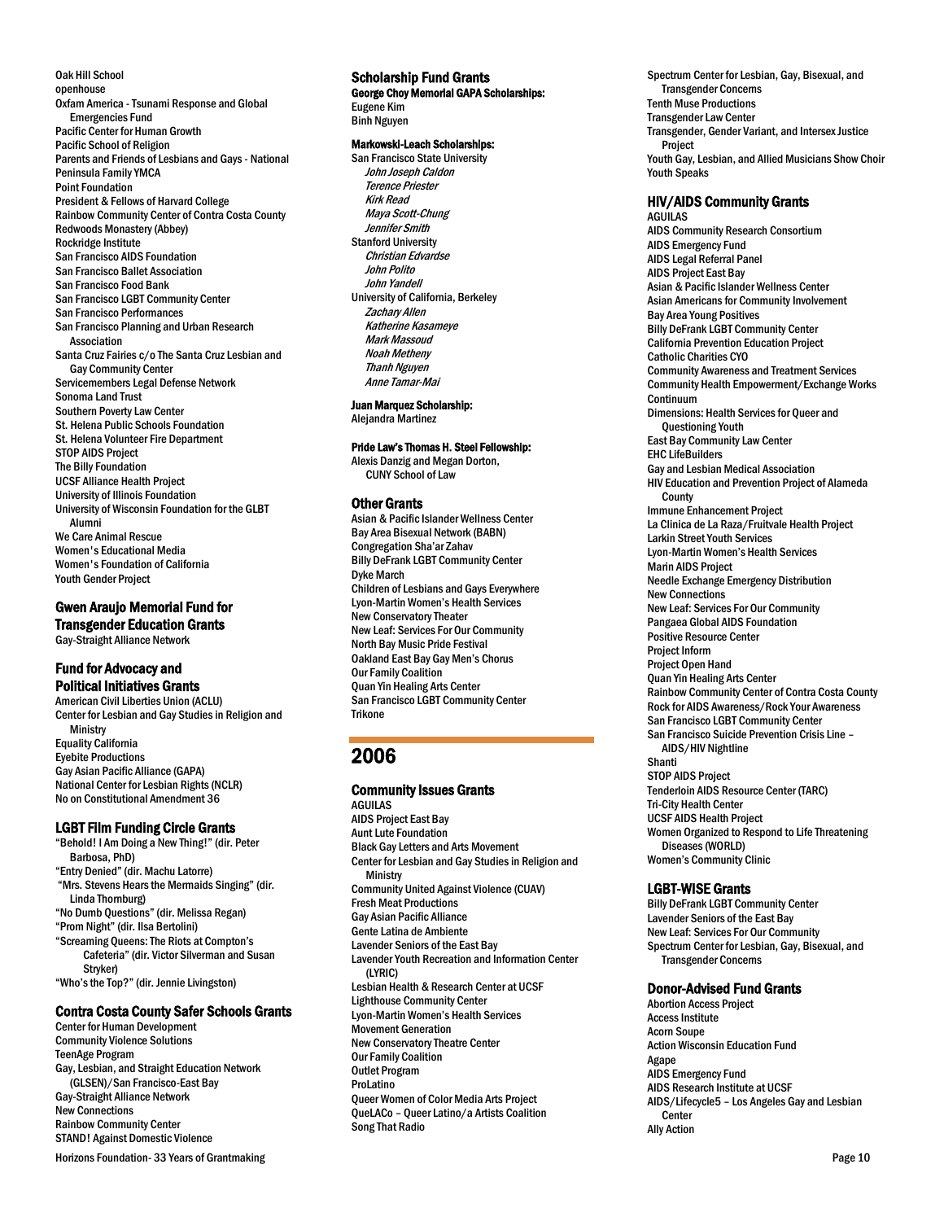Oak Hill School
openhouse
Oxfam America - Tsunami Response and Global Emergencies Fund
Pacific Center for Human Growth
Pacific School of Religion
Parents and Friends of Lesbians and Gays - National
Peninsula Family YMCA
Point Foundation
President & Fellows of Harvard College
Rainbow Community Center of Contra Costa County
Redwoods Monastery (Abbey)
Rockridge Institute
San Francisco AIDS Foundation
San Francisco Ballet Association
San Francisco Food Bank
San Francisco LGBT Community Center
San Francisco Performances
San Francisco Planning and Urban Research Association
Santa Cruz Fairies c/o The Santa Cruz Lesbian and Gay Community Center
Servicemembers Legal Defense Network
Sonoma Land Trust
Southern Poverty Law Center
St. Helena Public Schools Foundation
St. Helena Volunteer Fire Department
STOP AIDS Project
The Billy Foundation
UCSF Alliance Health Project
University of Illinois Foundation
University of Wisconsin Foundation for the GLBT Alumni
We Care Animal Rescue
Women's Educational Media
Women's Foundation of California
Youth Gender Project

### Gwen Araujo Memorial Fund for Transgender Education Grants

Gay-Straight Alliance Network

### Fund for Advocacy and Political Initiatives Grants

American Civil Liberties Union (ACLU)
Center for Lesbian and Gay Studies in Religion and Ministry
Equality California
Eyebite Productions
Gay Asian Pacific Alliance (GAPA)
National Center for Lesbian Rights (NCLR)
No on Constitutional Amendment 36

### LGBT Film Funding Circle Grants

"Behold! I Am Doing a New Thing!" (dir. Peter Barbosa, PhD)
"Entry Denied" (dir. Machu Latorre)
"Mrs. Stevens Hears the Mermaids Singing" (dir. Linda Thornburg)
"No Dumb Questions" (dir. Melissa Regan)
"Prom Night" (dir. Ilsa Bertolini)
"Screaming Queens: The Riots at Compton's Cafeteria" (dir. Victor Silverman and Susan Stryker)
"Who's the Top?" (dir. Jennie Livingston)

### Contra Costa County Safer Schools Grants

Center for Human Development
Community Violence Solutions
TeenAge Program
Gay, Lesbian, and Straight Education Network (GLSEN)/San Francisco-East Bay
Gay-Straight Alliance Network
New Connections
Rainbow Community Center
STAND! Against Domestic Violence

### Scholarship Fund Grants

**George Choy Memorial GAPA Scholarships:**
Eugene Kim
Binh Nguyen

**Markowski-Leach Scholarships:**
San Francisco State University
*John Joseph Caldon*
*Terence Priester*
*Kirk Read*
*Maya Scott-Chung*
*Jennifer Smith*
Stanford University
*Christian Edvardse*
*John Polito*
*John Yandell*
University of California, Berkeley
*Zachary Allen*
*Katherine Kasameye*
*Mark Massoud*
*Noah Metheny*
*Thanh Nguyen*
*Anne Tamar-Mai*

**Juan Marquez Scholarship:**
Alejandra Martinez

**Pride Law's Thomas H. Steel Fellowship:**
Alexis Danzig and Megan Dorton, CUNY School of Law

### Other Grants

Asian & Pacific Islander Wellness Center
Bay Area Bisexual Network (BABN)
Congregation Sha'ar Zahav
Billy DeFrank LGBT Community Center
Dyke March
Children of Lesbians and Gays Everywhere
Lyon-Martin Women's Health Services
New Conservatory Theater
New Leaf: Services For Our Community
North Bay Music Pride Festival
Oakland East Bay Gay Men's Chorus
Our Family Coalition
Quan Yin Healing Arts Center
San Francisco LGBT Community Center
Trikone

## 2006

### Community Issues Grants

AGUILAS
AIDS Project East Bay
Aunt Lute Foundation
Black Gay Letters and Arts Movement
Center for Lesbian and Gay Studies in Religion and Ministry
Community United Against Violence (CUAV)
Fresh Meat Productions
Gay Asian Pacific Alliance
Gente Latina de Ambiente
Lavender Seniors of the East Bay
Lavender Youth Recreation and Information Center (LYRIC)
Lesbian Health & Research Center at UCSF
Lighthouse Community Center
Lyon-Martin Women's Health Services
Movement Generation
New Conservatory Theatre Center
Our Family Coalition
Outlet Program
ProLatino
Queer Women of Color Media Arts Project
QueLACo – Queer Latino/a Artists Coalition
Song That Radio
Spectrum Center for Lesbian, Gay, Bisexual, and Transgender Concerns
Tenth Muse Productions
Transgender Law Center
Transgender, Gender Variant, and Intersex Justice Project
Youth Gay, Lesbian, and Allied Musicians Show Choir
Youth Speaks

### HIV/AIDS Community Grants

AGUILAS
AIDS Community Research Consortium
AIDS Emergency Fund
AIDS Legal Referral Panel
AIDS Project East Bay
Asian & Pacific Islander Wellness Center
Asian Americans for Community Involvement
Bay Area Young Positives
Billy DeFrank LGBT Community Center
California Prevention Education Project
Catholic Charities CYO
Community Awareness and Treatment Services
Community Health Empowerment/Exchange Works
Continuum
Dimensions: Health Services for Queer and Questioning Youth
East Bay Community Law Center
EHC LifeBuilders
Gay and Lesbian Medical Association
HIV Education and Prevention Project of Alameda County
Immune Enhancement Project
La Clinica de La Raza/Fruitvale Health Project
Larkin Street Youth Services
Lyon-Martin Women's Health Services
Marin AIDS Project
Needle Exchange Emergency Distribution
New Connections
New Leaf: Services For Our Community
Pangaea Global AIDS Foundation
Positive Resource Center
Project Inform
Project Open Hand
Quan Yin Healing Arts Center
Rainbow Community Center of Contra Costa County
Rock for AIDS Awareness/Rock Your Awareness
San Francisco LGBT Community Center
San Francisco Suicide Prevention Crisis Line – AIDS/HIV Nightline
Shanti
STOP AIDS Project
Tenderloin AIDS Resource Center (TARC)
Tri-City Health Center
UCSF AIDS Health Project
Women Organized to Respond to Life Threatening Diseases (WORLD)
Women's Community Clinic

### LGBT-WISE Grants

Billy DeFrank LGBT Community Center
Lavender Seniors of the East Bay
New Leaf: Services For Our Community
Spectrum Center for Lesbian, Gay, Bisexual, and Transgender Concerns

### Donor-Advised Fund Grants

Abortion Access Project
Access Institute
Acorn Soupe
Action Wisconsin Education Fund
Agape
AIDS Emergency Fund
AIDS Research Institute at UCSF
AIDS/Lifecycle5 – Los Angeles Gay and Lesbian Center
Ally Action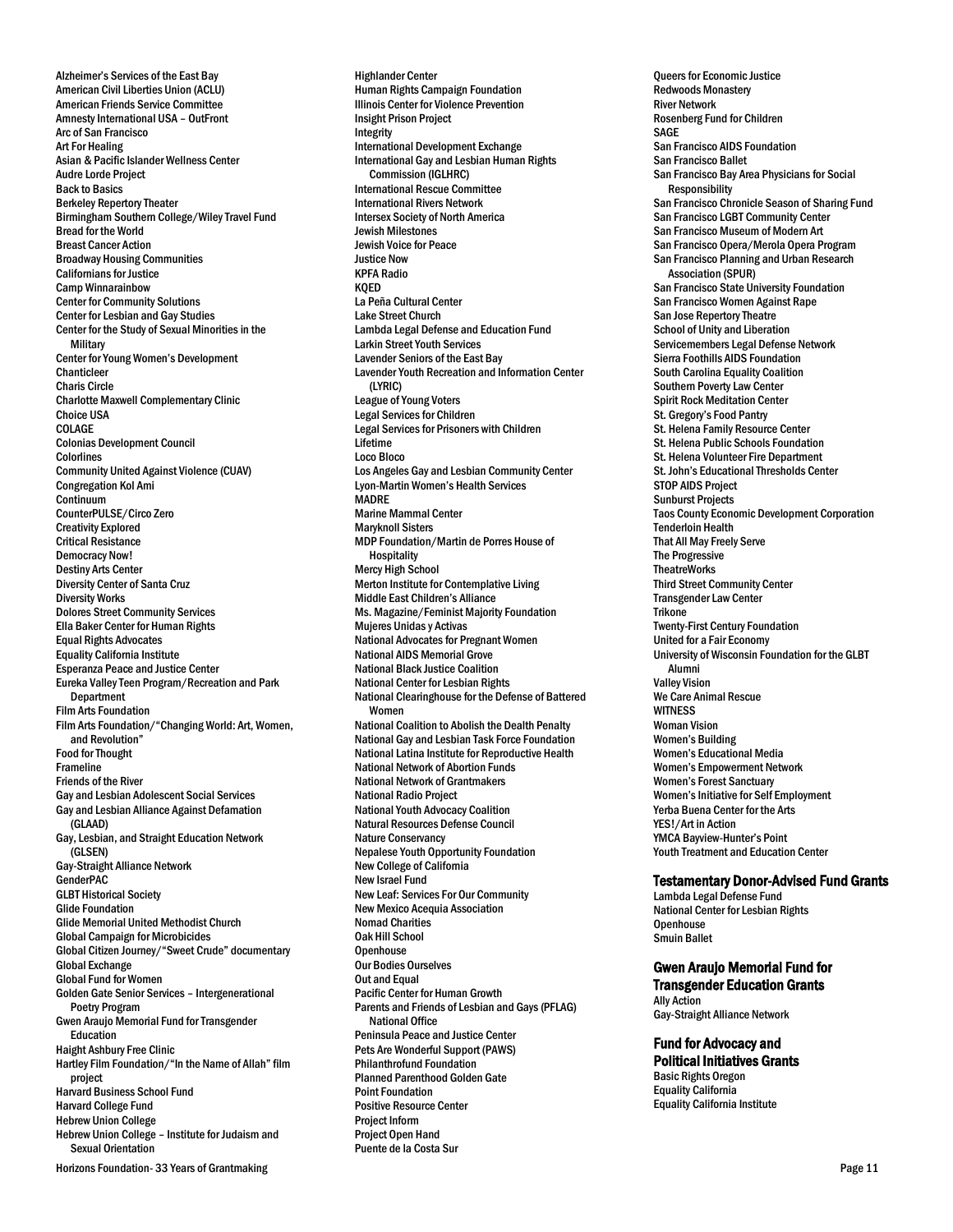Alzheimer's Services of the East Bay
American Civil Liberties Union (ACLU)
American Friends Service Committee
Amnesty International USA – OutFront
Arc of San Francisco
Art For Healing
Asian & Pacific Islander Wellness Center
Audre Lorde Project
Back to Basics
Berkeley Repertory Theater
Birmingham Southern College/Wiley Travel Fund
Bread for the World
Breast Cancer Action
Broadway Housing Communities
Californians for Justice
Camp Winnarainbow
Center for Community Solutions
Center for Lesbian and Gay Studies
Center for the Study of Sexual Minorities in the Military
Center for Young Women's Development
Chanticleer
Charis Circle
Charlotte Maxwell Complementary Clinic
Choice USA
COLAGE
Colonias Development Council
Colorlines
Community United Against Violence (CUAV)
Congregation Kol Ami
Continuum
CounterPULSE/Circo Zero
Creativity Explored
Critical Resistance
Democracy Now!
Destiny Arts Center
Diversity Center of Santa Cruz
Diversity Works
Dolores Street Community Services
Ella Baker Center for Human Rights
Equal Rights Advocates
Equality California Institute
Esperanza Peace and Justice Center
Eureka Valley Teen Program/Recreation and Park Department
Film Arts Foundation
Film Arts Foundation/"Changing World: Art, Women, and Revolution"
Food for Thought
Frameline
Friends of the River
Gay and Lesbian Adolescent Social Services
Gay and Lesbian Alliance Against Defamation (GLAAD)
Gay, Lesbian, and Straight Education Network (GLSEN)
Gay-Straight Alliance Network
GenderPAC
GLBT Historical Society
Glide Foundation
Glide Memorial United Methodist Church
Global Campaign for Microbicides
Global Citizen Journey/"Sweet Crude" documentary
Global Exchange
Global Fund for Women
Golden Gate Senior Services – Intergenerational Poetry Program
Gwen Araujo Memorial Fund for Transgender Education
Haight Ashbury Free Clinic
Hartley Film Foundation/"In the Name of Allah" film project
Harvard Business School Fund
Harvard College Fund
Hebrew Union College
Hebrew Union College – Institute for Judaism and Sexual Orientation
Highlander Center
Human Rights Campaign Foundation
Illinois Center for Violence Prevention
Insight Prison Project
Integrity
International Development Exchange
International Gay and Lesbian Human Rights Commission (IGLHRC)
International Rescue Committee
International Rivers Network
Intersex Society of North America
Jewish Milestones
Jewish Voice for Peace
Justice Now
KPFA Radio
KQED
La Peña Cultural Center
Lake Street Church
Lambda Legal Defense and Education Fund
Larkin Street Youth Services
Lavender Seniors of the East Bay
Lavender Youth Recreation and Information Center (LYRIC)
League of Young Voters
Legal Services for Children
Legal Services for Prisoners with Children
Lifetime
Loco Bloco
Los Angeles Gay and Lesbian Community Center
Lyon-Martin Women's Health Services
MADRE
Marine Mammal Center
Maryknoll Sisters
MDP Foundation/Martin de Porres House of Hospitality
Mercy High School
Merton Institute for Contemplative Living
Middle East Children's Alliance
Ms. Magazine/Feminist Majority Foundation
Mujeres Unidas y Activas
National Advocates for Pregnant Women
National AIDS Memorial Grove
National Black Justice Coalition
National Center for Lesbian Rights
National Clearinghouse for the Defense of Battered Women
National Coalition to Abolish the Dealth Penalty
National Gay and Lesbian Task Force Foundation
National Latina Institute for Reproductive Health
National Network of Abortion Funds
National Network of Grantmakers
National Radio Project
National Youth Advocacy Coalition
Natural Resources Defense Council
Nature Conservancy
Nepalese Youth Opportunity Foundation
New College of California
New Israel Fund
New Leaf: Services For Our Community
New Mexico Acequia Association
Nomad Charities
Oak Hill School
Openhouse
Our Bodies Ourselves
Out and Equal
Pacific Center for Human Growth
Parents and Friends of Lesbian and Gays (PFLAG) National Office
Peninsula Peace and Justice Center
Pets Are Wonderful Support (PAWS)
Philanthrofund Foundation
Planned Parenthood Golden Gate
Point Foundation
Positive Resource Center
Project Inform
Project Open Hand
Puente de la Costa Sur
Queers for Economic Justice
Redwoods Monastery
River Network
Rosenberg Fund for Children
SAGE
San Francisco AIDS Foundation
San Francisco Ballet
San Francisco Bay Area Physicians for Social Responsibility
San Francisco Chronicle Season of Sharing Fund
San Francisco LGBT Community Center
San Francisco Museum of Modern Art
San Francisco Opera/Merola Opera Program
San Francisco Planning and Urban Research Association (SPUR)
San Francisco State University Foundation
San Francisco Women Against Rape
San Jose Repertory Theatre
School of Unity and Liberation
Servicemembers Legal Defense Network
Sierra Foothills AIDS Foundation
South Carolina Equality Coalition
Southern Poverty Law Center
Spirit Rock Meditation Center
St. Gregory's Food Pantry
St. Helena Family Resource Center
St. Helena Public Schools Foundation
St. Helena Volunteer Fire Department
St. John's Educational Thresholds Center
STOP AIDS Project
Sunburst Projects
Taos County Economic Development Corporation
Tenderloin Health
That All May Freely Serve
The Progressive
TheatreWorks
Third Street Community Center
Transgender Law Center
Trikone
Twenty-First Century Foundation
United for a Fair Economy
University of Wisconsin Foundation for the GLBT Alumni
Valley Vision
We Care Animal Rescue
WITNESS
Woman Vision
Women's Building
Women's Educational Media
Women's Empowerment Network
Women's Forest Sanctuary
Women's Initiative for Self Employment
Yerba Buena Center for the Arts
YES!/Art in Action
YMCA Bayview-Hunter's Point
Youth Treatment and Education Center

### Testamentary Donor-Advised Fund Grants

Lambda Legal Defense Fund
National Center for Lesbian Rights
Openhouse
Smuin Ballet

### Gwen Araujo Memorial Fund for Transgender Education Grants

Ally Action
Gay-Straight Alliance Network

### Fund for Advocacy and Political Initiatives Grants

Basic Rights Oregon
Equality California
Equality California Institute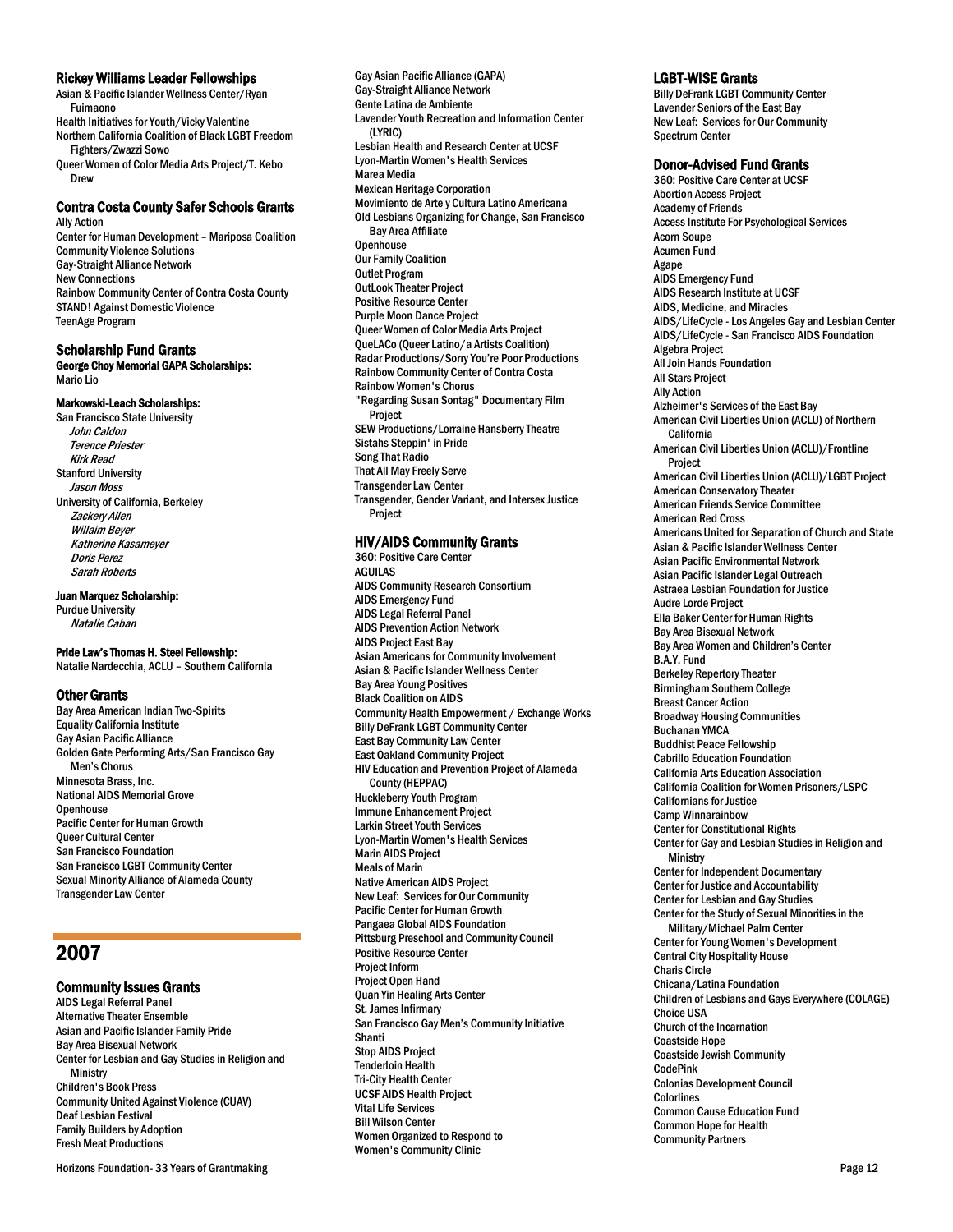### Rickey Williams Leader Fellowships

Asian & Pacific Islander Wellness Center/Ryan Fuimaono
Health Initiatives for Youth/Vicky Valentine
Northern California Coalition of Black LGBT Freedom Fighters/Zwazzi Sowo
Queer Women of Color Media Arts Project/T. Kebo Drew

### Contra Costa County Safer Schools Grants

Ally Action
Center for Human Development – Mariposa Coalition
Community Violence Solutions
Gay-Straight Alliance Network
New Connections
Rainbow Community Center of Contra Costa County
STAND! Against Domestic Violence
TeenAge Program

### Scholarship Fund Grants

**George Choy Memorial GAPA Scholarships:**
Mario Lio

**Markowski-Leach Scholarships:**
San Francisco State University
*John Caldon*
*Terence Priester*
*Kirk Read*
Stanford University
*Jason Moss*
University of California, Berkeley
*Zackery Allen*
*Willaim Beyer*
*Katherine Kasameyer*
*Doris Perez*
*Sarah Roberts*

**Juan Marquez Scholarship:**
Purdue University
*Natalie Caban*

**Pride Law's Thomas H. Steel Fellowship:**
Natalie Nardecchia, ACLU – Southern California

### Other Grants

Bay Area American Indian Two-Spirits
Equality California Institute
Gay Asian Pacific Alliance
Golden Gate Performing Arts/San Francisco Gay Men's Chorus
Minnesota Brass, Inc.
National AIDS Memorial Grove
Openhouse
Pacific Center for Human Growth
Queer Cultural Center
San Francisco Foundation
San Francisco LGBT Community Center
Sexual Minority Alliance of Alameda County
Transgender Law Center

## 2007

### Community Issues Grants

AIDS Legal Referral Panel
Alternative Theater Ensemble
Asian and Pacific Islander Family Pride
Bay Area Bisexual Network
Center for Lesbian and Gay Studies in Religion and Ministry
Children's Book Press
Community United Against Violence (CUAV)
Deaf Lesbian Festival
Family Builders by Adoption
Fresh Meat Productions
Gay Asian Pacific Alliance (GAPA)
Gay-Straight Alliance Network
Gente Latina de Ambiente
Lavender Youth Recreation and Information Center (LYRIC)
Lesbian Health and Research Center at UCSF
Lyon-Martin Women's Health Services
Marea Media
Mexican Heritage Corporation
Movimiento de Arte y Cultura Latino Americana
Old Lesbians Organizing for Change, San Francisco Bay Area Affiliate
Openhouse
Our Family Coalition
Outlet Program
OutLook Theater Project
Positive Resource Center
Purple Moon Dance Project
Queer Women of Color Media Arts Project
QueLACo (Queer Latino/a Artists Coalition)
Radar Productions/Sorry You're Poor Productions
Rainbow Community Center of Contra Costa
Rainbow Women's Chorus
"Regarding Susan Sontag" Documentary Film Project
SEW Productions/Lorraine Hansberry Theatre
Sistahs Steppin' in Pride
Song That Radio
That All May Freely Serve
Transgender Law Center
Transgender, Gender Variant, and Intersex Justice Project

### HIV/AIDS Community Grants

360: Positive Care Center
AGUILAS
AIDS Community Research Consortium
AIDS Emergency Fund
AIDS Legal Referral Panel
AIDS Prevention Action Network
AIDS Project East Bay
Asian Americans for Community Involvement
Asian & Pacific Islander Wellness Center
Bay Area Young Positives
Black Coalition on AIDS
Community Health Empowerment / Exchange Works
Billy DeFrank LGBT Community Center
East Bay Community Law Center
East Oakland Community Project
HIV Education and Prevention Project of Alameda County (HEPPAC)
Huckleberry Youth Program
Immune Enhancement Project
Larkin Street Youth Services
Lyon-Martin Women's Health Services
Marin AIDS Project
Meals of Marin
Native American AIDS Project
New Leaf: Services for Our Community
Pacific Center for Human Growth
Pangaea Global AIDS Foundation
Pittsburg Preschool and Community Council
Positive Resource Center
Project Inform
Project Open Hand
Quan Yin Healing Arts Center
St. James Infirmary
San Francisco Gay Men's Community Initiative
Shanti
Stop AIDS Project
Tenderloin Health
Tri-City Health Center
UCSF AIDS Health Project
Vital Life Services
Bill Wilson Center
Women Organized to Respond to
Women's Community Clinic

### LGBT-WISE Grants

Billy DeFrank LGBT Community Center
Lavender Seniors of the East Bay
New Leaf: Services for Our Community
Spectrum Center

### Donor-Advised Fund Grants

360: Positive Care Center at UCSF
Abortion Access Project
Academy of Friends
Access Institute For Psychological Services
Acorn Soupe
Acumen Fund
Agape
AIDS Emergency Fund
AIDS Research Institute at UCSF
AIDS, Medicine, and Miracles
AIDS/LifeCycle - Los Angeles Gay and Lesbian Center
AIDS/LifeCycle - San Francisco AIDS Foundation
Algebra Project
All Join Hands Foundation
All Stars Project
Ally Action
Alzheimer's Services of the East Bay
American Civil Liberties Union (ACLU) of Northern California
American Civil Liberties Union (ACLU)/Frontline Project
American Civil Liberties Union (ACLU)/LGBT Project
American Conservatory Theater
American Friends Service Committee
American Red Cross
Americans United for Separation of Church and State
Asian & Pacific Islander Wellness Center
Asian Pacific Environmental Network
Asian Pacific Islander Legal Outreach
Astraea Lesbian Foundation for Justice
Audre Lorde Project
Ella Baker Center for Human Rights
Bay Area Bisexual Network
Bay Area Women and Children's Center
B.A.Y. Fund
Berkeley Repertory Theater
Birmingham Southern College
Breast Cancer Action
Broadway Housing Communities
Buchanan YMCA
Buddhist Peace Fellowship
Cabrillo Education Foundation
California Arts Education Association
California Coalition for Women Prisoners/LSPC
Californians for Justice
Camp Winnarainbow
Center for Constitutional Rights
Center for Gay and Lesbian Studies in Religion and Ministry
Center for Independent Documentary
Center for Justice and Accountability
Center for Lesbian and Gay Studies
Center for the Study of Sexual Minorities in the Military/Michael Palm Center
Center for Young Women's Development
Central City Hospitality House
Charis Circle
Chicana/Latina Foundation
Children of Lesbians and Gays Everywhere (COLAGE)
Choice USA
Church of the Incarnation
Coastside Hope
Coastside Jewish Community
CodePink
Colonias Development Council
Colorlines
Common Cause Education Fund
Common Hope for Health
Community Partners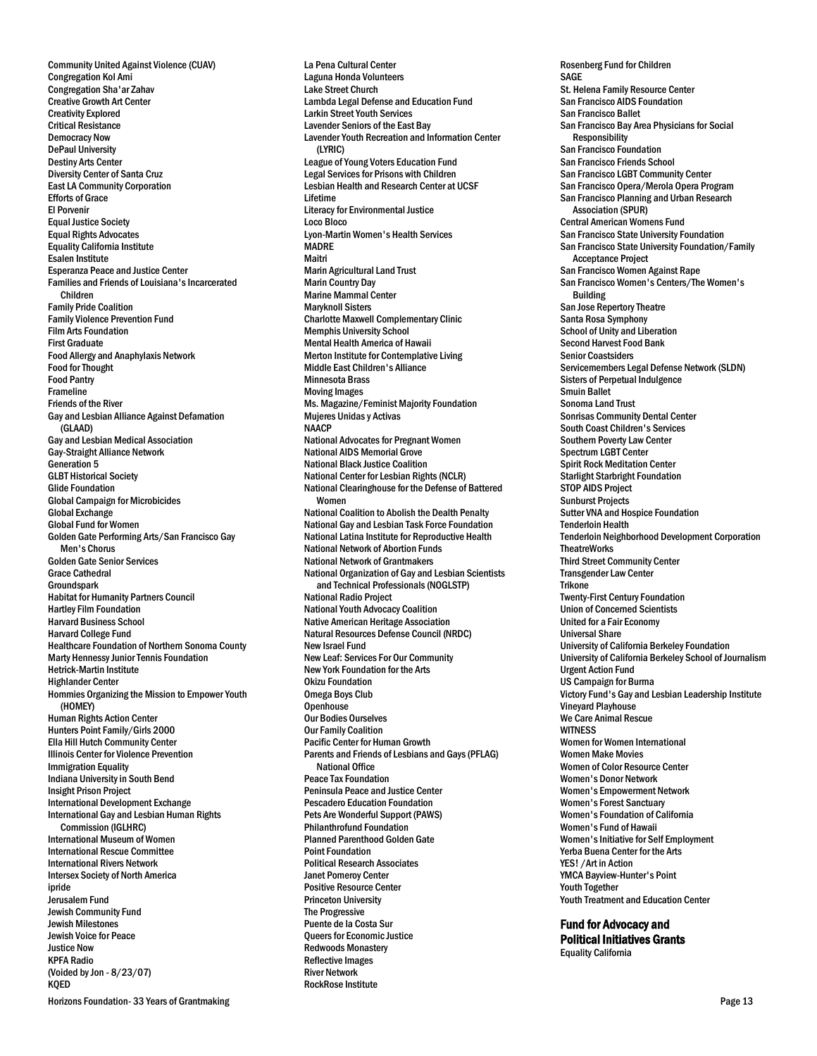Community United Against Violence (CUAV)
Congregation Kol Ami
Congregation Sha'ar Zahav
Creative Growth Art Center
Creativity Explored
Critical Resistance
Democracy Now
DePaul University
Destiny Arts Center
Diversity Center of Santa Cruz
East LA Community Corporation
Efforts of Grace
El Porvenir
Equal Justice Society
Equal Rights Advocates
Equality California Institute
Esalen Institute
Esperanza Peace and Justice Center
Families and Friends of Louisiana's Incarcerated Children
Family Pride Coalition
Family Violence Prevention Fund
Film Arts Foundation
First Graduate
Food Allergy and Anaphylaxis Network
Food for Thought
Food Pantry
Frameline
Friends of the River
Gay and Lesbian Alliance Against Defamation (GLAAD)
Gay and Lesbian Medical Association
Gay-Straight Alliance Network
Generation 5
GLBT Historical Society
Glide Foundation
Global Campaign for Microbicides
Global Exchange
Global Fund for Women
Golden Gate Performing Arts/San Francisco Gay Men's Chorus
Golden Gate Senior Services
Grace Cathedral
Groundspark
Habitat for Humanity Partners Council
Hartley Film Foundation
Harvard Business School
Harvard College Fund
Healthcare Foundation of Northern Sonoma County
Marty Hennessy Junior Tennis Foundation
Hetrick-Martin Institute
Highlander Center
Hommies Organizing the Mission to Empower Youth (HOMEY)
Human Rights Action Center
Hunters Point Family/Girls 2000
Ella Hill Hutch Community Center
Illinois Center for Violence Prevention
Immigration Equality
Indiana University in South Bend
Insight Prison Project
International Development Exchange
International Gay and Lesbian Human Rights Commission (IGLHRC)
International Museum of Women
International Rescue Committee
International Rivers Network
Intersex Society of North America
ipride
Jerusalem Fund
Jewish Community Fund
Jewish Milestones
Jewish Voice for Peace
Justice Now
KPFA Radio
(Voided by Jon - 8/23/07)
KQED
La Pena Cultural Center
Laguna Honda Volunteers
Lake Street Church
Lambda Legal Defense and Education Fund
Larkin Street Youth Services
Lavender Seniors of the East Bay
Lavender Youth Recreation and Information Center (LYRIC)
League of Young Voters Education Fund
Legal Services for Prisons with Children
Lesbian Health and Research Center at UCSF
Lifetime
Literacy for Environmental Justice
Loco Bloco
Lyon-Martin Women's Health Services
MADRE
Maitri
Marin Agricultural Land Trust
Marin Country Day
Marine Mammal Center
Maryknoll Sisters
Charlotte Maxwell Complementary Clinic
Memphis University School
Mental Health America of Hawaii
Merton Institute for Contemplative Living
Middle East Children's Alliance
Minnesota Brass
Moving Images
Ms. Magazine/Feminist Majority Foundation
Mujeres Unidas y Activas
NAACP
National Advocates for Pregnant Women
National AIDS Memorial Grove
National Black Justice Coalition
National Center for Lesbian Rights (NCLR)
National Clearinghouse for the Defense of Battered Women
National Coalition to Abolish the Dealth Penalty
National Gay and Lesbian Task Force Foundation
National Latina Institute for Reproductive Health
National Network of Abortion Funds
National Network of Grantmakers
National Organization of Gay and Lesbian Scientists and Technical Professionals (NOGLSTP)
National Radio Project
National Youth Advocacy Coalition
Native American Heritage Association
Natural Resources Defense Council (NRDC)
New Israel Fund
New Leaf: Services For Our Community
New York Foundation for the Arts
Okizu Foundation
Omega Boys Club
Openhouse
Our Bodies Ourselves
Our Family Coalition
Pacific Center for Human Growth
Parents and Friends of Lesbians and Gays (PFLAG) National Office
Peace Tax Foundation
Peninsula Peace and Justice Center
Pescadero Education Foundation
Pets Are Wonderful Support (PAWS)
Philanthrofund Foundation
Planned Parenthood Golden Gate
Point Foundation
Political Research Associates
Janet Pomeroy Center
Positive Resource Center
Princeton University
The Progressive
Puente de la Costa Sur
Queers for Economic Justice
Redwoods Monastery
Reflective Images
River Network
RockRose Institute
Rosenberg Fund for Children
SAGE
St. Helena Family Resource Center
San Francisco AIDS Foundation
San Francisco Ballet
San Francisco Bay Area Physicians for Social Responsibility
San Francisco Foundation
San Francisco Friends School
San Francisco LGBT Community Center
San Francisco Opera/Merola Opera Program
San Francisco Planning and Urban Research Association (SPUR)
Central American Womens Fund
San Francisco State University Foundation
San Francisco State University Foundation/Family Acceptance Project
San Francisco Women Against Rape
San Francisco Women's Centers/The Women's Building
San Jose Repertory Theatre
Santa Rosa Symphony
School of Unity and Liberation
Second Harvest Food Bank
Senior Coastsiders
Servicemembers Legal Defense Network (SLDN)
Sisters of Perpetual Indulgence
Smuin Ballet
Sonoma Land Trust
Sonrisas Community Dental Center
South Coast Children's Services
Southern Poverty Law Center
Spectrum LGBT Center
Spirit Rock Meditation Center
Starlight Starbright Foundation
STOP AIDS Project
Sunburst Projects
Sutter VNA and Hospice Foundation
Tenderloin Health
Tenderloin Neighborhood Development Corporation
TheatreWorks
Third Street Community Center
Transgender Law Center
Trikone
Twenty-First Century Foundation
Union of Concerned Scientists
United for a Fair Economy
Universal Share
University of California Berkeley Foundation
University of California Berkeley School of Journalism
Urgent Action Fund
US Campaign for Burma
Victory Fund's Gay and Lesbian Leadership Institute
Vineyard Playhouse
We Care Animal Rescue
WITNESS
Women for Women International
Women Make Movies
Women of Color Resource Center
Women's Donor Network
Women's Empowerment Network
Women's Forest Sanctuary
Women's Foundation of California
Women's Fund of Hawaii
Women's Initiative for Self Employment
Yerba Buena Center for the Arts
YES! /Art in Action
YMCA Bayview-Hunter's Point
Youth Together
Youth Treatment and Education Center

## Fund for Advocacy and Political Initiatives Grants

Equality California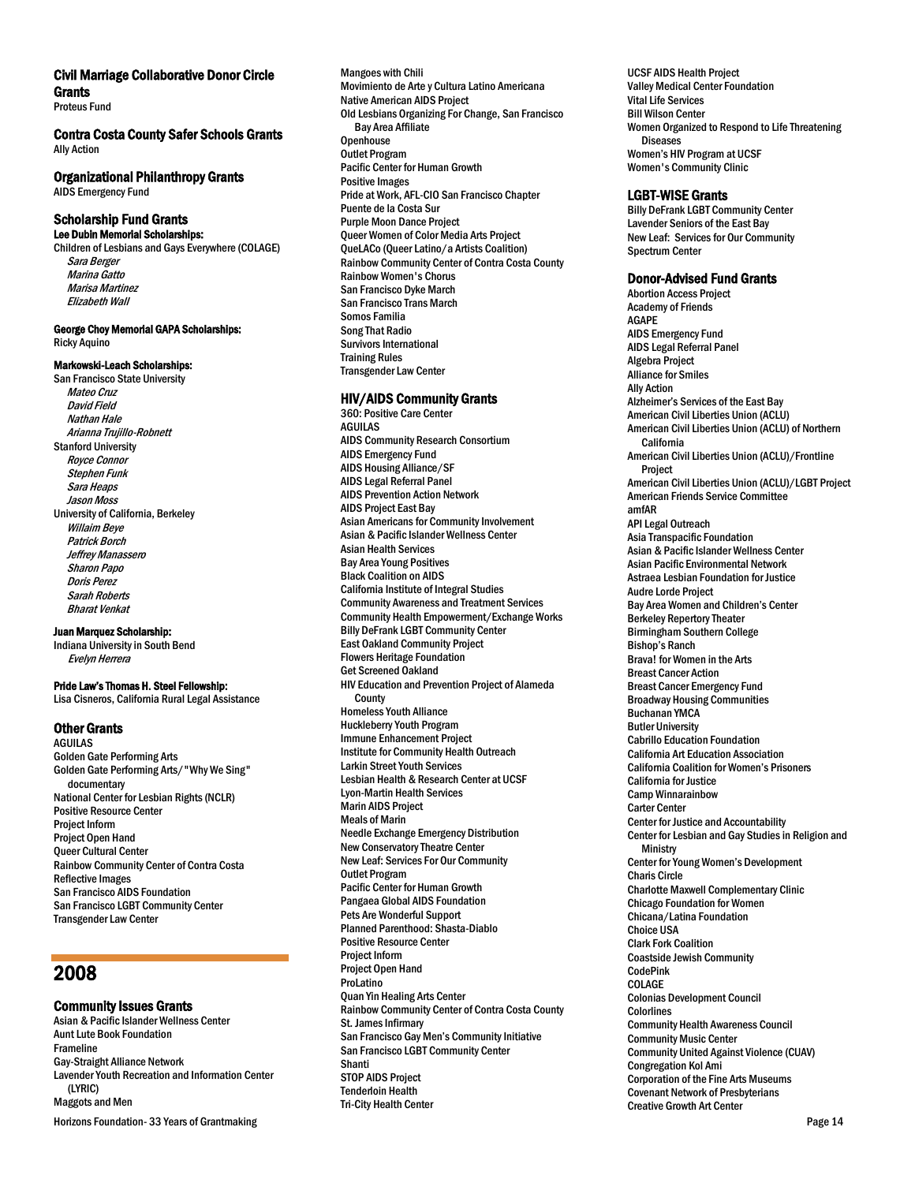### Civil Marriage Collaborative Donor Circle Grants

Proteus Fund

### Contra Costa County Safer Schools Grants

Ally Action

### Organizational Philanthropy Grants

AIDS Emergency Fund

### Scholarship Fund Grants

**Lee Dubin Memorial Scholarships:**

Children of Lesbians and Gays Everywhere (COLAGE)
*Sara Berger*
*Marina Gatto*
*Marisa Martinez*
*Elizabeth Wall*

**George Choy Memorial GAPA Scholarships:**

Ricky Aquino

**Markowski-Leach Scholarships:**

San Francisco State University
*Mateo Cruz*
*David Field*
*Nathan Hale*
*Arianna Trujillo-Robnett*
Stanford University
*Royce Connor*
*Stephen Funk*
*Sara Heaps*
*Jason Moss*
University of California, Berkeley
*Willaim Beye*
*Patrick Borch*
*Jeffrey Manassero*
*Sharon Papo*
*Doris Perez*
*Sarah Roberts*
*Bharat Venkat*

**Juan Marquez Scholarship:**

Indiana University in South Bend
*Evelyn Herrera*

**Pride Law's Thomas H. Steel Fellowship:**

Lisa Cisneros, California Rural Legal Assistance

### Other Grants

AGUILAS
Golden Gate Performing Arts
Golden Gate Performing Arts/"Why We Sing" documentary
National Center for Lesbian Rights (NCLR)
Positive Resource Center
Project Inform
Project Open Hand
Queer Cultural Center
Rainbow Community Center of Contra Costa
Reflective Images
San Francisco AIDS Foundation
San Francisco LGBT Community Center
Transgender Law Center

## 2008

### Community Issues Grants

Asian & Pacific Islander Wellness Center
Aunt Lute Book Foundation
Frameline
Gay-Straight Alliance Network
Lavender Youth Recreation and Information Center (LYRIC)
Maggots and Men
Mangoes with Chili
Movimiento de Arte y Cultura Latino Americana
Native American AIDS Project
Old Lesbians Organizing For Change, San Francisco Bay Area Affiliate
Openhouse
Outlet Program
Pacific Center for Human Growth
Positive Images
Pride at Work, AFL-CIO San Francisco Chapter
Puente de la Costa Sur
Purple Moon Dance Project
Queer Women of Color Media Arts Project
QueLACo (Queer Latino/a Artists Coalition)
Rainbow Community Center of Contra Costa County
Rainbow Women's Chorus
San Francisco Dyke March
San Francisco Trans March
Somos Familia
Song That Radio
Survivors International
Training Rules
Transgender Law Center

### HIV/AIDS Community Grants

360: Positive Care Center
AGUILAS
AIDS Community Research Consortium
AIDS Emergency Fund
AIDS Housing Alliance/SF
AIDS Legal Referral Panel
AIDS Prevention Action Network
AIDS Project East Bay
Asian Americans for Community Involvement
Asian & Pacific Islander Wellness Center
Asian Health Services
Bay Area Young Positives
Black Coalition on AIDS
California Institute of Integral Studies
Community Awareness and Treatment Services
Community Health Empowerment/Exchange Works
Billy DeFrank LGBT Community Center
East Oakland Community Project
Flowers Heritage Foundation
Get Screened Oakland
HIV Education and Prevention Project of Alameda County
Homeless Youth Alliance
Huckleberry Youth Program
Immune Enhancement Project
Institute for Community Health Outreach
Larkin Street Youth Services
Lesbian Health & Research Center at UCSF
Lyon-Martin Health Services
Marin AIDS Project
Meals of Marin
Needle Exchange Emergency Distribution
New Conservatory Theatre Center
New Leaf: Services For Our Community
Outlet Program
Pacific Center for Human Growth
Pangaea Global AIDS Foundation
Pets Are Wonderful Support
Planned Parenthood: Shasta-Diablo
Positive Resource Center
Project Inform
Project Open Hand
ProLatino
Quan Yin Healing Arts Center
Rainbow Community Center of Contra Costa County
St. James Infirmary
San Francisco Gay Men's Community Initiative
San Francisco LGBT Community Center
Shanti
STOP AIDS Project
Tenderloin Health
Tri-City Health Center
UCSF AIDS Health Project
Valley Medical Center Foundation
Vital Life Services
Bill Wilson Center
Women Organized to Respond to Life Threatening Diseases
Women's HIV Program at UCSF
Women's Community Clinic

### LGBT-WISE Grants

Billy DeFrank LGBT Community Center
Lavender Seniors of the East Bay
New Leaf: Services for Our Community
Spectrum Center

### Donor-Advised Fund Grants

Abortion Access Project
Academy of Friends
AGAPE
AIDS Emergency Fund
AIDS Legal Referral Panel
Algebra Project
Alliance for Smiles
Ally Action
Alzheimer's Services of the East Bay
American Civil Liberties Union (ACLU)
American Civil Liberties Union (ACLU) of Northern California
American Civil Liberties Union (ACLU)/Frontline Project
American Civil Liberties Union (ACLU)/LGBT Project
American Friends Service Committee
amfAR
API Legal Outreach
Asia Transpacific Foundation
Asian & Pacific Islander Wellness Center
Asian Pacific Environmental Network
Astraea Lesbian Foundation for Justice
Audre Lorde Project
Bay Area Women and Children's Center
Berkeley Repertory Theater
Birmingham Southern College
Bishop's Ranch
Brava! for Women in the Arts
Breast Cancer Action
Breast Cancer Emergency Fund
Broadway Housing Communities
Buchanan YMCA
Butler University
Cabrillo Education Foundation
California Art Education Association
California Coalition for Women's Prisoners
California for Justice
Camp Winnarainbow
Carter Center
Center for Justice and Accountability
Center for Lesbian and Gay Studies in Religion and Ministry
Center for Young Women's Development
Charis Circle
Charlotte Maxwell Complementary Clinic
Chicago Foundation for Women
Chicana/Latina Foundation
Choice USA
Clark Fork Coalition
Coastside Jewish Community
CodePink
COLAGE
Colonias Development Council
Colorlines
Community Health Awareness Council
Community Music Center
Community United Against Violence (CUAV)
Congregation Kol Ami
Corporation of the Fine Arts Museums
Covenant Network of Presbyterians
Creative Growth Art Center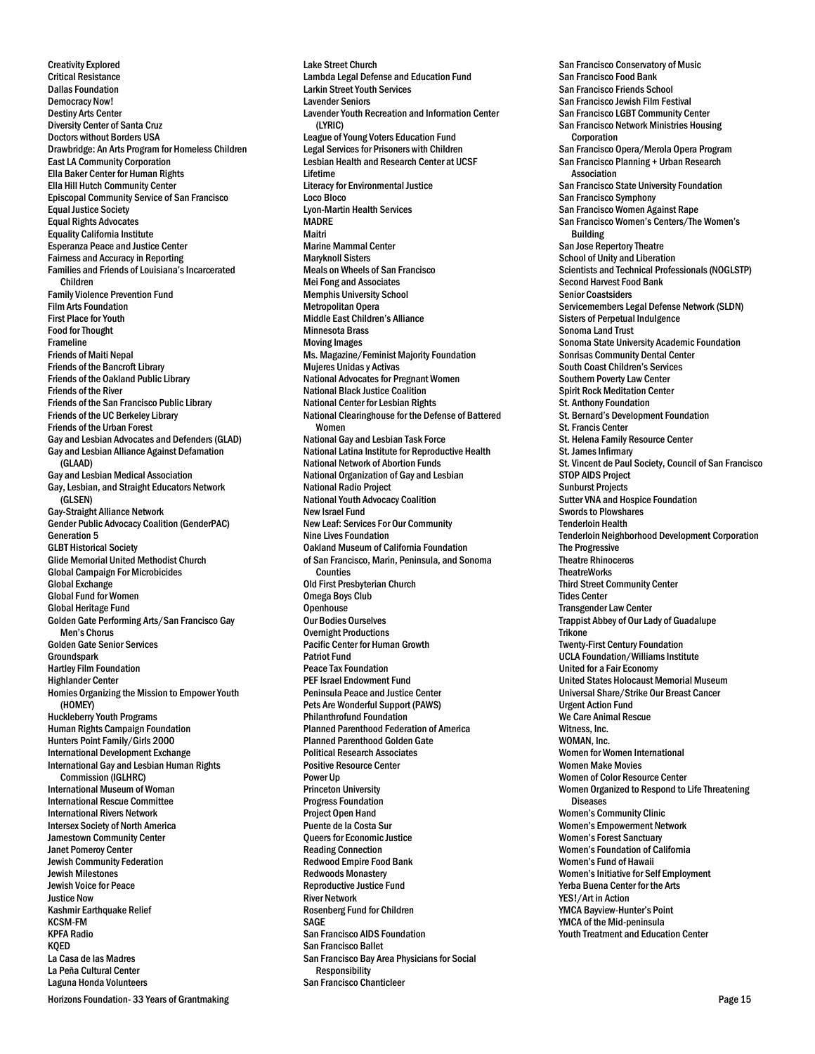Creativity Explored
Critical Resistance
Dallas Foundation
Democracy Now!
Destiny Arts Center
Diversity Center of Santa Cruz
Doctors without Borders USA
Drawbridge: An Arts Program for Homeless Children
East LA Community Corporation
Ella Baker Center for Human Rights
Ella Hill Hutch Community Center
Episcopal Community Service of San Francisco
Equal Justice Society
Equal Rights Advocates
Equality California Institute
Esperanza Peace and Justice Center
Fairness and Accuracy in Reporting
Families and Friends of Louisiana's Incarcerated Children
Family Violence Prevention Fund
Film Arts Foundation
First Place for Youth
Food for Thought
Frameline
Friends of Maiti Nepal
Friends of the Bancroft Library
Friends of the Oakland Public Library
Friends of the River
Friends of the San Francisco Public Library
Friends of the UC Berkeley Library
Friends of the Urban Forest
Gay and Lesbian Advocates and Defenders (GLAD)
Gay and Lesbian Alliance Against Defamation (GLAAD)
Gay and Lesbian Medical Association
Gay, Lesbian, and Straight Educators Network (GLSEN)
Gay-Straight Alliance Network
Gender Public Advocacy Coalition (GenderPAC)
Generation 5
GLBT Historical Society
Glide Memorial United Methodist Church
Global Campaign For Microbicides
Global Exchange
Global Fund for Women
Global Heritage Fund
Golden Gate Performing Arts/San Francisco Gay Men's Chorus
Golden Gate Senior Services
Groundspark
Hartley Film Foundation
Highlander Center
Homies Organizing the Mission to Empower Youth (HOMEY)
Huckleberry Youth Programs
Human Rights Campaign Foundation
Hunters Point Family/Girls 2000
International Development Exchange
International Gay and Lesbian Human Rights Commission (IGLHRC)
International Museum of Woman
International Rescue Committee
International Rivers Network
Intersex Society of North America
Jamestown Community Center
Janet Pomeroy Center
Jewish Community Federation
Jewish Milestones
Jewish Voice for Peace
Justice Now
Kashmir Earthquake Relief
KCSM-FM
KPFA Radio
KQED
La Casa de las Madres
La Peña Cultural Center
Laguna Honda Volunteers
Lake Street Church
Lambda Legal Defense and Education Fund
Larkin Street Youth Services
Lavender Seniors
Lavender Youth Recreation and Information Center (LYRIC)
League of Young Voters Education Fund
Legal Services for Prisoners with Children
Lesbian Health and Research Center at UCSF
Lifetime
Literacy for Environmental Justice
Loco Bloco
Lyon-Martin Health Services
MADRE
Maitri
Marine Mammal Center
Maryknoll Sisters
Meals on Wheels of San Francisco
Mei Fong and Associates
Memphis University School
Metropolitan Opera
Middle East Children's Alliance
Minnesota Brass
Moving Images
Ms. Magazine/Feminist Majority Foundation
Mujeres Unidas y Activas
National Advocates for Pregnant Women
National Black Justice Coalition
National Center for Lesbian Rights
National Clearinghouse for the Defense of Battered Women
National Gay and Lesbian Task Force
National Latina Institute for Reproductive Health
National Network of Abortion Funds
National Organization of Gay and Lesbian
National Radio Project
National Youth Advocacy Coalition
New Israel Fund
New Leaf: Services For Our Community
Nine Lives Foundation
Oakland Museum of California Foundation
of San Francisco, Marin, Peninsula, and Sonoma Counties
Old First Presbyterian Church
Omega Boys Club
Openhouse
Our Bodies Ourselves
Overnight Productions
Pacific Center for Human Growth
Patriot Fund
Peace Tax Foundation
PEF Israel Endowment Fund
Peninsula Peace and Justice Center
Pets Are Wonderful Support (PAWS)
Philanthrofund Foundation
Planned Parenthood Federation of America
Planned Parenthood Golden Gate
Political Research Associates
Positive Resource Center
Power Up
Princeton University
Progress Foundation
Project Open Hand
Puente de la Costa Sur
Queers for Economic Justice
Reading Connection
Redwood Empire Food Bank
Redwoods Monastery
Reproductive Justice Fund
River Network
Rosenberg Fund for Children
SAGE
San Francisco AIDS Foundation
San Francisco Ballet
San Francisco Bay Area Physicians for Social Responsibility
San Francisco Chanticleer
San Francisco Conservatory of Music
San Francisco Food Bank
San Francisco Friends School
San Francisco Jewish Film Festival
San Francisco LGBT Community Center
San Francisco Network Ministries Housing Corporation
San Francisco Opera/Merola Opera Program
San Francisco Planning + Urban Research Association
San Francisco State University Foundation
San Francisco Symphony
San Francisco Women Against Rape
San Francisco Women's Centers/The Women's Building
San Jose Repertory Theatre
School of Unity and Liberation
Scientists and Technical Professionals (NOGLSTP)
Second Harvest Food Bank
Senior Coastsiders
Servicemembers Legal Defense Network (SLDN)
Sisters of Perpetual Indulgence
Sonoma Land Trust
Sonoma State University Academic Foundation
Sonrisas Community Dental Center
South Coast Children's Services
Southern Poverty Law Center
Spirit Rock Meditation Center
St. Anthony Foundation
St. Bernard's Development Foundation
St. Francis Center
St. Helena Family Resource Center
St. James Infirmary
St. Vincent de Paul Society, Council of San Francisco
STOP AIDS Project
Sunburst Projects
Sutter VNA and Hospice Foundation
Swords to Plowshares
Tenderloin Health
Tenderloin Neighborhood Development Corporation
The Progressive
Theatre Rhinoceros
TheatreWorks
Third Street Community Center
Tides Center
Transgender Law Center
Trappist Abbey of Our Lady of Guadalupe
Trikone
Twenty-First Century Foundation
UCLA Foundation/Williams Institute
United for a Fair Economy
United States Holocaust Memorial Museum
Universal Share/Strike Our Breast Cancer
Urgent Action Fund
We Care Animal Rescue
Witness, Inc.
WOMAN, Inc.
Women for Women International
Women Make Movies
Women of Color Resource Center
Women Organized to Respond to Life Threatening Diseases
Women's Community Clinic
Women's Empowerment Network
Women's Forest Sanctuary
Women's Foundation of California
Women's Fund of Hawaii
Women's Initiative for Self Employment
Yerba Buena Center for the Arts
YES!/Art in Action
YMCA Bayview-Hunter's Point
YMCA of the Mid-peninsula
Youth Treatment and Education Center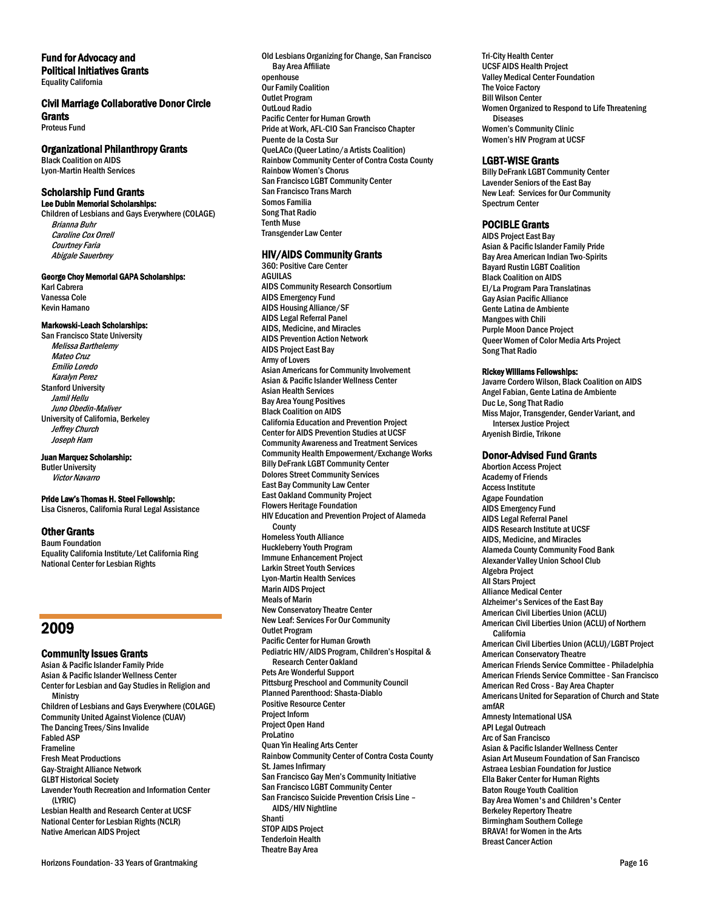### Fund for Advocacy and Political Initiatives Grants

Equality California

### Civil Marriage Collaborative Donor Circle Grants

Proteus Fund

### Organizational Philanthropy Grants

Black Coalition on AIDS
Lyon-Martin Health Services

### Scholarship Fund Grants

**Lee Dubin Memorial Scholarships:**

Children of Lesbians and Gays Everywhere (COLAGE)
*Brianna Buhr*
*Caroline Cox Orrell*
*Courtney Faria*
*Abigale Sauerbrey*

**George Choy Memorial GAPA Scholarships:**

Karl Cabrera
Vanessa Cole
Kevin Hamano

**Markowski-Leach Scholarships:**

San Francisco State University
*Melissa Barthelemy*
*Mateo Cruz*
*Emilio Loredo*
*Karalyn Perez*
Stanford University
*Jamil Hellu*
*Juno Obedin-Maliver*
University of California, Berkeley
*Jeffrey Church*
*Joseph Ham*

**Juan Marquez Scholarship:**

Butler University
*Victor Navarro*

**Pride Law's Thomas H. Steel Fellowship:**

Lisa Cisneros, California Rural Legal Assistance

### Other Grants

Baum Foundation
Equality California Institute/Let California Ring
National Center for Lesbian Rights

## 2009

### Community Issues Grants

Asian & Pacific Islander Family Pride
Asian & Pacific Islander Wellness Center
Center for Lesbian and Gay Studies in Religion and Ministry
Children of Lesbians and Gays Everywhere (COLAGE)
Community United Against Violence (CUAV)
The Dancing Trees/Sins Invalide
Fabled ASP
Frameline
Fresh Meat Productions
Gay-Straight Alliance Network
GLBT Historical Society
Lavender Youth Recreation and Information Center (LYRIC)
Lesbian Health and Research Center at UCSF
National Center for Lesbian Rights (NCLR)
Native American AIDS Project
Old Lesbians Organizing for Change, San Francisco Bay Area Affiliate
openhouse
Our Family Coalition
Outlet Program
OutLoud Radio
Pacific Center for Human Growth
Pride at Work, AFL-CIO San Francisco Chapter
Puente de la Costa Sur
QueLACo (Queer Latino/a Artists Coalition)
Rainbow Community Center of Contra Costa County
Rainbow Women's Chorus
San Francisco LGBT Community Center
San Francisco Trans March
Somos Familia
Song That Radio
Tenth Muse
Transgender Law Center

### HIV/AIDS Community Grants

360: Positive Care Center
AGUILAS
AIDS Community Research Consortium
AIDS Emergency Fund
AIDS Housing Alliance/SF
AIDS Legal Referral Panel
AIDS, Medicine, and Miracles
AIDS Prevention Action Network
AIDS Project East Bay
Army of Lovers
Asian Americans for Community Involvement
Asian & Pacific Islander Wellness Center
Asian Health Services
Bay Area Young Positives
Black Coalition on AIDS
California Education and Prevention Project
Center for AIDS Prevention Studies at UCSF
Community Awareness and Treatment Services
Community Health Empowerment/Exchange Works
Billy DeFrank LGBT Community Center
Dolores Street Community Services
East Bay Community Law Center
East Oakland Community Project
Flowers Heritage Foundation
HIV Education and Prevention Project of Alameda County
Homeless Youth Alliance
Huckleberry Youth Program
Immune Enhancement Project
Larkin Street Youth Services
Lyon-Martin Health Services
Marin AIDS Project
Meals of Marin
New Conservatory Theatre Center
New Leaf: Services For Our Community
Outlet Program
Pacific Center for Human Growth
Pediatric HIV/AIDS Program, Children's Hospital & Research Center Oakland
Pets Are Wonderful Support
Pittsburg Preschool and Community Council
Planned Parenthood: Shasta-Diablo
Positive Resource Center
Project Inform
Project Open Hand
ProLatino
Quan Yin Healing Arts Center
Rainbow Community Center of Contra Costa County
St. James Infirmary
San Francisco Gay Men's Community Initiative
San Francisco LGBT Community Center
San Francisco Suicide Prevention Crisis Line – AIDS/HIV Nightline
Shanti
STOP AIDS Project
Tenderloin Health
Theatre Bay Area
Tri-City Health Center
UCSF AIDS Health Project
Valley Medical Center Foundation
The Voice Factory
Bill Wilson Center
Women Organized to Respond to Life Threatening Diseases
Women's Community Clinic
Women's HIV Program at UCSF

### LGBT-WISE Grants

Billy DeFrank LGBT Community Center
Lavender Seniors of the East Bay
New Leaf: Services for Our Community
Spectrum Center

### POCIBLE Grants

AIDS Project East Bay
Asian & Pacific Islander Family Pride
Bay Area American Indian Two-Spirits
Bayard Rustin LGBT Coalition
Black Coalition on AIDS
El/La Program Para Translatinas
Gay Asian Pacific Alliance
Gente Latina de Ambiente
Mangoes with Chili
Purple Moon Dance Project
Queer Women of Color Media Arts Project
Song That Radio

**Rickey Williams Fellowships:**

Javarre Cordero Wilson, Black Coalition on AIDS
Angel Fabian, Gente Latina de Ambiente
Duc Le, Song That Radio
Miss Major, Transgender, Gender Variant, and Intersex Justice Project
Aryenish Birdie, Trikone

### Donor-Advised Fund Grants

Abortion Access Project
Academy of Friends
Access Institute
Agape Foundation
AIDS Emergency Fund
AIDS Legal Referral Panel
AIDS Research Institute at UCSF
AIDS, Medicine, and Miracles
Alameda County Community Food Bank
Alexander Valley Union School Club
Algebra Project
All Stars Project
Alliance Medical Center
Alzheimer's Services of the East Bay
American Civil Liberties Union (ACLU)
American Civil Liberties Union (ACLU) of Northern California
American Civil Liberties Union (ACLU)/LGBT Project
American Conservatory Theatre
American Friends Service Committee - Philadelphia
American Friends Service Committee - San Francisco
American Red Cross - Bay Area Chapter
Americans United for Separation of Church and State
amfAR
Amnesty International USA
API Legal Outreach
Arc of San Francisco
Asian & Pacific Islander Wellness Center
Asian Art Museum Foundation of San Francisco
Astraea Lesbian Foundation for Justice
Ella Baker Center for Human Rights
Baton Rouge Youth Coalition
Bay Area Women's and Children's Center
Berkeley Repertory Theatre
Birmingham Southern College
BRAVA! for Women in the Arts
Breast Cancer Action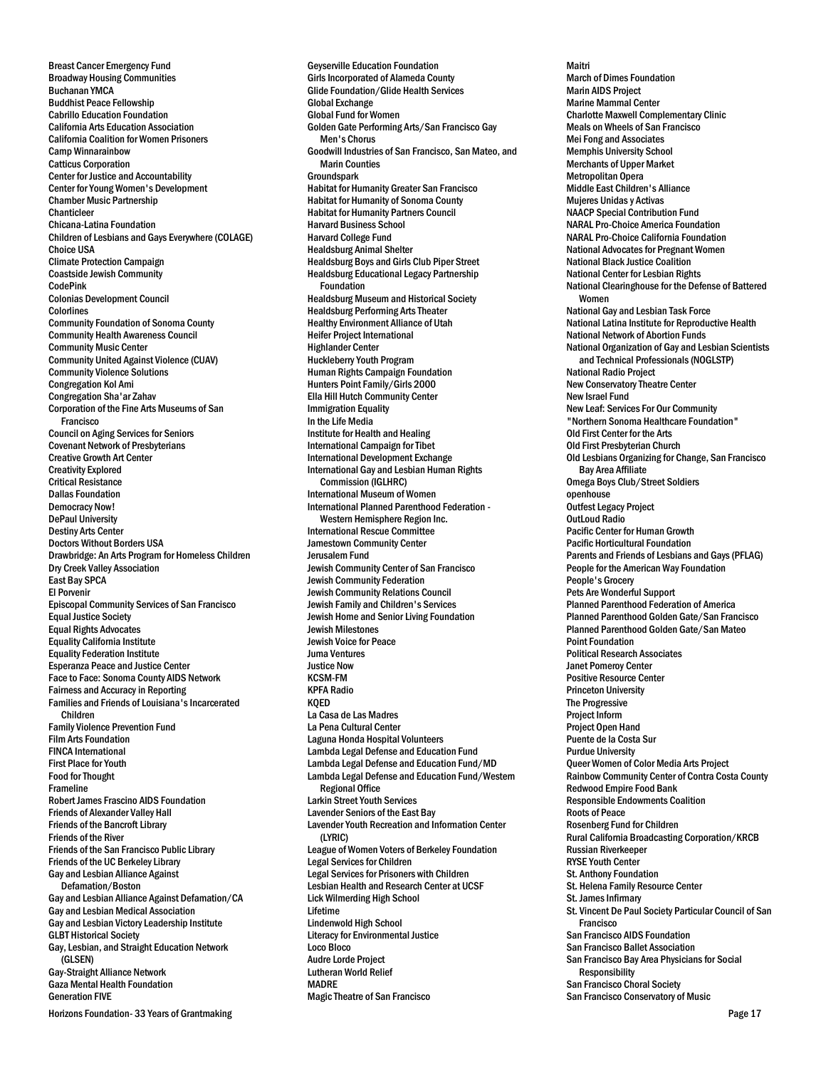Breast Cancer Emergency Fund
Broadway Housing Communities
Buchanan YMCA
Buddhist Peace Fellowship
Cabrillo Education Foundation
California Arts Education Association
California Coalition for Women Prisoners
Camp Winnarainbow
Catticus Corporation
Center for Justice and Accountability
Center for Young Women's Development
Chamber Music Partnership
Chanticleer
Chicana-Latina Foundation
Children of Lesbians and Gays Everywhere (COLAGE)
Choice USA
Climate Protection Campaign
Coastside Jewish Community
CodePink
Colonias Development Council
Colorlines
Community Foundation of Sonoma County
Community Health Awareness Council
Community Music Center
Community United Against Violence (CUAV)
Community Violence Solutions
Congregation Kol Ami
Congregation Sha'ar Zahav
Corporation of the Fine Arts Museums of San Francisco
Council on Aging Services for Seniors
Covenant Network of Presbyterians
Creative Growth Art Center
Creativity Explored
Critical Resistance
Dallas Foundation
Democracy Now!
DePaul University
Destiny Arts Center
Doctors Without Borders USA
Drawbridge: An Arts Program for Homeless Children
Dry Creek Valley Association
East Bay SPCA
El Porvenir
Episcopal Community Services of San Francisco
Equal Justice Society
Equal Rights Advocates
Equality California Institute
Equality Federation Institute
Esperanza Peace and Justice Center
Face to Face: Sonoma County AIDS Network
Fairness and Accuracy in Reporting
Families and Friends of Louisiana's Incarcerated Children
Family Violence Prevention Fund
Film Arts Foundation
FINCA International
First Place for Youth
Food for Thought
Frameline
Robert James Frascino AIDS Foundation
Friends of Alexander Valley Hall
Friends of the Bancroft Library
Friends of the River
Friends of the San Francisco Public Library
Friends of the UC Berkeley Library
Gay and Lesbian Alliance Against Defamation/Boston
Gay and Lesbian Alliance Against Defamation/CA
Gay and Lesbian Medical Association
Gay and Lesbian Victory Leadership Institute
GLBT Historical Society
Gay, Lesbian, and Straight Education Network (GLSEN)
Gay-Straight Alliance Network
Gaza Mental Health Foundation
Generation FIVE
Geyserville Education Foundation
Girls Incorporated of Alameda County
Glide Foundation/Glide Health Services
Global Exchange
Global Fund for Women
Golden Gate Performing Arts/San Francisco Gay Men's Chorus
Goodwill Industries of San Francisco, San Mateo, and Marin Counties
Groundspark
Habitat for Humanity Greater San Francisco
Habitat for Humanity of Sonoma County
Habitat for Humanity Partners Council
Harvard Business School
Harvard College Fund
Healdsburg Animal Shelter
Healdsburg Boys and Girls Club Piper Street
Healdsburg Educational Legacy Partnership Foundation
Healdsburg Museum and Historical Society
Healdsburg Performing Arts Theater
Healthy Environment Alliance of Utah
Heifer Project International
Highlander Center
Huckleberry Youth Program
Human Rights Campaign Foundation
Hunters Point Family/Girls 2000
Ella Hill Hutch Community Center
Immigration Equality
In the Life Media
Institute for Health and Healing
International Campaign for Tibet
International Development Exchange
International Gay and Lesbian Human Rights Commission (IGLHRC)
International Museum of Women
International Planned Parenthood Federation - Western Hemisphere Region Inc.
International Rescue Committee
Jamestown Community Center
Jerusalem Fund
Jewish Community Center of San Francisco
Jewish Community Federation
Jewish Community Relations Council
Jewish Family and Children's Services
Jewish Home and Senior Living Foundation
Jewish Milestones
Jewish Voice for Peace
Juma Ventures
Justice Now
KCSM-FM
KPFA Radio
KQED
La Casa de Las Madres
La Pena Cultural Center
Laguna Honda Hospital Volunteers
Lambda Legal Defense and Education Fund
Lambda Legal Defense and Education Fund/MD
Lambda Legal Defense and Education Fund/Western Regional Office
Larkin Street Youth Services
Lavender Seniors of the East Bay
Lavender Youth Recreation and Information Center (LYRIC)
League of Women Voters of Berkeley Foundation
Legal Services for Children
Legal Services for Prisoners with Children
Lesbian Health and Research Center at UCSF
Lick Wilmerding High School
Lifetime
Lindenwold High School
Literacy for Environmental Justice
Loco Bloco
Audre Lorde Project
Lutheran World Relief
MADRE
Magic Theatre of San Francisco
Maitri
March of Dimes Foundation
Marin AIDS Project
Marine Mammal Center
Charlotte Maxwell Complementary Clinic
Meals on Wheels of San Francisco
Mei Fong and Associates
Memphis University School
Merchants of Upper Market
Metropolitan Opera
Middle East Children's Alliance
Mujeres Unidas y Activas
NAACP Special Contribution Fund
NARAL Pro-Choice America Foundation
NARAL Pro-Choice California Foundation
National Advocates for Pregnant Women
National Black Justice Coalition
National Center for Lesbian Rights
National Clearinghouse for the Defense of Battered Women
National Gay and Lesbian Task Force
National Latina Institute for Reproductive Health
National Network of Abortion Funds
National Organization of Gay and Lesbian Scientists and Technical Professionals (NOGLSTP)
National Radio Project
New Conservatory Theatre Center
New Israel Fund
New Leaf: Services For Our Community
"Northern Sonoma Healthcare Foundation"
Old First Center for the Arts
Old First Presbyterian Church
Old Lesbians Organizing for Change, San Francisco Bay Area Affiliate
Omega Boys Club/Street Soldiers
openhouse
Outfest Legacy Project
OutLoud Radio
Pacific Center for Human Growth
Pacific Horticultural Foundation
Parents and Friends of Lesbians and Gays (PFLAG)
People for the American Way Foundation
People's Grocery
Pets Are Wonderful Support
Planned Parenthood Federation of America
Planned Parenthood Golden Gate/San Francisco
Planned Parenthood Golden Gate/San Mateo
Point Foundation
Political Research Associates
Janet Pomeroy Center
Positive Resource Center
Princeton University
The Progressive
Project Inform
Project Open Hand
Puente de la Costa Sur
Purdue University
Queer Women of Color Media Arts Project
Rainbow Community Center of Contra Costa County
Redwood Empire Food Bank
Responsible Endowments Coalition
Roots of Peace
Rosenberg Fund for Children
Rural California Broadcasting Corporation/KRCB
Russian Riverkeeper
RYSE Youth Center
St. Anthony Foundation
St. Helena Family Resource Center
St. James Infirmary
St. Vincent De Paul Society Particular Council of San Francisco
San Francisco AIDS Foundation
San Francisco Ballet Association
San Francisco Bay Area Physicians for Social Responsibility
San Francisco Choral Society
San Francisco Conservatory of Music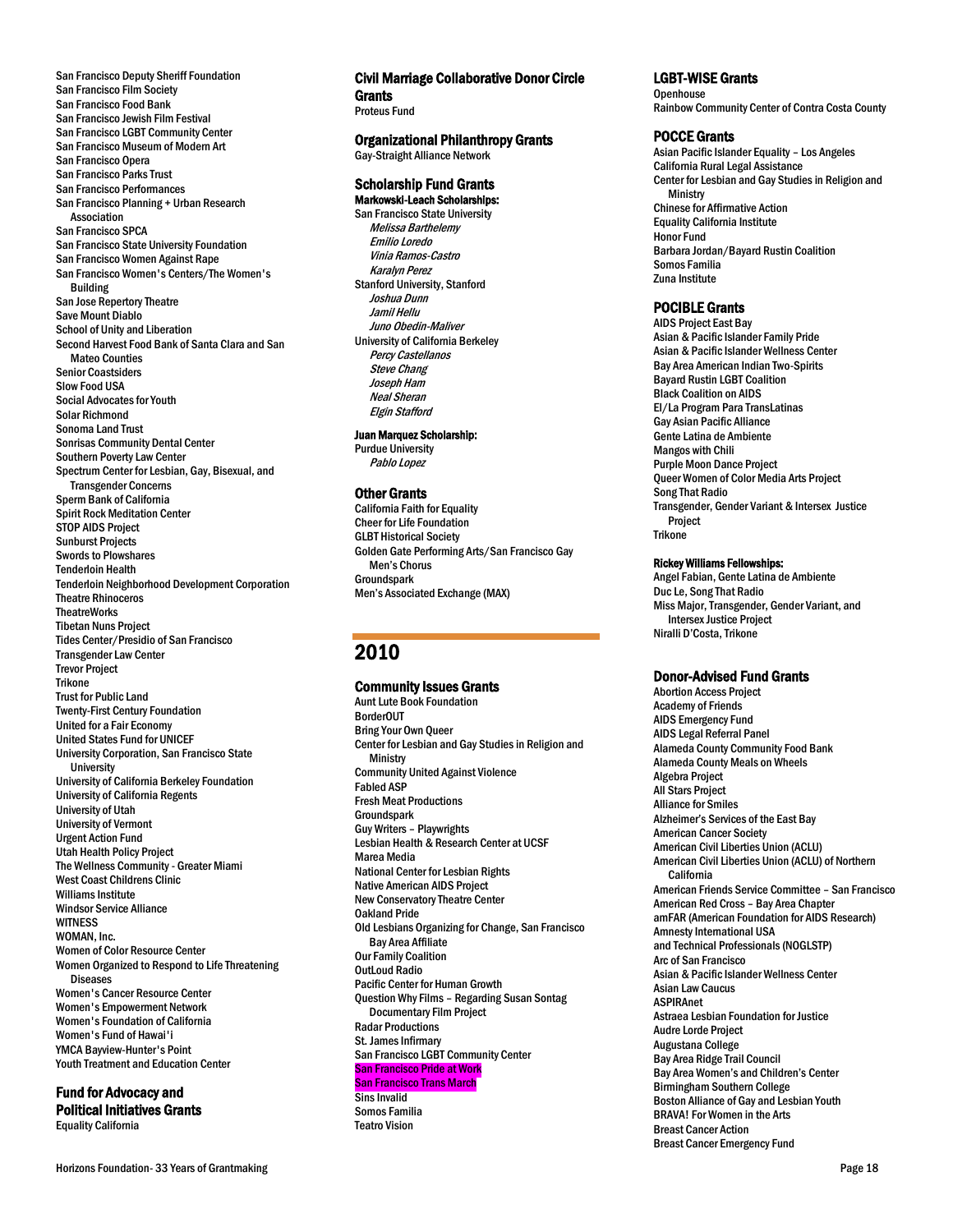San Francisco Deputy Sheriff Foundation
San Francisco Film Society
San Francisco Food Bank
San Francisco Jewish Film Festival
San Francisco LGBT Community Center
San Francisco Museum of Modern Art
San Francisco Opera
San Francisco Parks Trust
San Francisco Performances
San Francisco Planning + Urban Research Association
San Francisco SPCA
San Francisco State University Foundation
San Francisco Women Against Rape
San Francisco Women's Centers/The Women's Building
San Jose Repertory Theatre
Save Mount Diablo
School of Unity and Liberation
Second Harvest Food Bank of Santa Clara and San Mateo Counties
Senior Coastsiders
Slow Food USA
Social Advocates for Youth
Solar Richmond
Sonoma Land Trust
Sonrisas Community Dental Center
Southern Poverty Law Center
Spectrum Center for Lesbian, Gay, Bisexual, and Transgender Concerns
Sperm Bank of California
Spirit Rock Meditation Center
STOP AIDS Project
Sunburst Projects
Swords to Plowshares
Tenderloin Health
Tenderloin Neighborhood Development Corporation
Theatre Rhinoceros
TheatreWorks
Tibetan Nuns Project
Tides Center/Presidio of San Francisco
Transgender Law Center
Trevor Project
Trikone
Trust for Public Land
Twenty-First Century Foundation
United for a Fair Economy
United States Fund for UNICEF
University Corporation, San Francisco State University
University of California Berkeley Foundation
University of California Regents
University of Utah
University of Vermont
Urgent Action Fund
Utah Health Policy Project
The Wellness Community - Greater Miami
West Coast Childrens Clinic
Williams Institute
Windsor Service Alliance
WITNESS
WOMAN, Inc.
Women of Color Resource Center
Women Organized to Respond to Life Threatening Diseases
Women's Cancer Resource Center
Women's Empowerment Network
Women's Foundation of California
Women's Fund of Hawai'i
YMCA Bayview-Hunter's Point
Youth Treatment and Education Center

### Fund for Advocacy and Political Initiatives Grants

Equality California

### Civil Marriage Collaborative Donor Circle Grants

Proteus Fund

### Organizational Philanthropy Grants

Gay-Straight Alliance Network

### Scholarship Fund Grants

**Markowski-Leach Scholarships:**

San Francisco State University
*Melissa Barthelemy*
*Emilio Loredo*
*Vinia Ramos-Castro*
*Karalyn Perez*
Stanford University, Stanford
*Joshua Dunn*
*Jamil Hellu*
*Juno Obedin-Maliver*
University of California Berkeley
*Percy Castellanos*
*Steve Chang*
*Joseph Ham*
*Neal Sheran*
*Elgin Stafford*

**Juan Marquez Scholarship:**

Purdue University
*Pablo Lopez*

### Other Grants

California Faith for Equality
Cheer for Life Foundation
GLBT Historical Society
Golden Gate Performing Arts/San Francisco Gay Men's Chorus
Groundspark
Men's Associated Exchange (MAX)

## 2010

### Community Issues Grants

Aunt Lute Book Foundation
BorderOUT
Bring Your Own Queer
Center for Lesbian and Gay Studies in Religion and Ministry
Community United Against Violence
Fabled ASP
Fresh Meat Productions
Groundspark
Guy Writers – Playwrights
Lesbian Health & Research Center at UCSF
Marea Media
National Center for Lesbian Rights
Native American AIDS Project
New Conservatory Theatre Center
Oakland Pride
Old Lesbians Organizing for Change, San Francisco Bay Area Affiliate
Our Family Coalition
OutLoud Radio
Pacific Center for Human Growth
Question Why Films – Regarding Susan Sontag Documentary Film Project
Radar Productions
St. James Infirmary
San Francisco LGBT Community Center
San Francisco Pride at Work
San Francisco Trans March
Sins Invalid
Somos Familia
Teatro Vision

### LGBT-WISE Grants

Openhouse
Rainbow Community Center of Contra Costa County

### POCCE Grants

Asian Pacific Islander Equality – Los Angeles
California Rural Legal Assistance
Center for Lesbian and Gay Studies in Religion and Ministry
Chinese for Affirmative Action
Equality California Institute
Honor Fund
Barbara Jordan/Bayard Rustin Coalition
Somos Familia
Zuna Institute

### POCIBLE Grants

AIDS Project East Bay
Asian & Pacific Islander Family Pride
Asian & Pacific Islander Wellness Center
Bay Area American Indian Two-Spirits
Bayard Rustin LGBT Coalition
Black Coalition on AIDS
El/La Program Para TransLatinas
Gay Asian Pacific Alliance
Gente Latina de Ambiente
Mangos with Chili
Purple Moon Dance Project
Queer Women of Color Media Arts Project
Song That Radio
Transgender, Gender Variant & Intersex Justice Project
Trikone

**Rickey Williams Fellowships:**

Angel Fabian, Gente Latina de Ambiente
Duc Le, Song That Radio
Miss Major, Transgender, Gender Variant, and Intersex Justice Project
Niralli D'Costa, Trikone

### Donor-Advised Fund Grants

Abortion Access Project
Academy of Friends
AIDS Emergency Fund
AIDS Legal Referral Panel
Alameda County Community Food Bank
Alameda County Meals on Wheels
Algebra Project
All Stars Project
Alliance for Smiles
Alzheimer's Services of the East Bay
American Cancer Society
American Civil Liberties Union (ACLU)
American Civil Liberties Union (ACLU) of Northern California
American Friends Service Committee – San Francisco
American Red Cross – Bay Area Chapter
amFAR (American Foundation for AIDS Research)
Amnesty International USA
and Technical Professionals (NOGLSTP)
Arc of San Francisco
Asian & Pacific Islander Wellness Center
Asian Law Caucus
ASPIRAnet
Astraea Lesbian Foundation for Justice
Audre Lorde Project
Augustana College
Bay Area Ridge Trail Council
Bay Area Women's and Children's Center
Birmingham Southern College
Boston Alliance of Gay and Lesbian Youth
BRAVA! For Women in the Arts
Breast Cancer Action
Breast Cancer Emergency Fund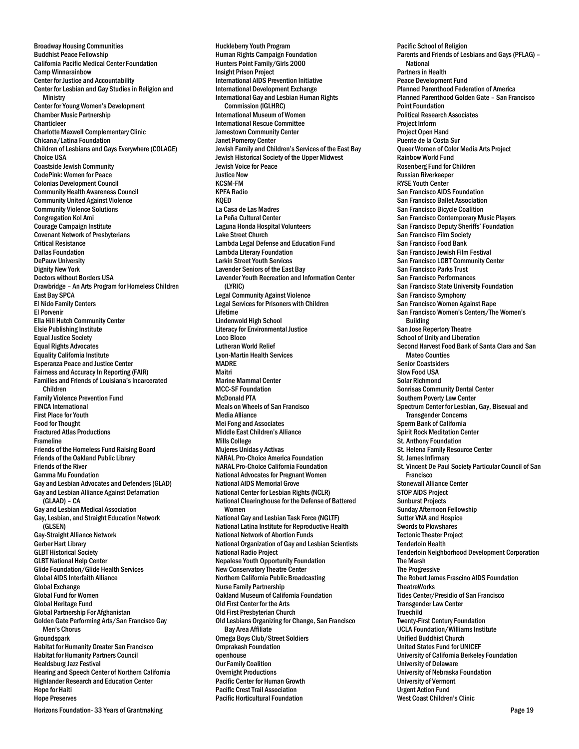Broadway Housing Communities
Buddhist Peace Fellowship
California Pacific Medical Center Foundation
Camp Winnarainbow
Center for Justice and Accountability
Center for Lesbian and Gay Studies in Religion and Ministry
Center for Young Women's Development
Chamber Music Partnership
Chanticleer
Charlotte Maxwell Complementary Clinic
Chicana/Latina Foundation
Children of Lesbians and Gays Everywhere (COLAGE)
Choice USA
Coastside Jewish Community
CodePink: Women for Peace
Colonias Development Council
Community Health Awareness Council
Community United Against Violence
Community Violence Solutions
Congregation Kol Ami
Courage Campaign Institute
Covenant Network of Presbyterians
Critical Resistance
Dallas Foundation
DePauw University
Dignity New York
Doctors without Borders USA
Drawbridge – An Arts Program for Homeless Children
East Bay SPCA
El Nido Family Centers
El Porvenir
Ella Hill Hutch Community Center
Elsie Publishing Institute
Equal Justice Society
Equal Rights Advocates
Equality California Institute
Esperanza Peace and Justice Center
Fairness and Accuracy In Reporting (FAIR)
Families and Friends of Louisiana's Incarcerated Children
Family Violence Prevention Fund
FINCA International
First Place for Youth
Food for Thought
Fractured Atlas Productions
Frameline
Friends of the Homeless Fund Raising Board
Friends of the Oakland Public Library
Friends of the River
Gamma Mu Foundation
Gay and Lesbian Advocates and Defenders (GLAD)
Gay and Lesbian Alliance Against Defamation (GLAAD) – CA
Gay and Lesbian Medical Association
Gay, Lesbian, and Straight Education Network (GLSEN)
Gay-Straight Alliance Network
Gerber Hart Library
GLBT Historical Society
GLBT National Help Center
Glide Foundation/Glide Health Services
Global AIDS Interfaith Alliance
Global Exchange
Global Fund for Women
Global Heritage Fund
Global Partnership For Afghanistan
Golden Gate Performing Arts/San Francisco Gay Men's Chorus
Groundspark
Habitat for Humanity Greater San Francisco
Habitat for Humanity Partners Council
Healdsburg Jazz Festival
Hearing and Speech Center of Northern California
Highlander Research and Education Center
Hope for Haiti
Hope Preserves
Huckleberry Youth Program
Human Rights Campaign Foundation
Hunters Point Family/Girls 2000
Insight Prison Project
International AIDS Prevention Initiative
International Development Exchange
International Gay and Lesbian Human Rights Commission (IGLHRC)
International Museum of Women
International Rescue Committee
Jamestown Community Center
Janet Pomeroy Center
Jewish Family and Children's Services of the East Bay
Jewish Historical Society of the Upper Midwest
Jewish Voice for Peace
Justice Now
KCSM-FM
KPFA Radio
KQED
La Casa de Las Madres
La Peña Cultural Center
Laguna Honda Hospital Volunteers
Lake Street Church
Lambda Legal Defense and Education Fund
Lambda Literary Foundation
Larkin Street Youth Services
Lavender Seniors of the East Bay
Lavender Youth Recreation and Information Center (LYRIC)
Legal Community Against Violence
Legal Services for Prisoners with Children
Lifetime
Lindenwold High School
Literacy for Environmental Justice
Loco Bloco
Lutheran World Relief
Lyon-Martin Health Services
MADRE
Maitri
Marine Mammal Center
MCC-SF Foundation
McDonald PTA
Meals on Wheels of San Francisco
Media Alliance
Mei Fong and Associates
Middle East Children's Alliance
Mills College
Mujeres Unidas y Activas
NARAL Pro-Choice America Foundation
NARAL Pro-Choice California Foundation
National Advocates for Pregnant Women
National AIDS Memorial Grove
National Center for Lesbian Rights (NCLR)
National Clearinghouse for the Defense of Battered Women
National Gay and Lesbian Task Force (NGLTF)
National Latina Institute for Reproductive Health
National Network of Abortion Funds
National Organization of Gay and Lesbian Scientists
National Radio Project
Nepalese Youth Opportunity Foundation
New Conservatory Theatre Center
Northern California Public Broadcasting
Nurse Family Partnership
Oakland Museum of California Foundation
Old First Center for the Arts
Old First Presbyterian Church
Old Lesbians Organizing for Change, San Francisco Bay Area Affiliate
Omega Boys Club/Street Soldiers
Omprakash Foundation
openhouse
Our Family Coalition
Overnight Productions
Pacific Center for Human Growth
Pacific Crest Trail Association
Pacific Horticultural Foundation
Pacific School of Religion
Parents and Friends of Lesbians and Gays (PFLAG) – National
Partners in Health
Peace Development Fund
Planned Parenthood Federation of America
Planned Parenthood Golden Gate – San Francisco
Point Foundation
Political Research Associates
Project Inform
Project Open Hand
Puente de la Costa Sur
Queer Women of Color Media Arts Project
Rainbow World Fund
Rosenberg Fund for Children
Russian Riverkeeper
RYSE Youth Center
San Francisco AIDS Foundation
San Francisco Ballet Association
San Francisco Bicycle Coalition
San Francisco Contemporary Music Players
San Francisco Deputy Sheriffs' Foundation
San Francisco Film Society
San Francisco Food Bank
San Francisco Jewish Film Festival
San Francisco LGBT Community Center
San Francisco Parks Trust
San Francisco Performances
San Francisco State University Foundation
San Francisco Symphony
San Francisco Women Against Rape
San Francisco Women's Centers/The Women's Building
San Jose Repertory Theatre
School of Unity and Liberation
Second Harvest Food Bank of Santa Clara and San Mateo Counties
Senior Coastsiders
Slow Food USA
Solar Richmond
Sonrisas Community Dental Center
Southern Poverty Law Center
Spectrum Center for Lesbian, Gay, Bisexual and Transgender Concerns
Sperm Bank of California
Spirit Rock Meditation Center
St. Anthony Foundation
St. Helena Family Resource Center
St. James Infirmary
St. Vincent De Paul Society Particular Council of San Francisco
Stonewall Alliance Center
STOP AIDS Project
Sunburst Projects
Sunday Afternoon Fellowship
Sutter VNA and Hospice
Swords to Plowshares
Tectonic Theater Project
Tenderloin Health
Tenderloin Neighborhood Development Corporation
The Marsh
The Progressive
The Robert James Frascino AIDS Foundation
TheatreWorks
Tides Center/Presidio of San Francisco
Transgender Law Center
Truechild
Twenty-First Century Foundation
UCLA Foundation/Williams Institute
Unified Buddhist Church
United States Fund for UNICEF
University of California Berkeley Foundation
University of Delaware
University of Nebraska Foundation
University of Vermont
Urgent Action Fund
West Coast Children's Clinic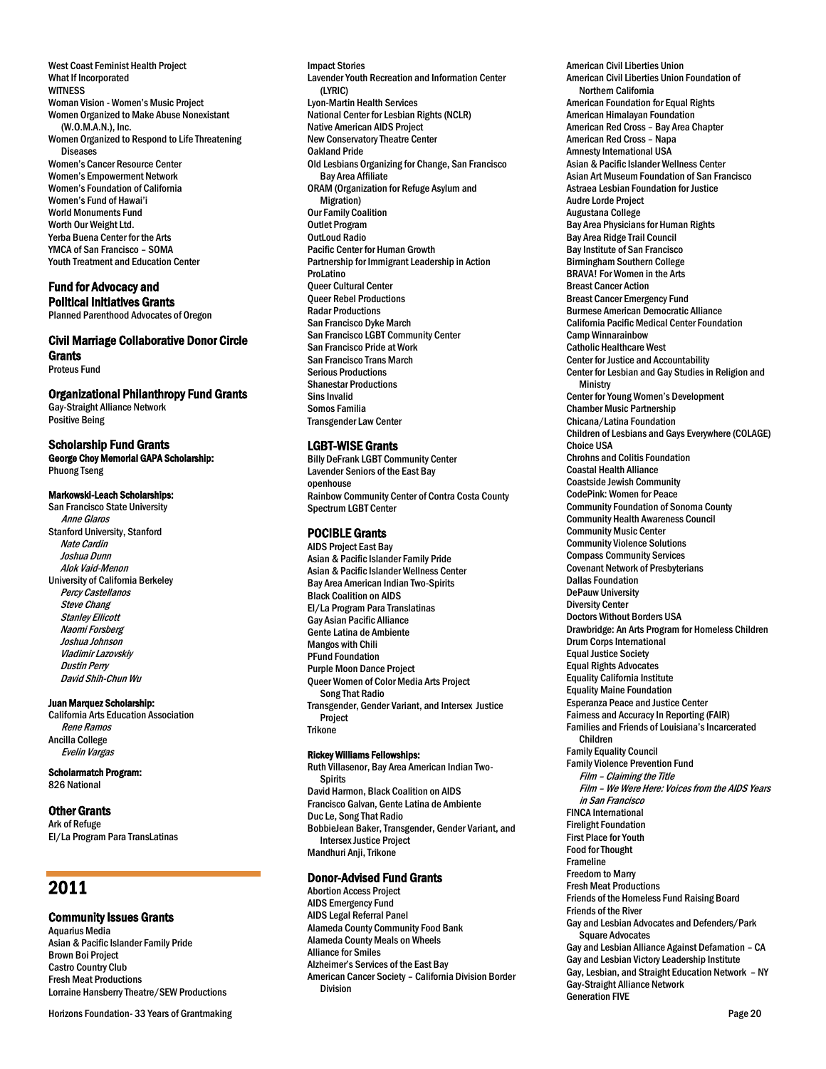West Coast Feminist Health Project
What If Incorporated
WITNESS
Woman Vision - Women's Music Project
Women Organized to Make Abuse Nonexistant (W.O.M.A.N.), Inc.
Women Organized to Respond to Life Threatening Diseases
Women's Cancer Resource Center
Women's Empowerment Network
Women's Foundation of California
Women's Fund of Hawai'i
World Monuments Fund
Worth Our Weight Ltd.
Yerba Buena Center for the Arts
YMCA of San Francisco – SOMA
Youth Treatment and Education Center

### Fund for Advocacy and Political Initiatives Grants

Planned Parenthood Advocates of Oregon

### Civil Marriage Collaborative Donor Circle Grants

Proteus Fund

### Organizational Philanthropy Fund Grants

Gay-Straight Alliance Network
Positive Being

### Scholarship Fund Grants

**George Choy Memorial GAPA Scholarship:**
Phuong Tseng

**Markowski-Leach Scholarships:**
San Francisco State University
*Anne Glaros*
Stanford University, Stanford
*Nate Cardin*
*Joshua Dunn*
*Alok Vaid-Menon*
University of California Berkeley
*Percy Castellanos*
*Steve Chang*
*Stanley Ellicott*
*Naomi Forsberg*
*Joshua Johnson*
*Vladimir Lazovskiy*
*Dustin Perry*
*David Shih-Chun Wu*

**Juan Marquez Scholarship:**
California Arts Education Association
*Rene Ramos*
Ancilla College
*Evelin Vargas*

**Scholarmatch Program:**
826 National

### Other Grants

Ark of Refuge
El/La Program Para TransLatinas

## 2011

### Community Issues Grants

Aquarius Media
Asian & Pacific Islander Family Pride
Brown Boi Project
Castro Country Club
Fresh Meat Productions
Lorraine Hansberry Theatre/SEW Productions
Impact Stories
Lavender Youth Recreation and Information Center (LYRIC)
Lyon-Martin Health Services
National Center for Lesbian Rights (NCLR)
Native American AIDS Project
New Conservatory Theatre Center
Oakland Pride
Old Lesbians Organizing for Change, San Francisco Bay Area Affiliate
ORAM (Organization for Refuge Asylum and Migration)
Our Family Coalition
Outlet Program
OutLoud Radio
Pacific Center for Human Growth
Partnership for Immigrant Leadership in Action
ProLatino
Queer Cultural Center
Queer Rebel Productions
Radar Productions
San Francisco Dyke March
San Francisco LGBT Community Center
San Francisco Pride at Work
San Francisco Trans March
Serious Productions
Shanestar Productions
Sins Invalid
Somos Familia
Transgender Law Center

### LGBT-WISE Grants

Billy DeFrank LGBT Community Center
Lavender Seniors of the East Bay
openhouse
Rainbow Community Center of Contra Costa County
Spectrum LGBT Center

### POCIBLE Grants

AIDS Project East Bay
Asian & Pacific Islander Family Pride
Asian & Pacific Islander Wellness Center
Bay Area American Indian Two-Spirits
Black Coalition on AIDS
El/La Program Para Translatinas
Gay Asian Pacific Alliance
Gente Latina de Ambiente
Mangos with Chili
PFund Foundation
Purple Moon Dance Project
Queer Women of Color Media Arts Project
Song That Radio
Transgender, Gender Variant, and Intersex Justice Project
Trikone

**Rickey Williams Fellowships:**
Ruth Villasenor, Bay Area American Indian Two-Spirits
David Harmon, Black Coalition on AIDS
Francisco Galvan, Gente Latina de Ambiente
Duc Le, Song That Radio
BobbieJean Baker, Transgender, Gender Variant, and Intersex Justice Project
Mandhuri Anji, Trikone

### Donor-Advised Fund Grants

Abortion Access Project
AIDS Emergency Fund
AIDS Legal Referral Panel
Alameda County Community Food Bank
Alameda County Meals on Wheels
Alliance for Smiles
Alzheimer's Services of the East Bay
American Cancer Society – California Division Border Division
American Civil Liberties Union
American Civil Liberties Union Foundation of Northern California
American Foundation for Equal Rights
American Himalayan Foundation
American Red Cross – Bay Area Chapter
American Red Cross – Napa
Amnesty International USA
Asian & Pacific Islander Wellness Center
Asian Art Museum Foundation of San Francisco
Astraea Lesbian Foundation for Justice
Audre Lorde Project
Augustana College
Bay Area Physicians for Human Rights
Bay Area Ridge Trail Council
Bay Institute of San Francisco
Birmingham Southern College
BRAVA! For Women in the Arts
Breast Cancer Action
Breast Cancer Emergency Fund
Burmese American Democratic Alliance
California Pacific Medical Center Foundation
Camp Winnarainbow
Catholic Healthcare West
Center for Justice and Accountability
Center for Lesbian and Gay Studies in Religion and Ministry
Center for Young Women's Development
Chamber Music Partnership
Chicana/Latina Foundation
Children of Lesbians and Gays Everywhere (COLAGE)
Choice USA
Chrohns and Colitis Foundation
Coastal Health Alliance
Coastside Jewish Community
CodePink: Women for Peace
Community Foundation of Sonoma County
Community Health Awareness Council
Community Music Center
Community Violence Solutions
Compass Community Services
Covenant Network of Presbyterians
Dallas Foundation
DePauw University
Diversity Center
Doctors Without Borders USA
Drawbridge: An Arts Program for Homeless Children
Drum Corps International
Equal Justice Society
Equal Rights Advocates
Equality California Institute
Equality Maine Foundation
Esperanza Peace and Justice Center
Fairness and Accuracy In Reporting (FAIR)
Families and Friends of Louisiana's Incarcerated Children
Family Equality Council
Family Violence Prevention Fund
*Film – Claiming the Title*
*Film – We Were Here: Voices from the AIDS Years in San Francisco*
FINCA International
Firelight Foundation
First Place for Youth
Food for Thought
Frameline
Freedom to Marry
Fresh Meat Productions
Friends of the Homeless Fund Raising Board
Friends of the River
Gay and Lesbian Advocates and Defenders/Park Square Advocates
Gay and Lesbian Alliance Against Defamation – CA
Gay and Lesbian Victory Leadership Institute
Gay, Lesbian, and Straight Education Network – NY
Gay-Straight Alliance Network
Generation FIVE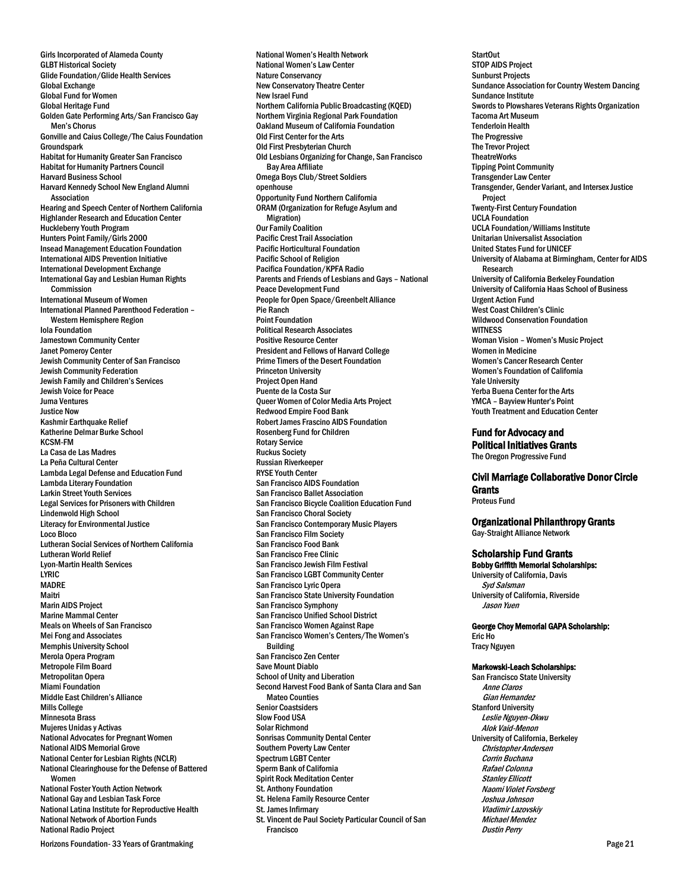Girls Incorporated of Alameda County
GLBT Historical Society
Glide Foundation/Glide Health Services
Global Exchange
Global Fund for Women
Global Heritage Fund
Golden Gate Performing Arts/San Francisco Gay Men's Chorus
Gonville and Caius College/The Caius Foundation
Groundspark
Habitat for Humanity Greater San Francisco
Habitat for Humanity Partners Council
Harvard Business School
Harvard Kennedy School New England Alumni Association
Hearing and Speech Center of Northern California
Highlander Research and Education Center
Huckleberry Youth Program
Hunters Point Family/Girls 2000
Insead Management Education Foundation
International AIDS Prevention Initiative
International Development Exchange
International Gay and Lesbian Human Rights Commission
International Museum of Women
International Planned Parenthood Federation – Western Hemisphere Region
Iola Foundation
Jamestown Community Center
Janet Pomeroy Center
Jewish Community Center of San Francisco
Jewish Community Federation
Jewish Family and Children's Services
Jewish Voice for Peace
Juma Ventures
Justice Now
Kashmir Earthquake Relief
Katherine Delmar Burke School
KCSM-FM
La Casa de Las Madres
La Peña Cultural Center
Lambda Legal Defense and Education Fund
Lambda Literary Foundation
Larkin Street Youth Services
Legal Services for Prisoners with Children
Lindenwold High School
Literacy for Environmental Justice
Loco Bloco
Lutheran Social Services of Northern California
Lutheran World Relief
Lyon-Martin Health Services
LYRIC
MADRE
Maitri
Marin AIDS Project
Marine Mammal Center
Meals on Wheels of San Francisco
Mei Fong and Associates
Memphis University School
Merola Opera Program
Metropole Film Board
Metropolitan Opera
Miami Foundation
Middle East Children's Alliance
Mills College
Minnesota Brass
Mujeres Unidas y Activas
National Advocates for Pregnant Women
National AIDS Memorial Grove
National Center for Lesbian Rights (NCLR)
National Clearinghouse for the Defense of Battered Women
National Foster Youth Action Network
National Gay and Lesbian Task Force
National Latina Institute for Reproductive Health
National Network of Abortion Funds
National Radio Project
National Women's Health Network
National Women's Law Center
Nature Conservancy
New Conservatory Theatre Center
New Israel Fund
Northern California Public Broadcasting (KQED)
Northern Virginia Regional Park Foundation
Oakland Museum of California Foundation
Old First Center for the Arts
Old First Presbyterian Church
Old Lesbians Organizing for Change, San Francisco Bay Area Affiliate
Omega Boys Club/Street Soldiers
openhouse
Opportunity Fund Northern California
ORAM (Organization for Refuge Asylum and Migration)
Our Family Coalition
Pacific Crest Trail Association
Pacific Horticultural Foundation
Pacific School of Religion
Pacifica Foundation/KPFA Radio
Parents and Friends of Lesbians and Gays – National
Peace Development Fund
People for Open Space/Greenbelt Alliance
Pie Ranch
Point Foundation
Political Research Associates
Positive Resource Center
President and Fellows of Harvard College
Prime Timers of the Desert Foundation
Princeton University
Project Open Hand
Puente de la Costa Sur
Queer Women of Color Media Arts Project
Redwood Empire Food Bank
Robert James Frascino AIDS Foundation
Rosenberg Fund for Children
Rotary Service
Ruckus Society
Russian Riverkeeper
RYSE Youth Center
San Francisco AIDS Foundation
San Francisco Ballet Association
San Francisco Bicycle Coalition Education Fund
San Francisco Choral Society
San Francisco Contemporary Music Players
San Francisco Film Society
San Francisco Food Bank
San Francisco Free Clinic
San Francisco Jewish Film Festival
San Francisco LGBT Community Center
San Francisco Lyric Opera
San Francisco State University Foundation
San Francisco Symphony
San Francisco Unified School District
San Francisco Women Against Rape
San Francisco Women's Centers/The Women's Building
San Francisco Zen Center
Save Mount Diablo
School of Unity and Liberation
Second Harvest Food Bank of Santa Clara and San Mateo Counties
Senior Coastsiders
Slow Food USA
Solar Richmond
Sonrisas Community Dental Center
Southern Poverty Law Center
Spectrum LGBT Center
Sperm Bank of California
Spirit Rock Meditation Center
St. Anthony Foundation
St. Helena Family Resource Center
St. James Infirmary
St. Vincent de Paul Society Particular Council of San Francisco
StartOut
STOP AIDS Project
Sunburst Projects
Sundance Association for Country Western Dancing
Sundance Institute
Swords to Plowshares Veterans Rights Organization
Tacoma Art Museum
Tenderloin Health
The Progressive
The Trevor Project
TheatreWorks
Tipping Point Community
Transgender Law Center
Transgender, Gender Variant, and Intersex Justice Project
Twenty-First Century Foundation
UCLA Foundation
UCLA Foundation/Williams Institute
Unitarian Universalist Association
United States Fund for UNICEF
University of Alabama at Birmingham, Center for AIDS Research
University of California Berkeley Foundation
University of California Haas School of Business
Urgent Action Fund
West Coast Children's Clinic
Wildwood Conservation Foundation
WITNESS
Woman Vision – Women's Music Project
Women in Medicine
Women's Cancer Research Center
Women's Foundation of California
Yale University
Yerba Buena Center for the Arts
YMCA – Bayview Hunter's Point
Youth Treatment and Education Center

## Fund for Advocacy and Political Initiatives Grants

The Oregon Progressive Fund

## Civil Marriage Collaborative Donor Circle Grants

Proteus Fund

## Organizational Philanthropy Grants

Gay-Straight Alliance Network

## Scholarship Fund Grants

**Bobby Griffith Memorial Scholarships:**

University of California, Davis
*Syd Salsman*
University of California, Riverside
*Jason Yuen*

**George Choy Memorial GAPA Scholarship:**

Eric Ho
Tracy Nguyen

**Markowski-Leach Scholarships:**

San Francisco State University
*Anne Claros*
*Gian Hernandez*
Stanford University
*Leslie Nguyen-Okwu*
*Alok Vaid-Menon*
University of California, Berkeley
*Christopher Andersen*
*Corrin Buchana*
*Rafael Colonna*
*Stanley Ellicott*
*Naomi Violet Forsberg*
*Joshua Johnson*
*Vladimir Lazovskiy*
*Michael Mendez*
*Dustin Perry*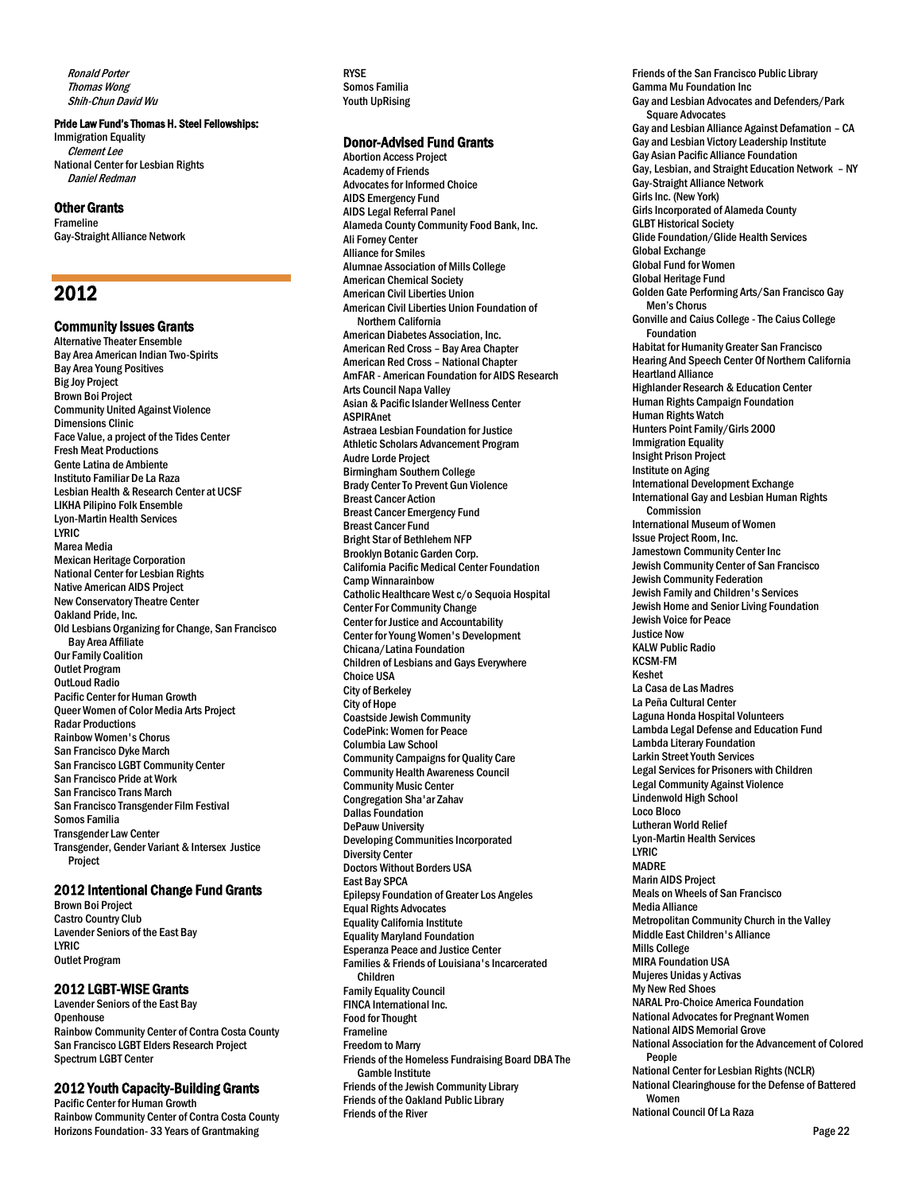*Ronald Porter*
*Thomas Wong*
*Shih-Chun David Wu*

**Pride Law Fund's Thomas H. Steel Fellowships:**

Immigration Equality
*Clement Lee*
National Center for Lesbian Rights
*Daniel Redman*

### Other Grants

Frameline
Gay-Straight Alliance Network

## 2012

### Community Issues Grants

Alternative Theater Ensemble
Bay Area American Indian Two-Spirits
Bay Area Young Positives
Big Joy Project
Brown Boi Project
Community United Against Violence
Dimensions Clinic
Face Value, a project of the Tides Center
Fresh Meat Productions
Gente Latina de Ambiente
Instituto Familiar De La Raza
Lesbian Health & Research Center at UCSF
LIKHA Pilipino Folk Ensemble
Lyon-Martin Health Services
LYRIC
Marea Media
Mexican Heritage Corporation
National Center for Lesbian Rights
Native American AIDS Project
New Conservatory Theatre Center
Oakland Pride, Inc.
Old Lesbians Organizing for Change, San Francisco Bay Area Affiliate
Our Family Coalition
Outlet Program
OutLoud Radio
Pacific Center for Human Growth
Queer Women of Color Media Arts Project
Radar Productions
Rainbow Women's Chorus
San Francisco Dyke March
San Francisco LGBT Community Center
San Francisco Pride at Work
San Francisco Trans March
San Francisco Transgender Film Festival
Somos Familia
Transgender Law Center
Transgender, Gender Variant & Intersex Justice Project

### 2012 Intentional Change Fund Grants

Brown Boi Project
Castro Country Club
Lavender Seniors of the East Bay
LYRIC
Outlet Program

### 2012 LGBT-WISE Grants

Lavender Seniors of the East Bay
Openhouse
Rainbow Community Center of Contra Costa County
San Francisco LGBT Elders Research Project
Spectrum LGBT Center

### 2012 Youth Capacity-Building Grants

Pacific Center for Human Growth
Rainbow Community Center of Contra Costa County
RYSE
Somos Familia
Youth UpRising

### Donor-Advised Fund Grants

Abortion Access Project
Academy of Friends
Advocates for Informed Choice
AIDS Emergency Fund
AIDS Legal Referral Panel
Alameda County Community Food Bank, Inc.
Ali Forney Center
Alliance for Smiles
Alumnae Association of Mills College
American Chemical Society
American Civil Liberties Union
American Civil Liberties Union Foundation of Northern California
American Diabetes Association, Inc.
American Red Cross – Bay Area Chapter
American Red Cross – National Chapter
AmFAR - American Foundation for AIDS Research
Arts Council Napa Valley
Asian & Pacific Islander Wellness Center
ASPIRAnet
Astraea Lesbian Foundation for Justice
Athletic Scholars Advancement Program
Audre Lorde Project
Birmingham Southern College
Brady Center To Prevent Gun Violence
Breast Cancer Action
Breast Cancer Emergency Fund
Breast Cancer Fund
Bright Star of Bethlehem NFP
Brooklyn Botanic Garden Corp.
California Pacific Medical Center Foundation
Camp Winnarainbow
Catholic Healthcare West c/o Sequoia Hospital
Center For Community Change
Center for Justice and Accountability
Center for Young Women's Development
Chicana/Latina Foundation
Children of Lesbians and Gays Everywhere
Choice USA
City of Berkeley
City of Hope
Coastside Jewish Community
CodePink: Women for Peace
Columbia Law School
Community Campaigns for Quality Care
Community Health Awareness Council
Community Music Center
Congregation Sha'ar Zahav
Dallas Foundation
DePauw University
Developing Communities Incorporated
Diversity Center
Doctors Without Borders USA
East Bay SPCA
Epilepsy Foundation of Greater Los Angeles
Equal Rights Advocates
Equality California Institute
Equality Maryland Foundation
Esperanza Peace and Justice Center
Families & Friends of Louisiana's Incarcerated Children
Family Equality Council
FINCA International Inc.
Food for Thought
Frameline
Freedom to Marry
Friends of the Homeless Fundraising Board DBA The Gamble Institute
Friends of the Jewish Community Library
Friends of the Oakland Public Library
Friends of the River
Friends of the San Francisco Public Library
Gamma Mu Foundation Inc
Gay and Lesbian Advocates and Defenders/Park Square Advocates
Gay and Lesbian Alliance Against Defamation – CA
Gay and Lesbian Victory Leadership Institute
Gay Asian Pacific Alliance Foundation
Gay, Lesbian, and Straight Education Network – NY
Gay-Straight Alliance Network
Girls Inc. (New York)
Girls Incorporated of Alameda County
GLBT Historical Society
Glide Foundation/Glide Health Services
Global Exchange
Global Fund for Women
Global Heritage Fund
Golden Gate Performing Arts/San Francisco Gay Men's Chorus
Gonville and Caius College - The Caius College Foundation
Habitat for Humanity Greater San Francisco
Hearing And Speech Center Of Northern California
Heartland Alliance
Highlander Research & Education Center
Human Rights Campaign Foundation
Human Rights Watch
Hunters Point Family/Girls 2000
Immigration Equality
Insight Prison Project
Institute on Aging
International Development Exchange
International Gay and Lesbian Human Rights Commission
International Museum of Women
Issue Project Room, Inc.
Jamestown Community Center Inc
Jewish Community Center of San Francisco
Jewish Community Federation
Jewish Family and Children's Services
Jewish Home and Senior Living Foundation
Jewish Voice for Peace
Justice Now
KALW Public Radio
KCSM-FM
Keshet
La Casa de Las Madres
La Peña Cultural Center
Laguna Honda Hospital Volunteers
Lambda Legal Defense and Education Fund
Lambda Literary Foundation
Larkin Street Youth Services
Legal Services for Prisoners with Children
Legal Community Against Violence
Lindenwold High School
Loco Bloco
Lutheran World Relief
Lyon-Martin Health Services
LYRIC
MADRE
Marin AIDS Project
Meals on Wheels of San Francisco
Media Alliance
Metropolitan Community Church in the Valley
Middle East Children's Alliance
Mills College
MIRA Foundation USA
Mujeres Unidas y Activas
My New Red Shoes
NARAL Pro-Choice America Foundation
National Advocates for Pregnant Women
National AIDS Memorial Grove
National Association for the Advancement of Colored People
National Center for Lesbian Rights (NCLR)
National Clearinghouse for the Defense of Battered Women
National Council Of La Raza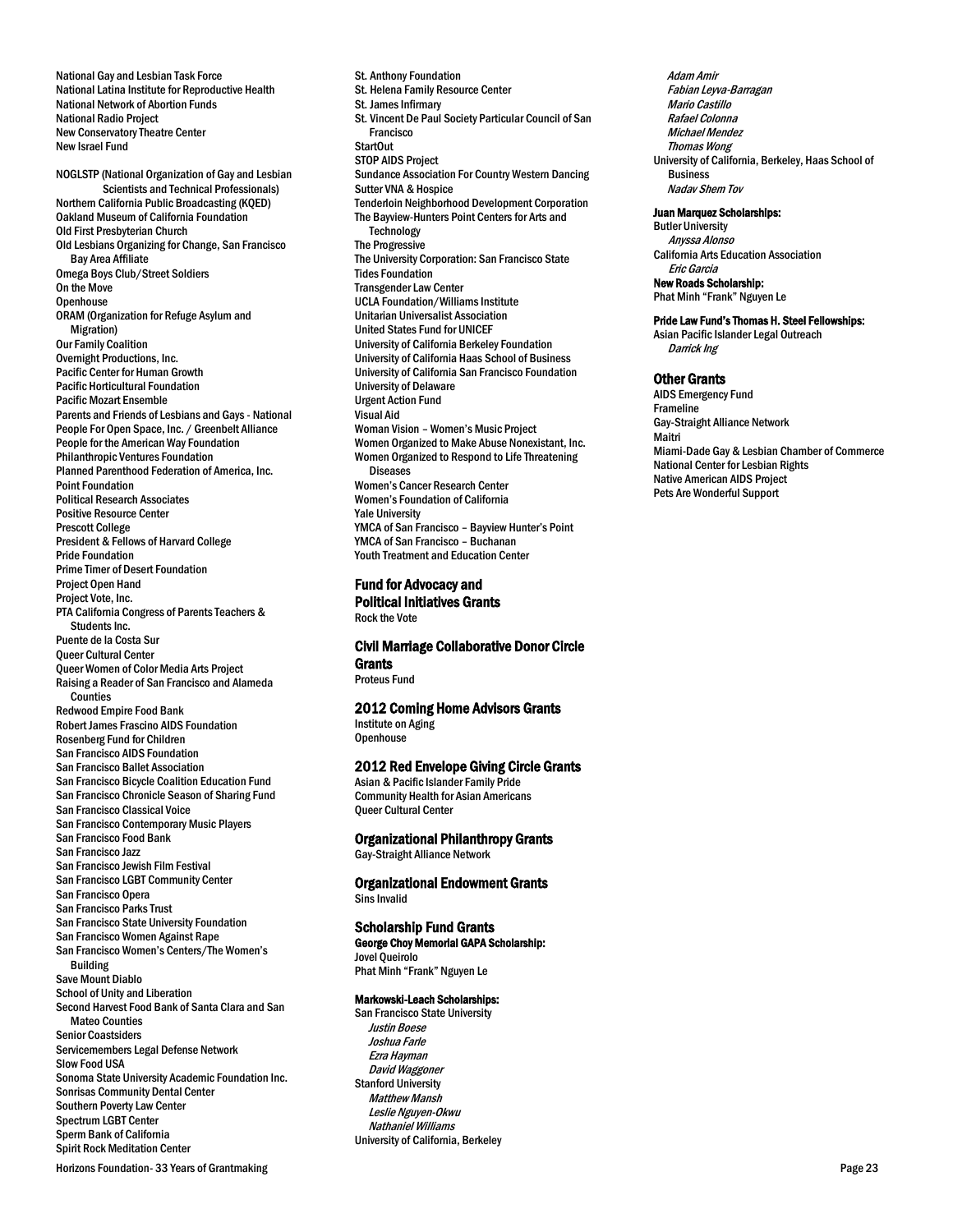National Gay and Lesbian Task Force
National Latina Institute for Reproductive Health
National Network of Abortion Funds
National Radio Project
New Conservatory Theatre Center
New Israel Fund

NOGLSTP (National Organization of Gay and Lesbian Scientists and Technical Professionals)
Northern California Public Broadcasting (KQED)
Oakland Museum of California Foundation
Old First Presbyterian Church
Old Lesbians Organizing for Change, San Francisco Bay Area Affiliate
Omega Boys Club/Street Soldiers
On the Move
Openhouse
ORAM (Organization for Refuge Asylum and Migration)
Our Family Coalition
Overnight Productions, Inc.
Pacific Center for Human Growth
Pacific Horticultural Foundation
Pacific Mozart Ensemble
Parents and Friends of Lesbians and Gays - National
People For Open Space, Inc. / Greenbelt Alliance
People for the American Way Foundation
Philanthropic Ventures Foundation
Planned Parenthood Federation of America, Inc.
Point Foundation
Political Research Associates
Positive Resource Center
Prescott College
President & Fellows of Harvard College
Pride Foundation
Prime Timer of Desert Foundation
Project Open Hand
Project Vote, Inc.
PTA California Congress of Parents Teachers & Students Inc.
Puente de la Costa Sur
Queer Cultural Center
Queer Women of Color Media Arts Project
Raising a Reader of San Francisco and Alameda Counties
Redwood Empire Food Bank
Robert James Frascino AIDS Foundation
Rosenberg Fund for Children
San Francisco AIDS Foundation
San Francisco Ballet Association
San Francisco Bicycle Coalition Education Fund
San Francisco Chronicle Season of Sharing Fund
San Francisco Classical Voice
San Francisco Contemporary Music Players
San Francisco Food Bank
San Francisco Jazz
San Francisco Jewish Film Festival
San Francisco LGBT Community Center
San Francisco Opera
San Francisco Parks Trust
San Francisco State University Foundation
San Francisco Women Against Rape
San Francisco Women's Centers/The Women's Building
Save Mount Diablo
School of Unity and Liberation
Second Harvest Food Bank of Santa Clara and San Mateo Counties
Senior Coastsiders
Servicemembers Legal Defense Network
Slow Food USA
Sonoma State University Academic Foundation Inc.
Sonrisas Community Dental Center
Southern Poverty Law Center
Spectrum LGBT Center
Sperm Bank of California
Spirit Rock Meditation Center
St. Anthony Foundation
St. Helena Family Resource Center
St. James Infirmary
St. Vincent De Paul Society Particular Council of San Francisco
StartOut
STOP AIDS Project
Sundance Association For Country Western Dancing
Sutter VNA & Hospice
Tenderloin Neighborhood Development Corporation
The Bayview-Hunters Point Centers for Arts and Technology
The Progressive
The University Corporation: San Francisco State
Tides Foundation
Transgender Law Center
UCLA Foundation/Williams Institute
Unitarian Universalist Association
United States Fund for UNICEF
University of California Berkeley Foundation
University of California Haas School of Business
University of California San Francisco Foundation
University of Delaware
Urgent Action Fund
Visual Aid
Woman Vision – Women's Music Project
Women Organized to Make Abuse Nonexistant, Inc.
Women Organized to Respond to Life Threatening Diseases
Women's Cancer Research Center
Women's Foundation of California
Yale University
YMCA of San Francisco – Bayview Hunter's Point
YMCA of San Francisco – Buchanan
Youth Treatment and Education Center

## Fund for Advocacy and Political Initiatives Grants

Rock the Vote

## Civil Marriage Collaborative Donor Circle Grants

Proteus Fund

## 2012 Coming Home Advisors Grants

Institute on Aging
Openhouse

## 2012 Red Envelope Giving Circle Grants

Asian & Pacific Islander Family Pride
Community Health for Asian Americans
Queer Cultural Center

## Organizational Philanthropy Grants

Gay-Straight Alliance Network

## Organizational Endowment Grants

Sins Invalid

## Scholarship Fund Grants

**George Choy Memorial GAPA Scholarship:**
Jovel Queirolo
Phat Minh "Frank" Nguyen Le

**Markowski-Leach Scholarships:**
San Francisco State University
*Justin Boese*
*Joshua Farle*
*Ezra Hayman*
*David Waggoner*
Stanford University
*Matthew Mansh*
*Leslie Nguyen-Okwu*
*Nathaniel Williams*
University of California, Berkeley
*Adam Amir*
*Fabian Leyva-Barragan*
*Mario Castillo*
*Rafael Colonna*
*Michael Mendez*
*Thomas Wong*
University of California, Berkeley, Haas School of Business
*Nadav Shem Tov*

**Juan Marquez Scholarships:**
Butler University
*Anyssa Alonso*
California Arts Education Association
*Eric Garcia*
**New Roads Scholarship:**
Phat Minh "Frank" Nguyen Le

**Pride Law Fund's Thomas H. Steel Fellowships:**
Asian Pacific Islander Legal Outreach
*Darrick Ing*

## Other Grants

AIDS Emergency Fund
Frameline
Gay-Straight Alliance Network
Maitri
Miami-Dade Gay & Lesbian Chamber of Commerce
National Center for Lesbian Rights
Native American AIDS Project
Pets Are Wonderful Support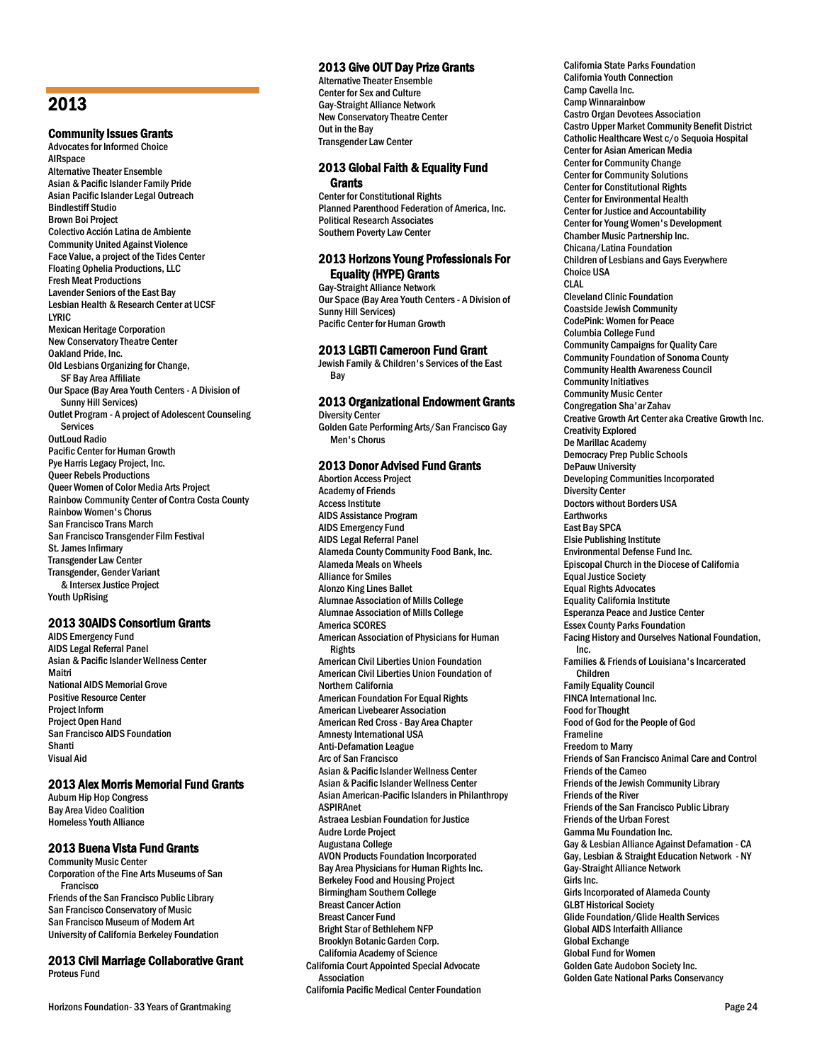# 2013

## Community Issues Grants

Advocates for Informed Choice
AIRspace
Alternative Theater Ensemble
Asian & Pacific Islander Family Pride
Asian Pacific Islander Legal Outreach
Bindlestiff Studio
Brown Boi Project
Colectivo Acción Latina de Ambiente
Community United Against Violence
Face Value, a project of the Tides Center
Floating Ophelia Productions, LLC
Fresh Meat Productions
Lavender Seniors of the East Bay
Lesbian Health & Research Center at UCSF
LYRIC
Mexican Heritage Corporation
New Conservatory Theatre Center
Oakland Pride, Inc.
Old Lesbians Organizing for Change, SF Bay Area Affiliate
Our Space (Bay Area Youth Centers - A Division of Sunny Hill Services)
Outlet Program - A project of Adolescent Counseling Services
OutLoud Radio
Pacific Center for Human Growth
Pye Harris Legacy Project, Inc.
Queer Rebels Productions
Queer Women of Color Media Arts Project
Rainbow Community Center of Contra Costa County
Rainbow Women's Chorus
San Francisco Trans March
San Francisco Transgender Film Festival
St. James Infirmary
Transgender Law Center
Transgender, Gender Variant & Intersex Justice Project
Youth UpRising

## 2013 30AIDS Consortium Grants

AIDS Emergency Fund
AIDS Legal Referral Panel
Asian & Pacific Islander Wellness Center
Maitri
National AIDS Memorial Grove
Positive Resource Center
Project Inform
Project Open Hand
San Francisco AIDS Foundation
Shanti
Visual Aid

## 2013 Alex Morris Memorial Fund Grants

Auburn Hip Hop Congress
Bay Area Video Coalition
Homeless Youth Alliance

## 2013 Buena Vista Fund Grants

Community Music Center
Corporation of the Fine Arts Museums of San Francisco
Friends of the San Francisco Public Library
San Francisco Conservatory of Music
San Francisco Museum of Modern Art
University of California Berkeley Foundation

## 2013 Civil Marriage Collaborative Grant

Proteus Fund

## 2013 Give OUT Day Prize Grants

Alternative Theater Ensemble
Center for Sex and Culture
Gay-Straight Alliance Network
New Conservatory Theatre Center
Out in the Bay
Transgender Law Center

## 2013 Global Faith & Equality Fund Grants

Center for Constitutional Rights
Planned Parenthood Federation of America, Inc.
Political Research Associates
Southern Poverty Law Center

## 2013 Horizons Young Professionals For Equality (HYPE) Grants

Gay-Straight Alliance Network
Our Space (Bay Area Youth Centers - A Division of Sunny Hill Services)
Pacific Center for Human Growth

## 2013 LGBTI Cameroon Fund Grant

Jewish Family & Children's Services of the East Bay

## 2013 Organizational Endowment Grants

Diversity Center
Golden Gate Performing Arts/San Francisco Gay Men's Chorus

## 2013 Donor Advised Fund Grants

Abortion Access Project
Academy of Friends
Access Institute
AIDS Assistance Program
AIDS Emergency Fund
AIDS Legal Referral Panel
Alameda County Community Food Bank, Inc.
Alameda Meals on Wheels
Alliance for Smiles
Alonzo King Lines Ballet
Alumnae Association of Mills College
Alumnae Association of Mills College
America SCORES
American Association of Physicians for Human Rights
American Civil Liberties Union Foundation
American Civil Liberties Union Foundation of Northern California
American Foundation For Equal Rights
American Livebearer Association
American Red Cross - Bay Area Chapter
Amnesty International USA
Anti-Defamation League
Arc of San Francisco
Asian & Pacific Islander Wellness Center
Asian & Pacific Islander Wellness Center
Asian American-Pacific Islanders in Philanthropy
ASPIRAnet
Astraea Lesbian Foundation for Justice
Audre Lorde Project
Augustana College
AVON Products Foundation Incorporated
Bay Area Physicians for Human Rights Inc.
Berkeley Food and Housing Project
Birmingham Southern College
Breast Cancer Action
Breast Cancer Fund
Bright Star of Bethlehem NFP
Brooklyn Botanic Garden Corp.
California Academy of Science
California Court Appointed Special Advocate Association
California Pacific Medical Center Foundation
California State Parks Foundation
California Youth Connection
Camp Cavella Inc.
Camp Winnarainbow
Castro Organ Devotees Association
Castro Upper Market Community Benefit District
Catholic Healthcare West c/o Sequoia Hospital
Center for Asian American Media
Center for Community Change
Center for Community Solutions
Center for Constitutional Rights
Center for Environmental Health
Center for Justice and Accountability
Center for Young Women's Development
Chamber Music Partnership Inc.
Chicana/Latina Foundation
Children of Lesbians and Gays Everywhere
Choice USA
CLAL
Cleveland Clinic Foundation
Coastside Jewish Community
CodePink: Women for Peace
Columbia College Fund
Community Campaigns for Quality Care
Community Foundation of Sonoma County
Community Health Awareness Council
Community Initiatives
Community Music Center
Congregation Sha'ar Zahav
Creative Growth Art Center aka Creative Growth Inc.
Creativity Explored
De Marillac Academy
Democracy Prep Public Schools
DePauw University
Developing Communities Incorporated
Diversity Center
Doctors without Borders USA
Earthworks
East Bay SPCA
Elsie Publishing Institute
Environmental Defense Fund Inc.
Episcopal Church in the Diocese of California
Equal Justice Society
Equal Rights Advocates
Equality California Institute
Esperanza Peace and Justice Center
Essex County Parks Foundation
Facing History and Ourselves National Foundation, Inc.
Families & Friends of Louisiana's Incarcerated Children
Family Equality Council
FINCA International Inc.
Food for Thought
Food of God for the People of God
Frameline
Freedom to Marry
Friends of San Francisco Animal Care and Control
Friends of the Cameo
Friends of the Jewish Community Library
Friends of the River
Friends of the San Francisco Public Library
Friends of the Urban Forest
Gamma Mu Foundation Inc.
Gay & Lesbian Alliance Against Defamation - CA
Gay, Lesbian & Straight Education Network - NY
Gay-Straight Alliance Network
Girls Inc.
Girls Incorporated of Alameda County
GLBT Historical Society
Glide Foundation/Glide Health Services
Global AIDS Interfaith Alliance
Global Exchange
Global Fund for Women
Golden Gate Audubon Society Inc.
Golden Gate National Parks Conservancy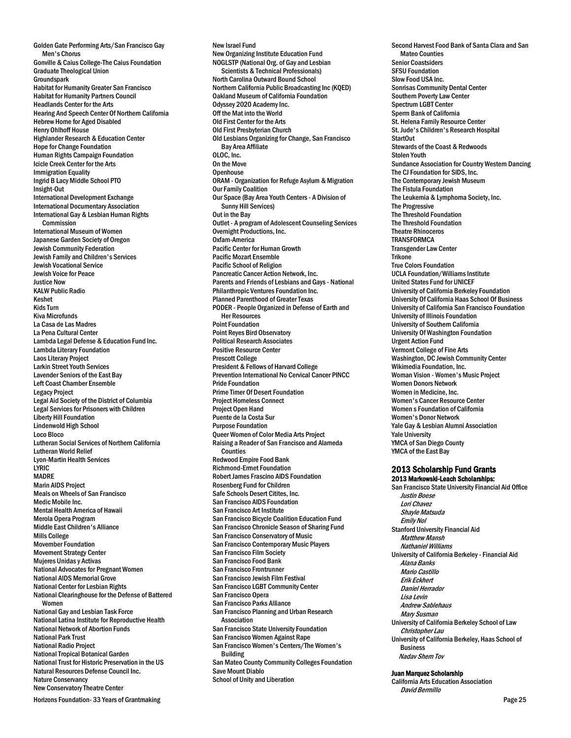Golden Gate Performing Arts/San Francisco Gay Men's Chorus
Gonville & Caius College-The Caius Foundation
Graduate Theological Union
Groundspark
Habitat for Humanity Greater San Francisco
Habitat for Humanity Partners Council
Headlands Center for the Arts
Hearing And Speech Center Of Northern California
Hebrew Home for Aged Disabled
Henry Ohlhoff House
Highlander Research & Education Center
Hope for Change Foundation
Human Rights Campaign Foundation
Icicle Creek Center for the Arts
Immigration Equality
Ingrid B Lacy Middle School PTO
Insight-Out
International Development Exchange
International Documentary Association
International Gay & Lesbian Human Rights Commission
International Museum of Women
Japanese Garden Society of Oregon
Jewish Community Federation
Jewish Family and Children's Services
Jewish Vocational Service
Jewish Voice for Peace
Justice Now
KALW Public Radio
Keshet
Kids Turn
Kiva Microfunds
La Casa de Las Madres
La Pena Cultural Center
Lambda Legal Defense & Education Fund Inc.
Lambda Literary Foundation
Laos Literary Project
Larkin Street Youth Services
Lavender Seniors of the East Bay
Left Coast Chamber Ensemble
Legacy Project
Legal Aid Society of the District of Columbia
Legal Services for Prisoners with Children
Liberty Hill Foundation
Lindenwold High School
Loco Bloco
Lutheran Social Services of Northern California
Lutheran World Relief
Lyon-Martin Health Services
LYRIC
MADRE
Marin AIDS Project
Meals on Wheels of San Francisco
Medic Mobile Inc.
Mental Health America of Hawaii
Merola Opera Program
Middle East Children's Alliance
Mills College
Movember Foundation
Movement Strategy Center
Mujeres Unidas y Activas
National Advocates for Pregnant Women
National AIDS Memorial Grove
National Center for Lesbian Rights
National Clearinghouse for the Defense of Battered Women
National Gay and Lesbian Task Force
National Latina Institute for Reproductive Health
National Network of Abortion Funds
National Park Trust
National Radio Project
National Tropical Botanical Garden
National Trust for Historic Preservation in the US
Natural Resources Defense Council Inc.
Nature Conservancy
New Conservatory Theatre Center
New Israel Fund
New Organizing Institute Education Fund
NOGLSTP (National Org. of Gay and Lesbian Scientists & Technical Professionals)
North Carolina Outward Bound School
Northern California Public Broadcasting Inc (KQED)
Oakland Museum of California Foundation
Odyssey 2020 Academy Inc.
Off the Mat into the World
Old First Center for the Arts
Old First Presbyterian Church
Old Lesbians Organizing for Change, San Francisco Bay Area Affiliate
OLOC, Inc.
On the Move
Openhouse
ORAM - Organization for Refuge Asylum & Migration
Our Family Coalition
Our Space (Bay Area Youth Centers - A Division of Sunny Hill Services)
Out in the Bay
Outlet - A program of Adolescent Counseling Services
Overnight Productions, Inc.
Oxfam-America
Pacific Center for Human Growth
Pacific Mozart Ensemble
Pacific School of Religion
Pancreatic Cancer Action Network, Inc.
Parents and Friends of Lesbians and Gays - National
Philanthropic Ventures Foundation Inc.
Planned Parenthood of Greater Texas
PODER - People Organized in Defense of Earth and Her Resources
Point Foundation
Point Reyes Bird Observatory
Political Research Associates
Positive Resource Center
Prescott College
President & Fellows of Harvard College
Prevention International No Cervical Cancer PINCC
Pride Foundation
Prime Timer Of Desert Foundation
Project Homeless Connect
Project Open Hand
Puente de la Costa Sur
Purpose Foundation
Queer Women of Color Media Arts Project
Raising a Reader of San Francisco and Alameda Counties
Redwood Empire Food Bank
Richmond-Ermet Foundation
Robert James Frascino AIDS Foundation
Rosenberg Fund for Children
Safe Schools Desert Citites, Inc.
San Francisco AIDS Foundation
San Francisco Art Institute
San Francisco Bicycle Coalition Education Fund
San Francisco Chronicle Season of Sharing Fund
San Francisco Conservatory of Music
San Francisco Contemporary Music Players
San Francisco Film Society
San Francisco Food Bank
San Francisco Frontrunner
San Francisco Jewish Film Festival
San Francisco LGBT Community Center
San Francisco Opera
San Francisco Parks Alliance
San Francisco Planning and Urban Research Association
San Francisco State University Foundation
San Francisco Women Against Rape
San Francisco Women's Centers/The Women's Building
San Mateo County Community Colleges Foundation
Save Mount Diablo
School of Unity and Liberation
Second Harvest Food Bank of Santa Clara and San Mateo Counties
Senior Coastsiders
SFSU Foundation
Slow Food USA Inc.
Sonrisas Community Dental Center
Southern Poverty Law Center
Spectrum LGBT Center
Sperm Bank of California
St. Helena Family Resource Center
St. Jude's Children's Research Hospital
StartOut
Stewards of the Coast & Redwoods
Stolen Youth
Sundance Association for Country Western Dancing
The CJ Foundation for SIDS, Inc.
The Contemporary Jewish Museum
The Fistula Foundation
The Leukemia & Lymphoma Society, Inc.
The Progressive
The Threshold Foundation
The Threshold Foundation
Theatre Rhinoceros
TRANSFORMCA
Transgender Law Center
Trikone
True Colors Foundation
UCLA Foundation/Williams Institute
United States Fund for UNICEF
University of California Berkeley Foundation
University Of California Haas School Of Business
University of California San Francisco Foundation
University of Illinois Foundation
University of Southern California
University Of Washington Foundation
Urgent Action Fund
Vermont College of Fine Arts
Washington, DC Jewish Community Center
Wikimedia Foundation, Inc.
Woman Vision - Women's Music Project
Women Donors Network
Women in Medicine, Inc.
Women's Cancer Resource Center
Women s Foundation of California
Women's Donor Network
Yale Gay & Lesbian Alumni Association
Yale University
YMCA of San Diego County
YMCA of the East Bay

## 2013 Scholarship Fund Grants

**2013 Markowski-Leach Scholarships:**

San Francisco State University Financial Aid Office
*Justin Boese*
*Lori Chavez*
*Shayle Matsuda*
*Emily Nol*

Stanford University Financial Aid
*Matthew Mansh*
*Nathaniel Williams*

University of California Berkeley - Financial Aid
*Alana Banks*
*Mario Castillo*
*Erik Eckhert*
*Daniel Herrador*
*Lisa Levin*
*Andrew Sablehaus*
*Mary Susman*

University of California Berkeley School of Law
*Christopher Lau*

University of California Berkeley, Haas School of Business
*Nadav Shem Tov*

**Juan Marquez Scholarship**

California Arts Education Association
*David Bermillo*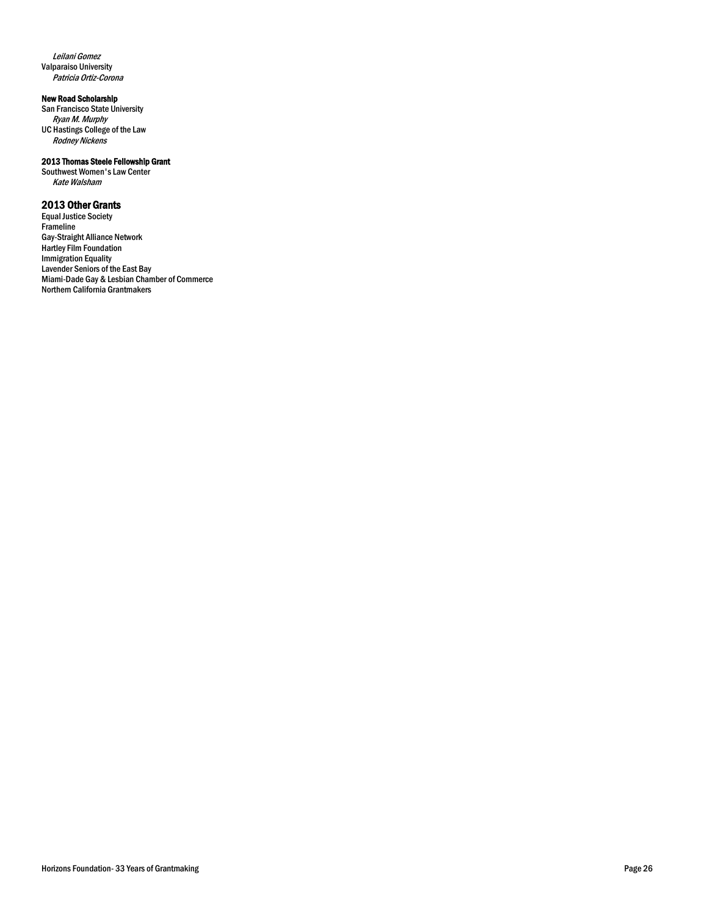*Leilani Gomez*
Valparaiso University
*Patricia Ortiz-Corona*

**New Road Scholarship**
San Francisco State University
*Ryan M. Murphy*
UC Hastings College of the Law
*Rodney Nickens*

**2013 Thomas Steele Fellowship Grant**
Southwest Women's Law Center
*Kate Walsham*

## 2013 Other Grants

Equal Justice Society
Frameline
Gay-Straight Alliance Network
Hartley Film Foundation
Immigration Equality
Lavender Seniors of the East Bay
Miami-Dade Gay & Lesbian Chamber of Commerce
Northern California Grantmakers